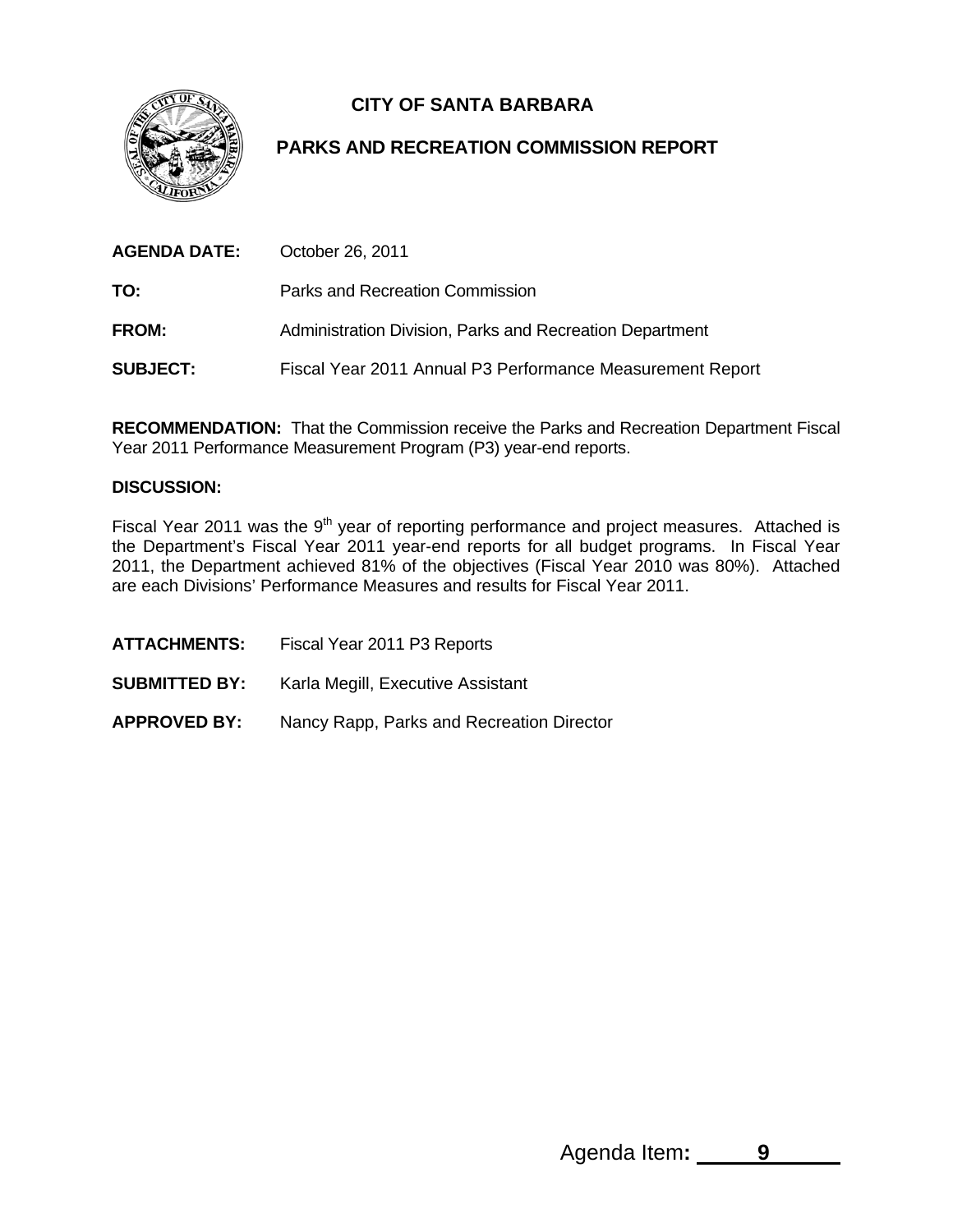# CITY OF SANTA BARBARA

## PARKS AND RECREATION COMMISSION REPORT

**AGENDA DATE:** October 26, 2011

**TO:** Parks and Recreation Commission

**FROM:** Administration Division, Parks and Recreation Department

**SUBJECT:** Fiscal Year 2011 Annual P3 Performance Measurement Report

**RECOMMENDATION:** That the Commission receive the Parks and Recreation Department Fiscal Year 2011 Performance Measurement Program (P3) year-end reports.

**DISCUSSION:**

Fiscal Year 2011 was the 9th year of reporting performance and project measures. Attached is the Department's Fiscal Year 2011 year-end reports for all budget programs. In Fiscal Year 2011, the Department achieved 81% of the objectives (Fiscal Year 2010 was 80%). Attached are each Divisions' Performance Measures and results for Fiscal Year 2011.

**ATTACHMENTS:** Fiscal Year 2011 P3 Reports

**SUBMITTED BY:** Karla Megill, Executive Assistant

**APPROVED BY:** Nancy Rapp, Parks and Recreation Director

Agenda Item: **9**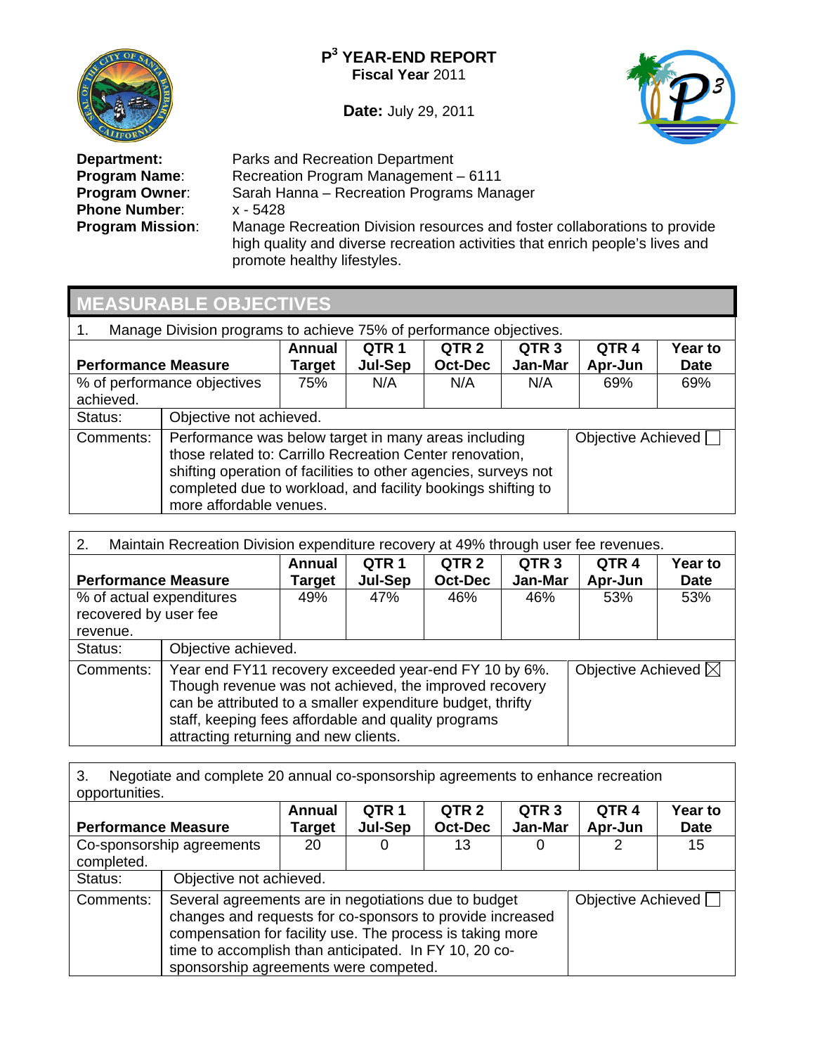# P3 YEAR-END REPORT

**Fiscal Year** 2011

**Date:** July 29, 2011

**Department:** Parks and Recreation Department
**Program Name**: Recreation Program Management – 6111
**Program Owner**: Sarah Hanna – Recreation Programs Manager
**Phone Number**: x - 5428
**Program Mission**: Manage Recreation Division resources and foster collaborations to provide high quality and diverse recreation activities that enrich people's lives and promote healthy lifestyles.

## MEASURABLE OBJECTIVES

1. Manage Division programs to achieve 75% of performance objectives.

| Performance Measure | Annual Target | QTR 1 Jul-Sep | QTR 2 Oct-Dec | QTR 3 Jan-Mar | QTR 4 Apr-Jun | Year to Date |
|---|---|---|---|---|---|---|
| % of performance objectives achieved. | 75% | N/A | N/A | N/A | 69% | 69% |

**Status:** Objective not achieved.

**Comments:** Performance was below target in many areas including those related to: Carrillo Recreation Center renovation, shifting operation of facilities to other agencies, surveys not completed due to workload, and facility bookings shifting to more affordable venues.

Objective Achieved ☐

2. Maintain Recreation Division expenditure recovery at 49% through user fee revenues.

| Performance Measure | Annual Target | QTR 1 Jul-Sep | QTR 2 Oct-Dec | QTR 3 Jan-Mar | QTR 4 Apr-Jun | Year to Date |
|---|---|---|---|---|---|---|
| % of actual expenditures recovered by user fee revenue. | 49% | 47% | 46% | 46% | 53% | 53% |

**Status:** Objective achieved.

**Comments:** Year end FY11 recovery exceeded year-end FY 10 by 6%. Though revenue was not achieved, the improved recovery can be attributed to a smaller expenditure budget, thrifty staff, keeping fees affordable and quality programs attracting returning and new clients.

Objective Achieved ☒

3. Negotiate and complete 20 annual co-sponsorship agreements to enhance recreation opportunities.

| Performance Measure | Annual Target | QTR 1 Jul-Sep | QTR 2 Oct-Dec | QTR 3 Jan-Mar | QTR 4 Apr-Jun | Year to Date |
|---|---|---|---|---|---|---|
| Co-sponsorship agreements completed. | 20 | 0 | 13 | 0 | 2 | 15 |

**Status:** Objective not achieved.

**Comments:** Several agreements are in negotiations due to budget changes and requests for co-sponsors to provide increased compensation for facility use. The process is taking more time to accomplish than anticipated. In FY 10, 20 co-sponsorship agreements were competed.

Objective Achieved ☐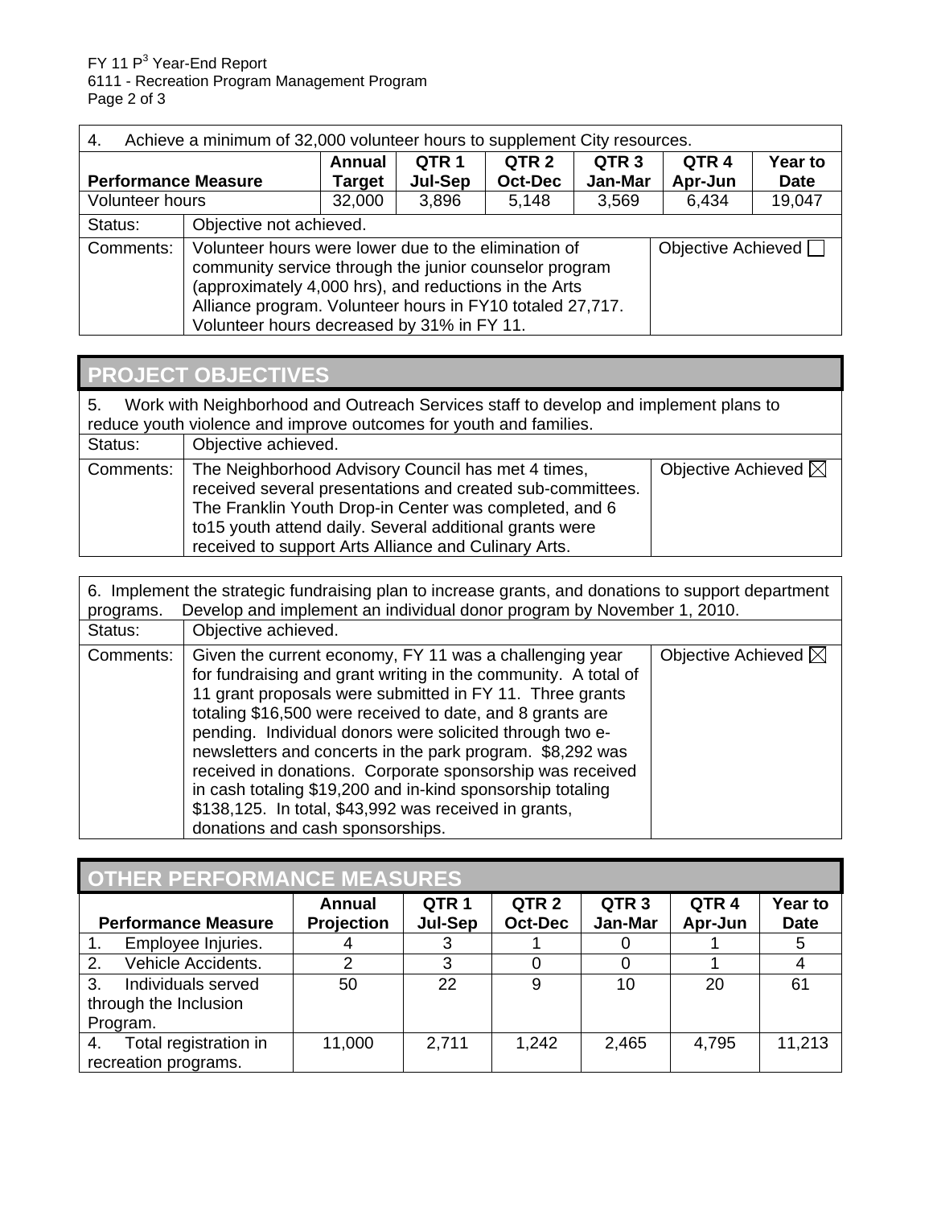| 4. Achieve a minimum of 32,000 volunteer hours to supplement City resources. | | | | | | | |
|---|---|---|---|---|---|---|---|
| **Performance Measure** | | **Annual Target** | **QTR 1 Jul-Sep** | **QTR 2 Oct-Dec** | **QTR 3 Jan-Mar** | **QTR 4 Apr-Jun** | **Year to Date** |
| Volunteer hours | | 32,000 | 3,896 | 5,148 | 3,569 | 6,434 | 19,047 |
| Status: | Objective not achieved. | | | | | | |
| Comments: | Volunteer hours were lower due to the elimination of community service through the junior counselor program (approximately 4,000 hrs), and reductions in the Arts Alliance program. Volunteer hours in FY10 totaled 27,717. Volunteer hours decreased by 31% in FY 11. | | | | | Objective Achieved ☐ | |

## PROJECT OBJECTIVES

| 5. Work with Neighborhood and Outreach Services staff to develop and implement plans to reduce youth violence and improve outcomes for youth and families. | | |
|---|---|---|
| Status: | Objective achieved. | |
| Comments: | The Neighborhood Advisory Council has met 4 times, received several presentations and created sub-committees. The Franklin Youth Drop-in Center was completed, and 6 to15 youth attend daily. Several additional grants were received to support Arts Alliance and Culinary Arts. | Objective Achieved ☒ |

| 6. Implement the strategic fundraising plan to increase grants, and donations to support department programs. Develop and implement an individual donor program by November 1, 2010. | | |
|---|---|---|
| Status: | Objective achieved. | |
| Comments: | Given the current economy, FY 11 was a challenging year for fundraising and grant writing in the community. A total of 11 grant proposals were submitted in FY 11. Three grants totaling $16,500 were received to date, and 8 grants are pending. Individual donors were solicited through two e-newsletters and concerts in the park program. $8,292 was received in donations. Corporate sponsorship was received in cash totaling $19,200 and in-kind sponsorship totaling $138,125. In total, $43,992 was received in grants, donations and cash sponsorships. | Objective Achieved ☒ |

## OTHER PERFORMANCE MEASURES

| Performance Measure | Annual Projection | QTR 1 Jul-Sep | QTR 2 Oct-Dec | QTR 3 Jan-Mar | QTR 4 Apr-Jun | Year to Date |
|---|---|---|---|---|---|---|
| 1. Employee Injuries. | 4 | 3 | 1 | 0 | 1 | 5 |
| 2. Vehicle Accidents. | 2 | 3 | 0 | 0 | 1 | 4 |
| 3. Individuals served through the Inclusion Program. | 50 | 22 | 9 | 10 | 20 | 61 |
| 4. Total registration in recreation programs. | 11,000 | 2,711 | 1,242 | 2,465 | 4,795 | 11,213 |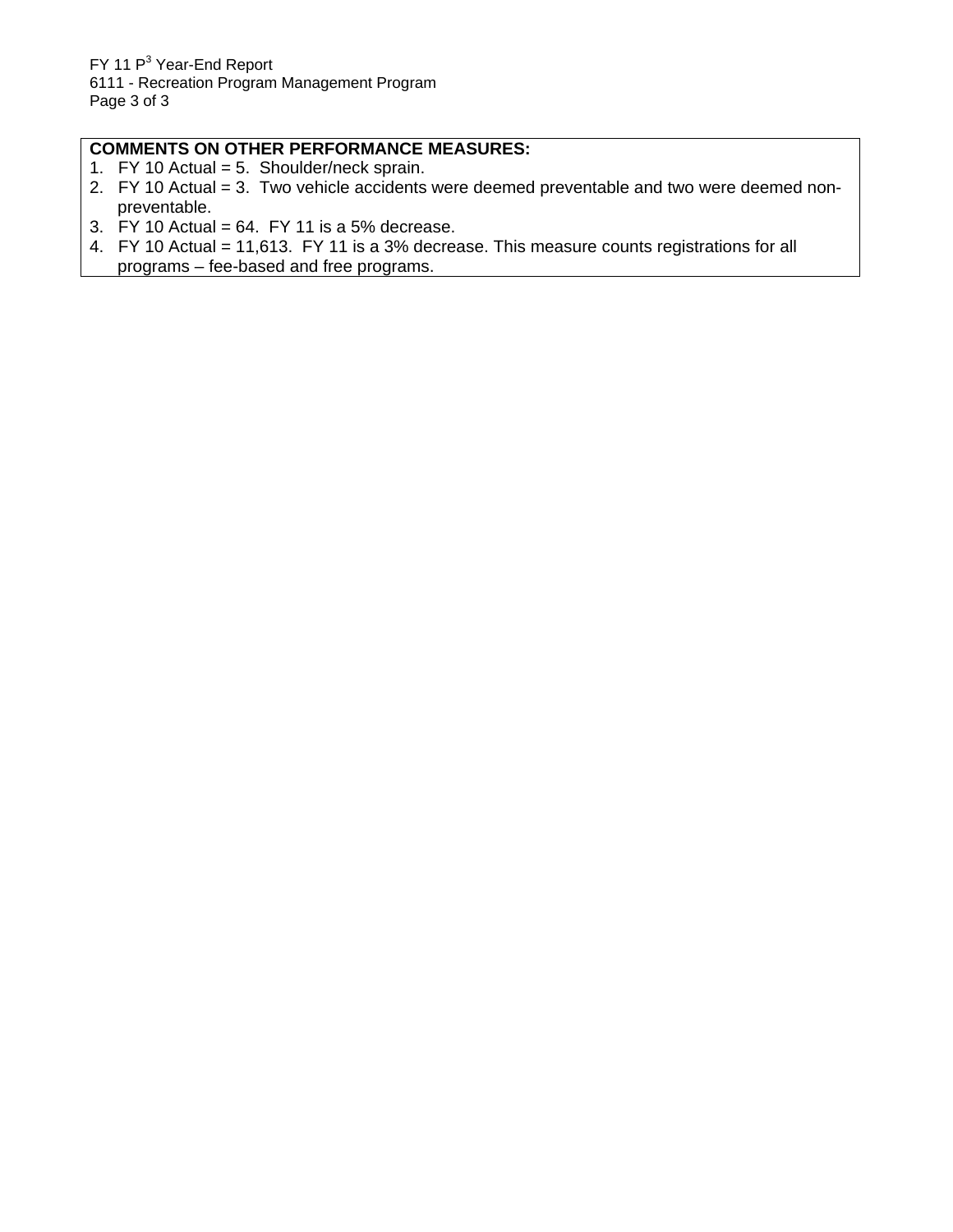**COMMENTS ON OTHER PERFORMANCE MEASURES:**

1. FY 10 Actual = 5. Shoulder/neck sprain.
2. FY 10 Actual = 3. Two vehicle accidents were deemed preventable and two were deemed non-preventable.
3. FY 10 Actual = 64. FY 11 is a 5% decrease.
4. FY 10 Actual = 11,613. FY 11 is a 3% decrease. This measure counts registrations for all programs – fee-based and free programs.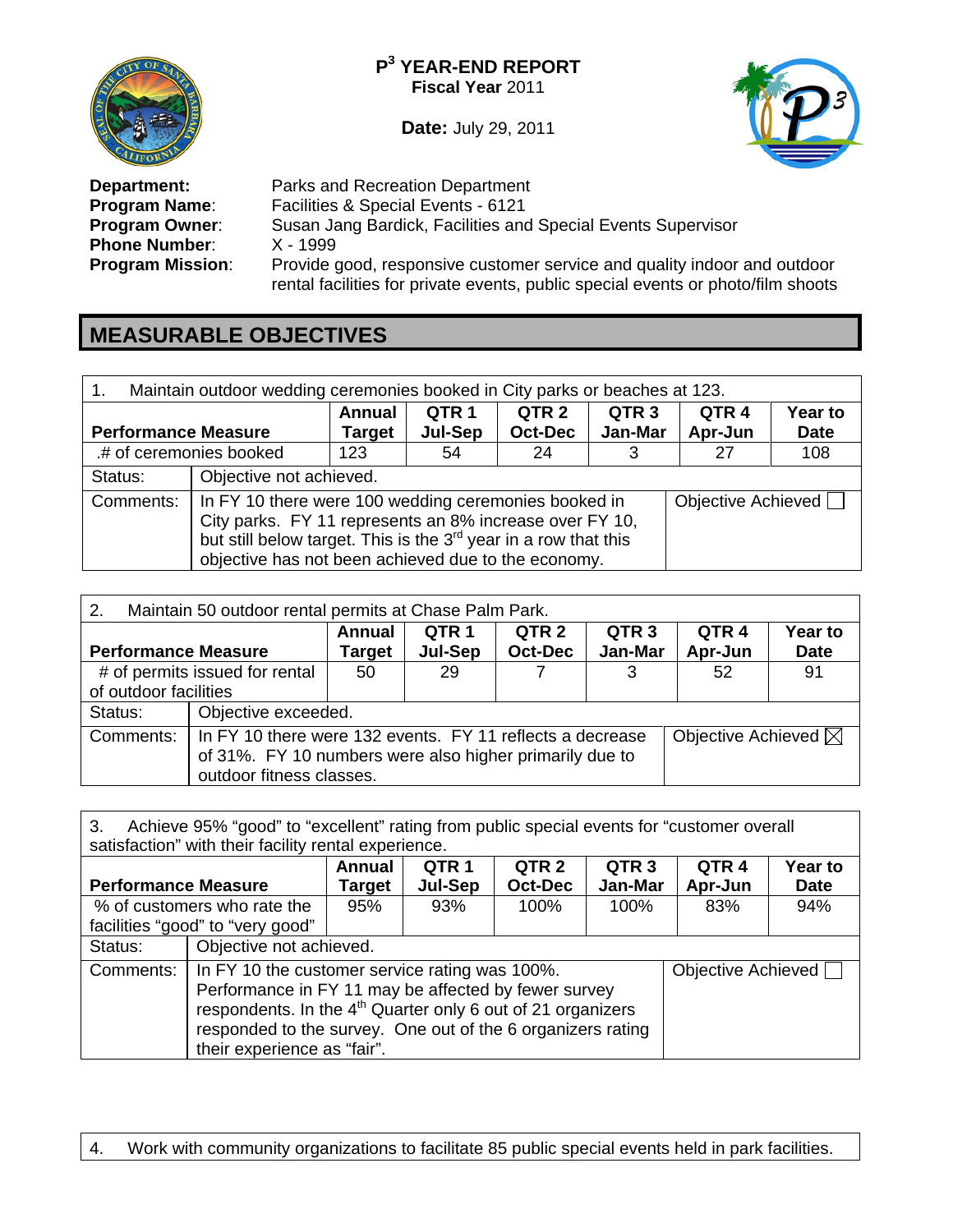# P³ YEAR-END REPORT

**Fiscal Year** 2011

**Date:** July 29, 2011

**Department:** Parks and Recreation Department
**Program Name**: Facilities & Special Events - 6121
**Program Owner**: Susan Jang Bardick, Facilities and Special Events Supervisor
**Phone Number**: X - 1999
**Program Mission**: Provide good, responsive customer service and quality indoor and outdoor rental facilities for private events, public special events or photo/film shoots

## MEASURABLE OBJECTIVES

1. Maintain outdoor wedding ceremonies booked in City parks or beaches at 123.

| Performance Measure | Annual Target | QTR 1 Jul-Sep | QTR 2 Oct-Dec | QTR 3 Jan-Mar | QTR 4 Apr-Jun | Year to Date |
|---|---|---|---|---|---|---|
| .# of ceremonies booked | 123 | 54 | 24 | 3 | 27 | 108 |
| Status: | Objective not achieved. | | | | | |
| Comments: | In FY 10 there were 100 wedding ceremonies booked in City parks. FY 11 represents an 8% increase over FY 10, but still below target. This is the 3rd year in a row that this objective has not been achieved due to the economy. | | | | Objective Achieved ☐ | |

2. Maintain 50 outdoor rental permits at Chase Palm Park.

| Performance Measure | Annual Target | QTR 1 Jul-Sep | QTR 2 Oct-Dec | QTR 3 Jan-Mar | QTR 4 Apr-Jun | Year to Date |
|---|---|---|---|---|---|---|
| # of permits issued for rental of outdoor facilities | 50 | 29 | 7 | 3 | 52 | 91 |
| Status: | Objective exceeded. | | | | | |
| Comments: | In FY 10 there were 132 events. FY 11 reflects a decrease of 31%. FY 10 numbers were also higher primarily due to outdoor fitness classes. | | | | Objective Achieved ☒ | |

3. Achieve 95% "good" to "excellent" rating from public special events for "customer overall satisfaction" with their facility rental experience.

| Performance Measure | Annual Target | QTR 1 Jul-Sep | QTR 2 Oct-Dec | QTR 3 Jan-Mar | QTR 4 Apr-Jun | Year to Date |
|---|---|---|---|---|---|---|
| % of customers who rate the facilities "good" to "very good" | 95% | 93% | 100% | 100% | 83% | 94% |
| Status: | Objective not achieved. | | | | | |
| Comments: | In FY 10 the customer service rating was 100%. Performance in FY 11 may be affected by fewer survey respondents. In the 4th Quarter only 6 out of 21 organizers responded to the survey. One out of the 6 organizers rating their experience as "fair". | | | | Objective Achieved ☐ | |

4. Work with community organizations to facilitate 85 public special events held in park facilities.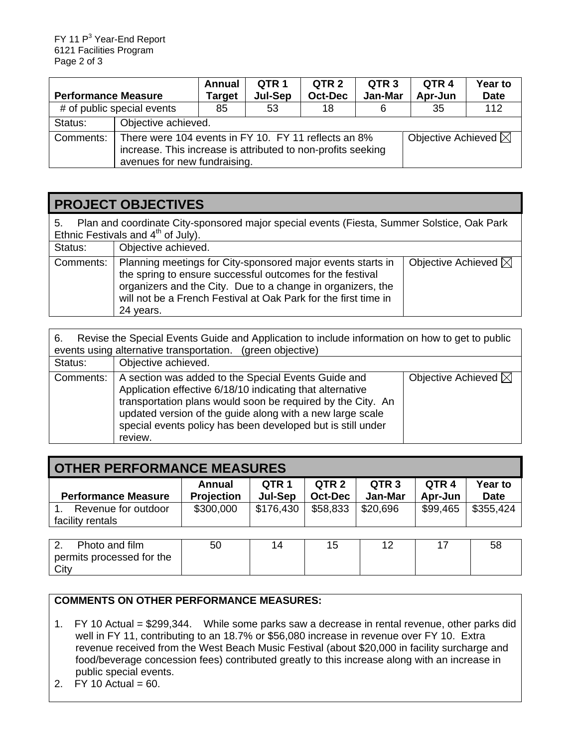| Performance Measure | | Annual Target | QTR 1 Jul-Sep | QTR 2 Oct-Dec | QTR 3 Jan-Mar | QTR 4 Apr-Jun | Year to Date |
|---|---|---|---|---|---|---|---|
| # of public special events | | 85 | 53 | 18 | 6 | 35 | 112 |
| Status: | Objective achieved. | | | | | | |
| Comments: | There were 104 events in FY 10. FY 11 reflects an 8% increase. This increase is attributed to non-profits seeking avenues for new fundraising. | | | | | Objective Achieved ☒ | |

## PROJECT OBJECTIVES

| 5. Plan and coordinate City-sponsored major special events (Fiesta, Summer Solstice, Oak Park Ethnic Festivals and 4th of July). | | |
|---|---|---|
| Status: | Objective achieved. | |
| Comments: | Planning meetings for City-sponsored major events starts in the spring to ensure successful outcomes for the festival organizers and the City. Due to a change in organizers, the will not be a French Festival at Oak Park for the first time in 24 years. | Objective Achieved ☒ |

| 6. Revise the Special Events Guide and Application to include information on how to get to public events using alternative transportation. (green objective) | | |
|---|---|---|
| Status: | Objective achieved. | |
| Comments: | A section was added to the Special Events Guide and Application effective 6/18/10 indicating that alternative transportation plans would soon be required by the City. An updated version of the guide along with a new large scale special events policy has been developed but is still under review. | Objective Achieved ☒ |

## OTHER PERFORMANCE MEASURES

| Performance Measure | Annual Projection | QTR 1 Jul-Sep | QTR 2 Oct-Dec | QTR 3 Jan-Mar | QTR 4 Apr-Jun | Year to Date |
|---|---|---|---|---|---|---|
| 1. Revenue for outdoor facility rentals | $300,000 | $176,430 | $58,833 | $20,696 | $99,465 | $355,424 |
| 2. Photo and film permits processed for the City | 50 | 14 | 15 | 12 | 17 | 58 |

**COMMENTS ON OTHER PERFORMANCE MEASURES:**

1. FY 10 Actual = $299,344. While some parks saw a decrease in rental revenue, other parks did well in FY 11, contributing to an 18.7% or $56,080 increase in revenue over FY 10. Extra revenue received from the West Beach Music Festival (about $20,000 in facility surcharge and food/beverage concession fees) contributed greatly to this increase along with an increase in public special events.
2. FY 10 Actual = 60.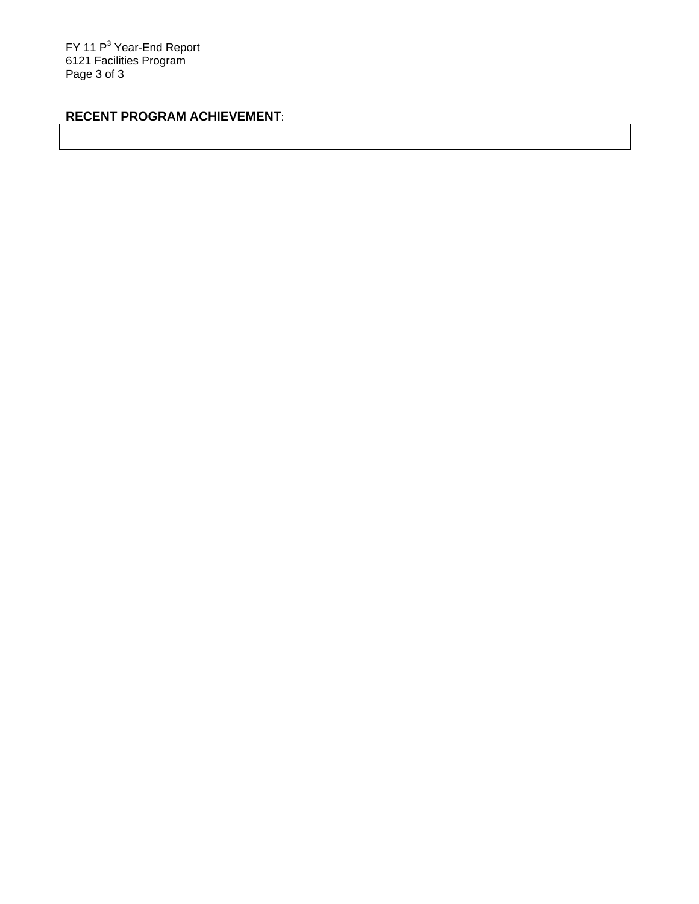**RECENT PROGRAM ACHIEVEMENT**:

| |
|---|
| |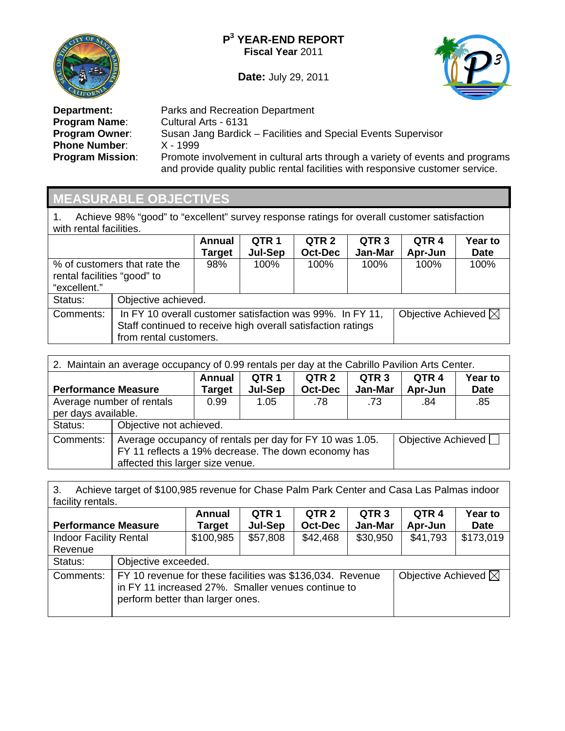# P³ YEAR-END REPORT

**Fiscal Year** 2011

**Date:** July 29, 2011

**Department:** Parks and Recreation Department
**Program Name**: Cultural Arts - 6131
**Program Owner**: Susan Jang Bardick – Facilities and Special Events Supervisor
**Phone Number**: X - 1999
**Program Mission**: Promote involvement in cultural arts through a variety of events and programs and provide quality public rental facilities with responsive customer service.

## MEASURABLE OBJECTIVES

1. Achieve 98% "good" to "excellent" survey response ratings for overall customer satisfaction with rental facilities.

| | Annual Target | QTR 1 Jul-Sep | QTR 2 Oct-Dec | QTR 3 Jan-Mar | QTR 4 Apr-Jun | Year to Date |
|---|---|---|---|---|---|---|
| % of customers that rate the rental facilities "good" to "excellent." | 98% | 100% | 100% | 100% | 100% | 100% |
| Status: | Objective achieved. | | | | | |
| Comments: | In FY 10 overall customer satisfaction was 99%. In FY 11, Staff continued to receive high overall satisfaction ratings from rental customers. | | | | Objective Achieved ☒ | |

2. Maintain an average occupancy of 0.99 rentals per day at the Cabrillo Pavilion Arts Center.

| Performance Measure | Annual Target | QTR 1 Jul-Sep | QTR 2 Oct-Dec | QTR 3 Jan-Mar | QTR 4 Apr-Jun | Year to Date |
|---|---|---|---|---|---|---|
| Average number of rentals per days available. | 0.99 | 1.05 | .78 | .73 | .84 | .85 |
| Status: | Objective not achieved. | | | | | |
| Comments: | Average occupancy of rentals per day for FY 10 was 1.05. FY 11 reflects a 19% decrease. The down economy has affected this larger size venue. | | | | Objective Achieved ☐ | |

3. Achieve target of $100,985 revenue for Chase Palm Park Center and Casa Las Palmas indoor facility rentals.

| Performance Measure | Annual Target | QTR 1 Jul-Sep | QTR 2 Oct-Dec | QTR 3 Jan-Mar | QTR 4 Apr-Jun | Year to Date |
|---|---|---|---|---|---|---|
| Indoor Facility Rental Revenue | $100,985 | $57,808 | $42,468 | $30,950 | $41,793 | $173,019 |
| Status: | Objective exceeded. | | | | | |
| Comments: | FY 10 revenue for these facilities was $136,034. Revenue in FY 11 increased 27%. Smaller venues continue to perform better than larger ones. | | | | Objective Achieved ☒ | |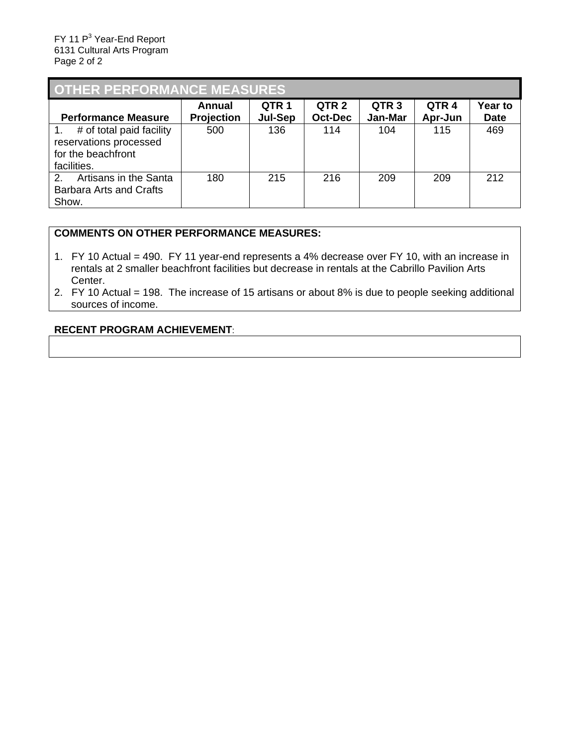## OTHER PERFORMANCE MEASURES

| Performance Measure | Annual Projection | QTR 1 Jul-Sep | QTR 2 Oct-Dec | QTR 3 Jan-Mar | QTR 4 Apr-Jun | Year to Date |
|---|---|---|---|---|---|---|
| 1. # of total paid facility reservations processed for the beachfront facilities. | 500 | 136 | 114 | 104 | 115 | 469 |
| 2. Artisans in the Santa Barbara Arts and Crafts Show. | 180 | 215 | 216 | 209 | 209 | 212 |

**COMMENTS ON OTHER PERFORMANCE MEASURES:**

1. FY 10 Actual = 490. FY 11 year-end represents a 4% decrease over FY 10, with an increase in rentals at 2 smaller beachfront facilities but decrease in rentals at the Cabrillo Pavilion Arts Center.
2. FY 10 Actual = 198. The increase of 15 artisans or about 8% is due to people seeking additional sources of income.

**RECENT PROGRAM ACHIEVEMENT**: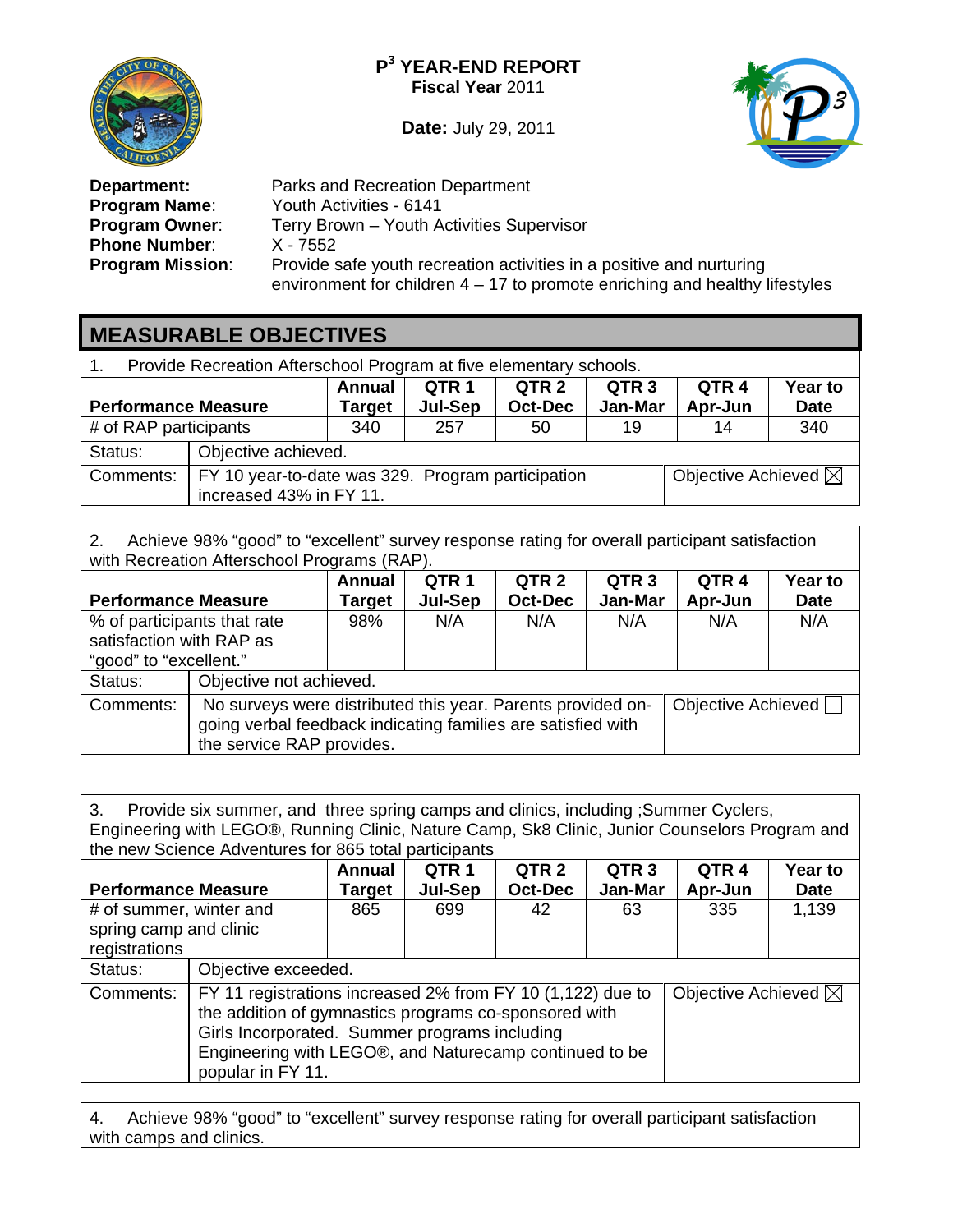# P3 YEAR-END REPORT

**Fiscal Year** 2011

**Date:** July 29, 2011

**Department:** Parks and Recreation Department
**Program Name**: Youth Activities - 6141
**Program Owner**: Terry Brown – Youth Activities Supervisor
**Phone Number**: X - 7552
**Program Mission**: Provide safe youth recreation activities in a positive and nurturing environment for children 4 – 17 to promote enriching and healthy lifestyles

## MEASURABLE OBJECTIVES

1. Provide Recreation Afterschool Program at five elementary schools.

| Performance Measure | Annual Target | QTR 1 Jul-Sep | QTR 2 Oct-Dec | QTR 3 Jan-Mar | QTR 4 Apr-Jun | Year to Date |
|---|---|---|---|---|---|---|
| # of RAP participants | 340 | 257 | 50 | 19 | 14 | 340 |
| Status: | Objective achieved. | | | | | |
| Comments: | FY 10 year-to-date was 329. Program participation increased 43% in FY 11. | | | | Objective Achieved ☒ | |

2. Achieve 98% "good" to "excellent" survey response rating for overall participant satisfaction with Recreation Afterschool Programs (RAP).

| Performance Measure | Annual Target | QTR 1 Jul-Sep | QTR 2 Oct-Dec | QTR 3 Jan-Mar | QTR 4 Apr-Jun | Year to Date |
|---|---|---|---|---|---|---|
| % of participants that rate satisfaction with RAP as "good" to "excellent." | 98% | N/A | N/A | N/A | N/A | N/A |
| Status: | Objective not achieved. | | | | | |
| Comments: | No surveys were distributed this year. Parents provided on-going verbal feedback indicating families are satisfied with the service RAP provides. | | | | Objective Achieved ☐ | |

3. Provide six summer, and three spring camps and clinics, including ;Summer Cyclers, Engineering with LEGO®, Running Clinic, Nature Camp, Sk8 Clinic, Junior Counselors Program and the new Science Adventures for 865 total participants

| Performance Measure | Annual Target | QTR 1 Jul-Sep | QTR 2 Oct-Dec | QTR 3 Jan-Mar | QTR 4 Apr-Jun | Year to Date |
|---|---|---|---|---|---|---|
| # of summer, winter and spring camp and clinic registrations | 865 | 699 | 42 | 63 | 335 | 1,139 |
| Status: | Objective exceeded. | | | | | |
| Comments: | FY 11 registrations increased 2% from FY 10 (1,122) due to the addition of gymnastics programs co-sponsored with Girls Incorporated. Summer programs including Engineering with LEGO®, and Naturecamp continued to be popular in FY 11. | | | | Objective Achieved ☒ | |

4. Achieve 98% "good" to "excellent" survey response rating for overall participant satisfaction with camps and clinics.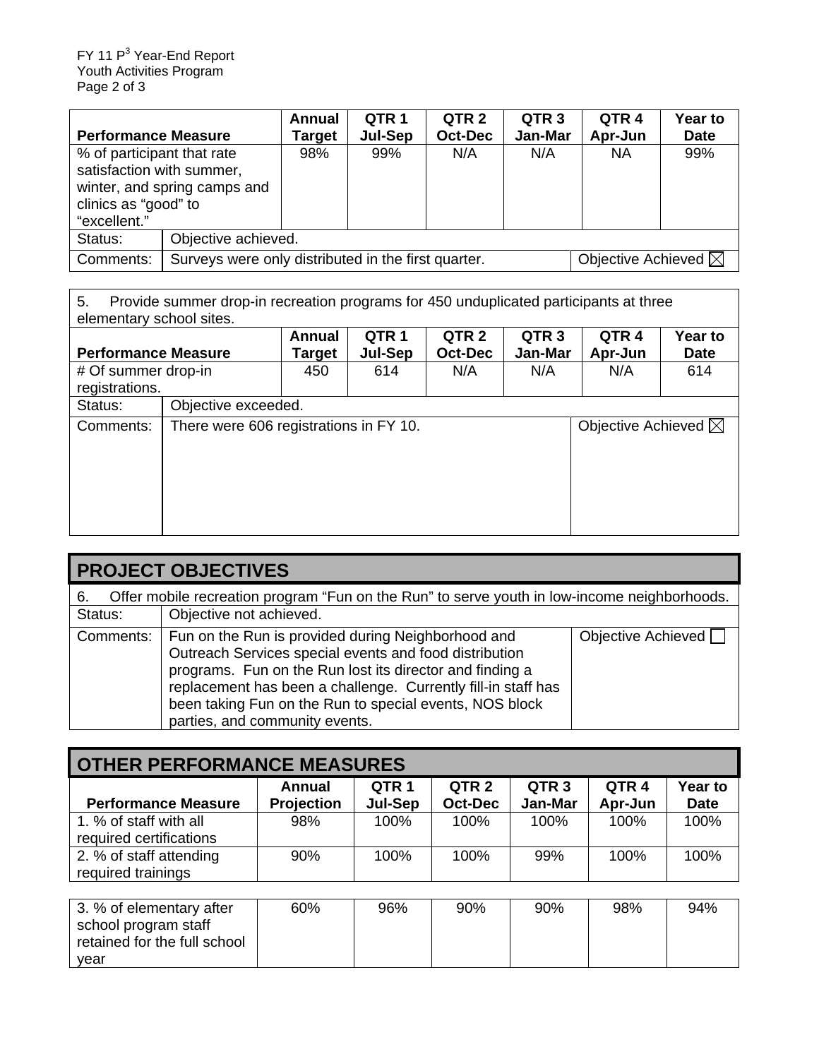| Performance Measure | Annual Target | QTR 1 Jul-Sep | QTR 2 Oct-Dec | QTR 3 Jan-Mar | QTR 4 Apr-Jun | Year to Date |
|---|---|---|---|---|---|---|
| % of participant that rate satisfaction with summer, winter, and spring camps and clinics as "good" to "excellent." | 98% | 99% | N/A | N/A | NA | 99% |
| Status: | Objective achieved. | | | | | |
| Comments: | Surveys were only distributed in the first quarter. | | | | Objective Achieved ☒ | |

5. Provide summer drop-in recreation programs for 450 unduplicated participants at three elementary school sites.

| Performance Measure | Annual Target | QTR 1 Jul-Sep | QTR 2 Oct-Dec | QTR 3 Jan-Mar | QTR 4 Apr-Jun | Year to Date |
|---|---|---|---|---|---|---|
| # Of summer drop-in registrations. | 450 | 614 | N/A | N/A | N/A | 614 |
| Status: | Objective exceeded. | | | | | |
| Comments: | There were 606 registrations in FY 10. | | | | Objective Achieved ☒ | |

## PROJECT OBJECTIVES

6. Offer mobile recreation program "Fun on the Run" to serve youth in low-income neighborhoods.

| | | |
|---|---|---|
| Status: | Objective not achieved. | |
| Comments: | Fun on the Run is provided during Neighborhood and Outreach Services special events and food distribution programs. Fun on the Run lost its director and finding a replacement has been a challenge. Currently fill-in staff has been taking Fun on the Run to special events, NOS block parties, and community events. | Objective Achieved ☐ |

## OTHER PERFORMANCE MEASURES

| Performance Measure | Annual Projection | QTR 1 Jul-Sep | QTR 2 Oct-Dec | QTR 3 Jan-Mar | QTR 4 Apr-Jun | Year to Date |
|---|---|---|---|---|---|---|
| 1. % of staff with all required certifications | 98% | 100% | 100% | 100% | 100% | 100% |
| 2. % of staff attending required trainings | 90% | 100% | 100% | 99% | 100% | 100% |
| 3. % of elementary after school program staff retained for the full school year | 60% | 96% | 90% | 90% | 98% | 94% |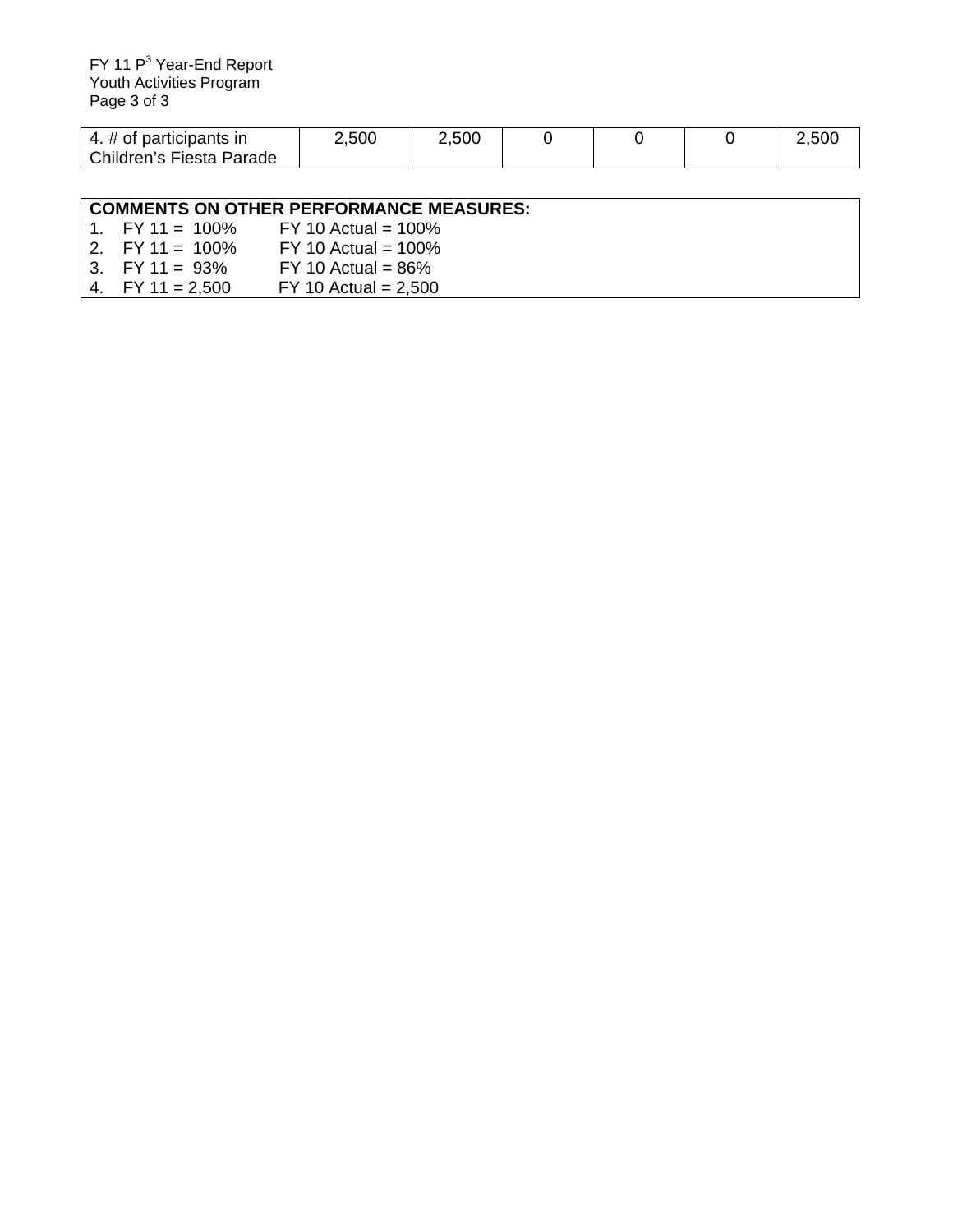| | | | | | | |
|---|---|---|---|---|---|---|
| 4. # of participants in Children's Fiesta Parade | 2,500 | 2,500 | 0 | 0 | 0 | 2,500 |

| COMMENTS ON OTHER PERFORMANCE MEASURES: |
|---|
| 1. FY 11 = 100% FY 10 Actual = 100% |
| 2. FY 11 = 100% FY 10 Actual = 100% |
| 3. FY 11 = 93% FY 10 Actual = 86% |
| 4. FY 11 = 2,500 FY 10 Actual = 2,500 |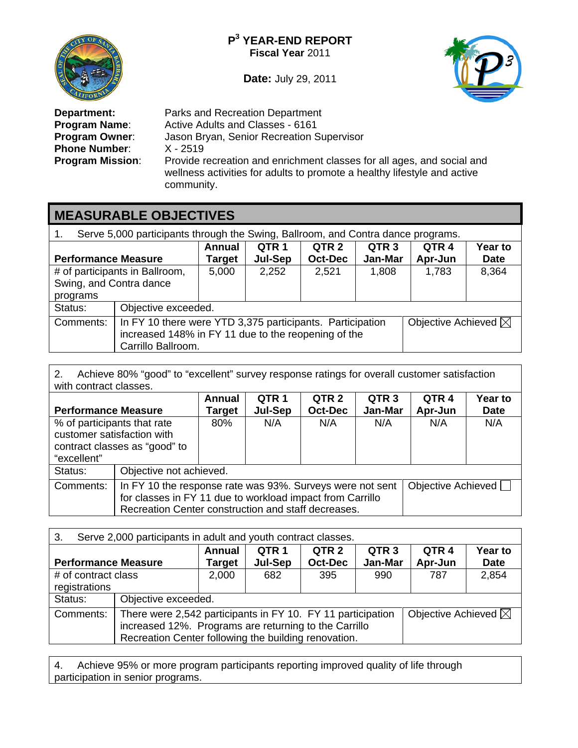# P3 YEAR-END REPORT
**Fiscal Year** 2011

**Date:** July 29, 2011

**Department:** Parks and Recreation Department
**Program Name**: Active Adults and Classes - 6161
**Program Owner**: Jason Bryan, Senior Recreation Supervisor
**Phone Number**: X - 2519
**Program Mission**: Provide recreation and enrichment classes for all ages, and social and wellness activities for adults to promote a healthy lifestyle and active community.

## MEASURABLE OBJECTIVES

1. Serve 5,000 participants through the Swing, Ballroom, and Contra dance programs.

| Performance Measure | Annual Target | QTR 1 Jul-Sep | QTR 2 Oct-Dec | QTR 3 Jan-Mar | QTR 4 Apr-Jun | Year to Date |
|---|---|---|---|---|---|---|
| # of participants in Ballroom, Swing, and Contra dance programs | 5,000 | 2,252 | 2,521 | 1,808 | 1,783 | 8,364 |
| Status: | Objective exceeded. | | | | | |
| Comments: | In FY 10 there were YTD 3,375 participants. Participation increased 148% in FY 11 due to the reopening of the Carrillo Ballroom. | | | | Objective Achieved ☒ | |

2. Achieve 80% "good" to "excellent" survey response ratings for overall customer satisfaction with contract classes.

| Performance Measure | Annual Target | QTR 1 Jul-Sep | QTR 2 Oct-Dec | QTR 3 Jan-Mar | QTR 4 Apr-Jun | Year to Date |
|---|---|---|---|---|---|---|
| % of participants that rate customer satisfaction with contract classes as "good" to "excellent" | 80% | N/A | N/A | N/A | N/A | N/A |
| Status: | Objective not achieved. | | | | | |
| Comments: | In FY 10 the response rate was 93%. Surveys were not sent for classes in FY 11 due to workload impact from Carrillo Recreation Center construction and staff decreases. | | | | Objective Achieved ☐ | |

3. Serve 2,000 participants in adult and youth contract classes.

| Performance Measure | Annual Target | QTR 1 Jul-Sep | QTR 2 Oct-Dec | QTR 3 Jan-Mar | QTR 4 Apr-Jun | Year to Date |
|---|---|---|---|---|---|---|
| # of contract class registrations | 2,000 | 682 | 395 | 990 | 787 | 2,854 |
| Status: | Objective exceeded. | | | | | |
| Comments: | There were 2,542 participants in FY 10. FY 11 participation increased 12%. Programs are returning to the Carrillo Recreation Center following the building renovation. | | | | Objective Achieved ☒ | |

4. Achieve 95% or more program participants reporting improved quality of life through participation in senior programs.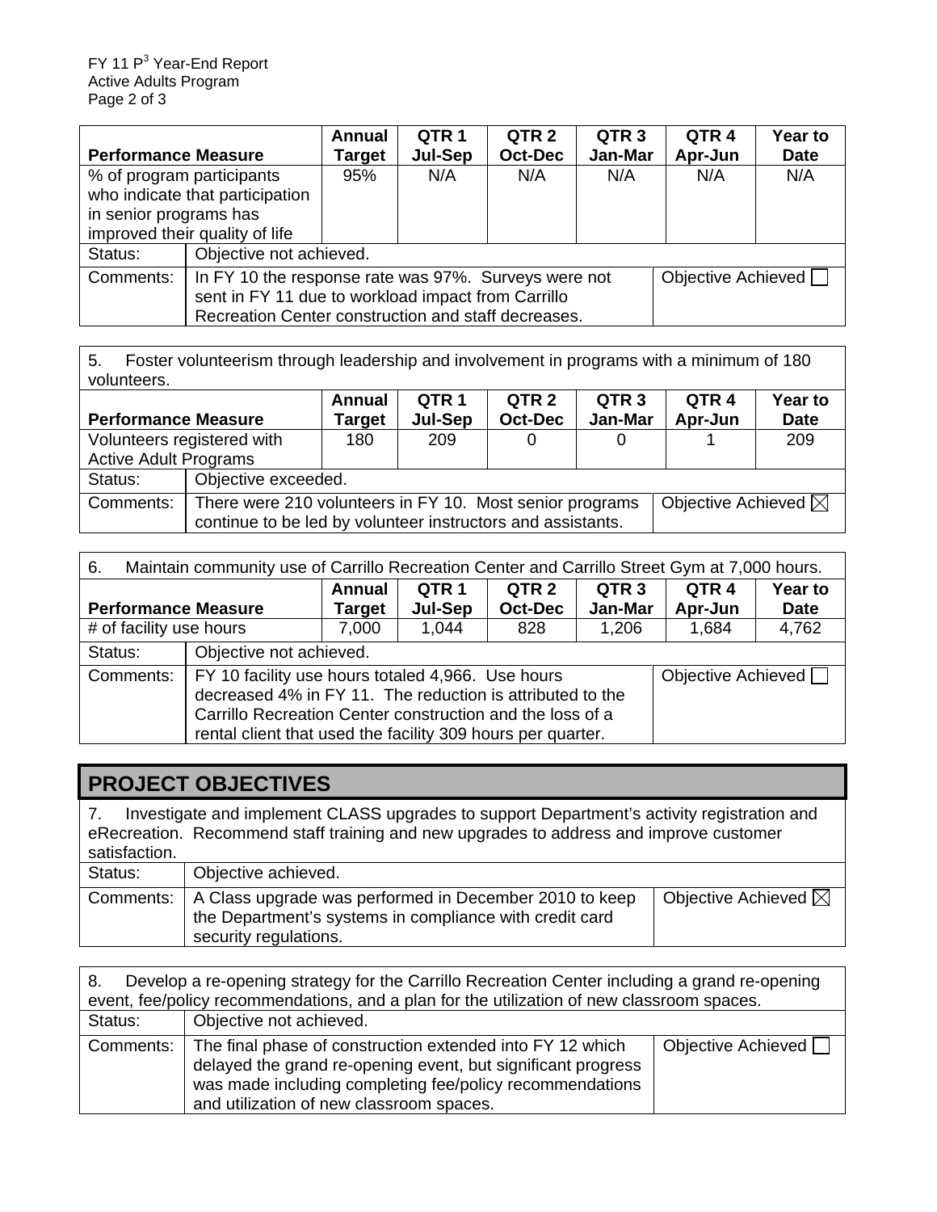| Performance Measure | | Annual Target | QTR 1 Jul-Sep | QTR 2 Oct-Dec | QTR 3 Jan-Mar | QTR 4 Apr-Jun | Year to Date |
|---|---|---|---|---|---|---|---|
| % of program participants who indicate that participation in senior programs has improved their quality of life | | 95% | N/A | N/A | N/A | N/A | N/A |
| Status: | Objective not achieved. | | | | | | |
| Comments: | In FY 10 the response rate was 97%. Surveys were not sent in FY 11 due to workload impact from Carrillo Recreation Center construction and staff decreases. | | | | | Objective Achieved ☐ | |

5. Foster volunteerism through leadership and involvement in programs with a minimum of 180 volunteers.

| Performance Measure | | Annual Target | QTR 1 Jul-Sep | QTR 2 Oct-Dec | QTR 3 Jan-Mar | QTR 4 Apr-Jun | Year to Date |
|---|---|---|---|---|---|---|---|
| Volunteers registered with Active Adult Programs | | 180 | 209 | 0 | 0 | 1 | 209 |
| Status: | Objective exceeded. | | | | | | |
| Comments: | There were 210 volunteers in FY 10. Most senior programs continue to be led by volunteer instructors and assistants. | | | | | Objective Achieved ☒ | |

6. Maintain community use of Carrillo Recreation Center and Carrillo Street Gym at 7,000 hours.

| Performance Measure | | Annual Target | QTR 1 Jul-Sep | QTR 2 Oct-Dec | QTR 3 Jan-Mar | QTR 4 Apr-Jun | Year to Date |
|---|---|---|---|---|---|---|---|
| # of facility use hours | | 7,000 | 1,044 | 828 | 1,206 | 1,684 | 4,762 |
| Status: | Objective not achieved. | | | | | | |
| Comments: | FY 10 facility use hours totaled 4,966. Use hours decreased 4% in FY 11. The reduction is attributed to the Carrillo Recreation Center construction and the loss of a rental client that used the facility 309 hours per quarter. | | | | | Objective Achieved ☐ | |

## PROJECT OBJECTIVES

7. Investigate and implement CLASS upgrades to support Department's activity registration and eRecreation. Recommend staff training and new upgrades to address and improve customer satisfaction.

| | | |
|---|---|---|
| Status: | Objective achieved. | |
| Comments: | A Class upgrade was performed in December 2010 to keep the Department's systems in compliance with credit card security regulations. | Objective Achieved ☒ |

8. Develop a re-opening strategy for the Carrillo Recreation Center including a grand re-opening event, fee/policy recommendations, and a plan for the utilization of new classroom spaces.

| | | |
|---|---|---|
| Status: | Objective not achieved. | |
| Comments: | The final phase of construction extended into FY 12 which delayed the grand re-opening event, but significant progress was made including completing fee/policy recommendations and utilization of new classroom spaces. | Objective Achieved ☐ |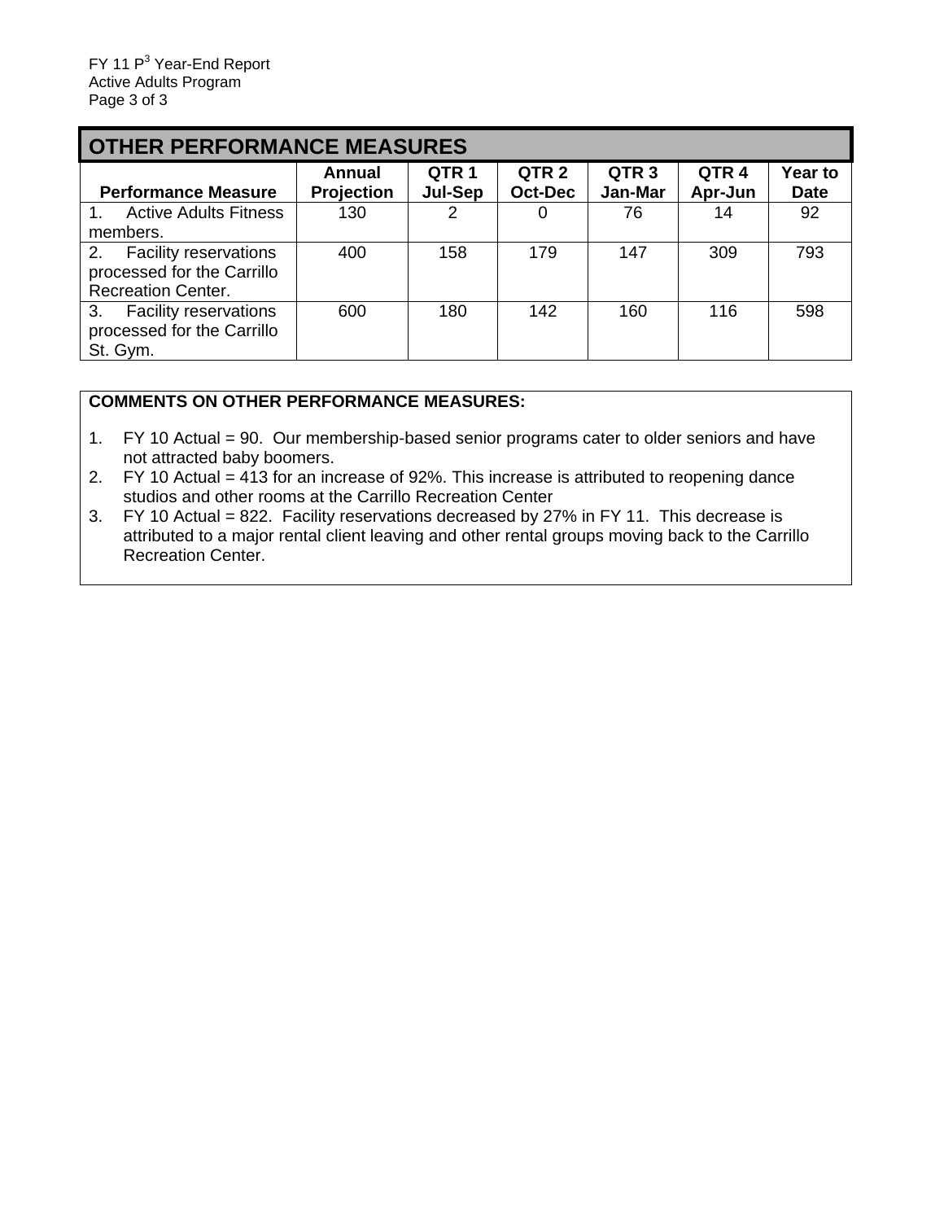## OTHER PERFORMANCE MEASURES

| Performance Measure | Annual Projection | QTR 1 Jul-Sep | QTR 2 Oct-Dec | QTR 3 Jan-Mar | QTR 4 Apr-Jun | Year to Date |
|---|---|---|---|---|---|---|
| 1. Active Adults Fitness members. | 130 | 2 | 0 | 76 | 14 | 92 |
| 2. Facility reservations processed for the Carrillo Recreation Center. | 400 | 158 | 179 | 147 | 309 | 793 |
| 3. Facility reservations processed for the Carrillo St. Gym. | 600 | 180 | 142 | 160 | 116 | 598 |

**COMMENTS ON OTHER PERFORMANCE MEASURES:**

1. FY 10 Actual = 90. Our membership-based senior programs cater to older seniors and have not attracted baby boomers.
2. FY 10 Actual = 413 for an increase of 92%. This increase is attributed to reopening dance studios and other rooms at the Carrillo Recreation Center
3. FY 10 Actual = 822. Facility reservations decreased by 27% in FY 11. This decrease is attributed to a major rental client leaving and other rental groups moving back to the Carrillo Recreation Center.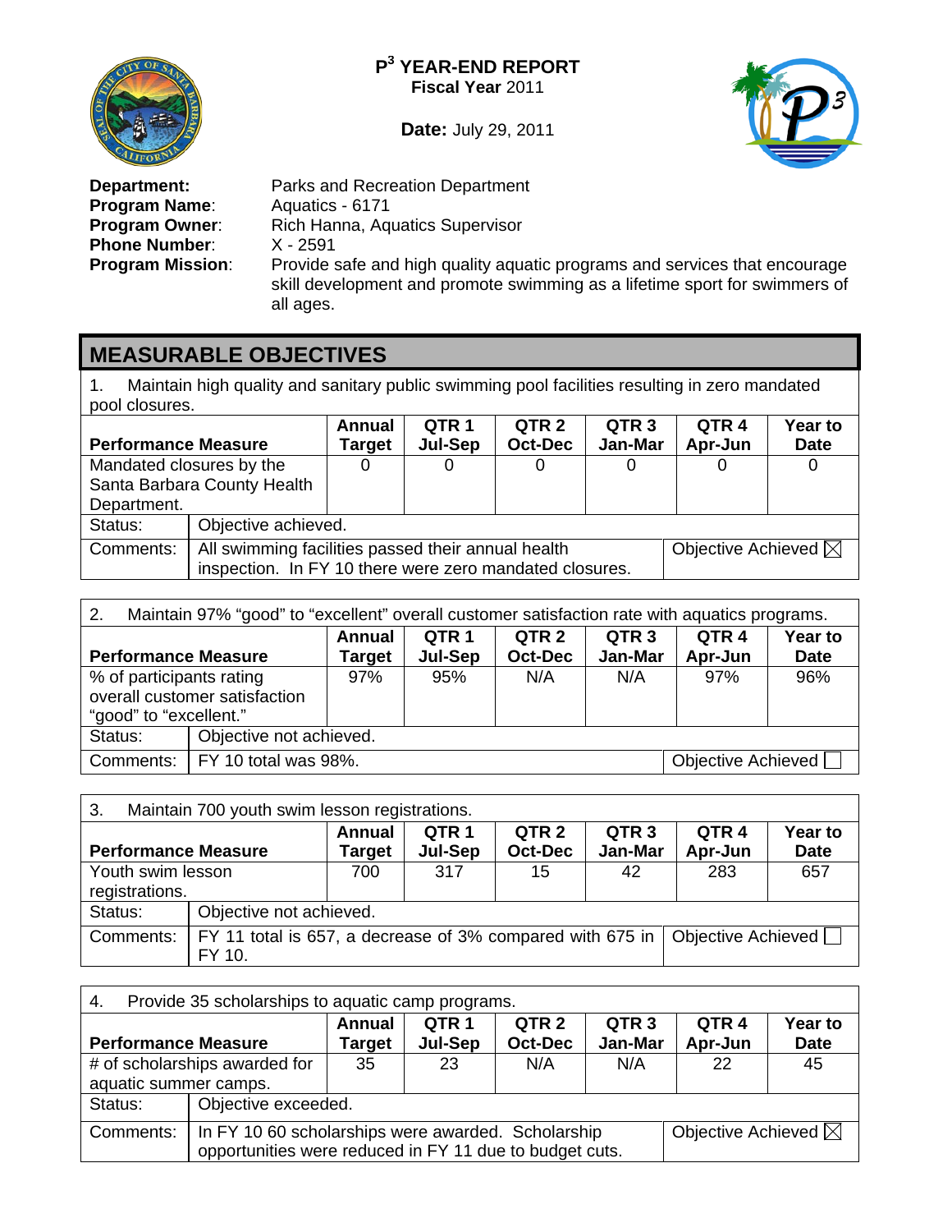# P3 YEAR-END REPORT

**Fiscal Year** 2011

**Date:** July 29, 2011

**Department:** Parks and Recreation Department
**Program Name**: Aquatics - 6171
**Program Owner**: Rich Hanna, Aquatics Supervisor
**Phone Number**: X - 2591
**Program Mission**: Provide safe and high quality aquatic programs and services that encourage skill development and promote swimming as a lifetime sport for swimmers of all ages.

## MEASURABLE OBJECTIVES

1. Maintain high quality and sanitary public swimming pool facilities resulting in zero mandated pool closures.

| Performance Measure | Annual Target | QTR 1 Jul-Sep | QTR 2 Oct-Dec | QTR 3 Jan-Mar | QTR 4 Apr-Jun | Year to Date |
|---|---|---|---|---|---|---|
| Mandated closures by the Santa Barbara County Health Department. | 0 | 0 | 0 | 0 | 0 | 0 |
| Status: | Objective achieved. | | | | | |
| Comments: | All swimming facilities passed their annual health inspection. In FY 10 there were zero mandated closures. | | | | | Objective Achieved ☒ |

2. Maintain 97% "good" to "excellent" overall customer satisfaction rate with aquatics programs.

| Performance Measure | Annual Target | QTR 1 Jul-Sep | QTR 2 Oct-Dec | QTR 3 Jan-Mar | QTR 4 Apr-Jun | Year to Date |
|---|---|---|---|---|---|---|
| % of participants rating overall customer satisfaction "good" to "excellent." | 97% | 95% | N/A | N/A | 97% | 96% |
| Status: | Objective not achieved. | | | | | |
| Comments: | FY 10 total was 98%. | | | | | Objective Achieved ☐ |

3. Maintain 700 youth swim lesson registrations.

| Performance Measure | Annual Target | QTR 1 Jul-Sep | QTR 2 Oct-Dec | QTR 3 Jan-Mar | QTR 4 Apr-Jun | Year to Date |
|---|---|---|---|---|---|---|
| Youth swim lesson registrations. | 700 | 317 | 15 | 42 | 283 | 657 |
| Status: | Objective not achieved. | | | | | |
| Comments: | FY 11 total is 657, a decrease of 3% compared with 675 in FY 10. | | | | | Objective Achieved ☐ |

4. Provide 35 scholarships to aquatic camp programs.

| Performance Measure | Annual Target | QTR 1 Jul-Sep | QTR 2 Oct-Dec | QTR 3 Jan-Mar | QTR 4 Apr-Jun | Year to Date |
|---|---|---|---|---|---|---|
| # of scholarships awarded for aquatic summer camps. | 35 | 23 | N/A | N/A | 22 | 45 |
| Status: | Objective exceeded. | | | | | |
| Comments: | In FY 10 60 scholarships were awarded. Scholarship opportunities were reduced in FY 11 due to budget cuts. | | | | | Objective Achieved ☒ |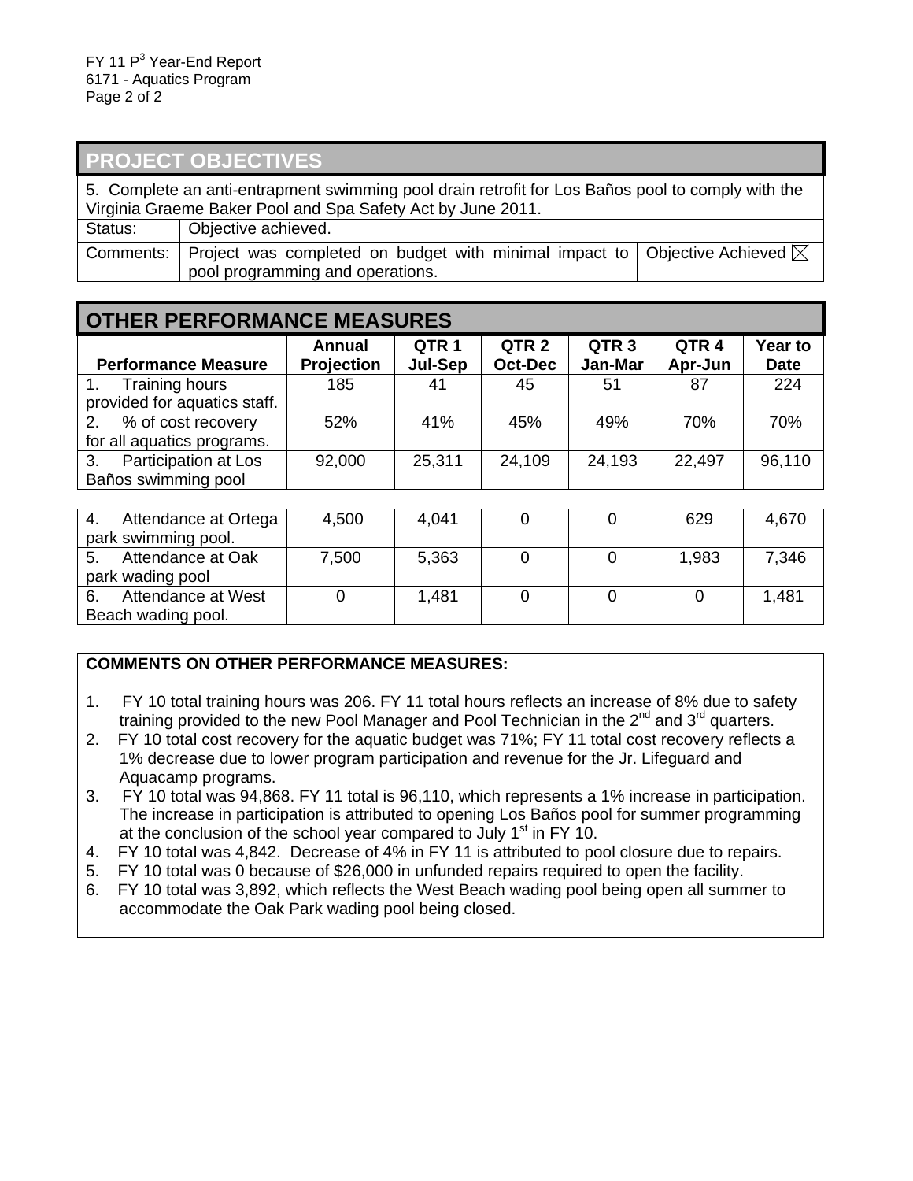## PROJECT OBJECTIVES

| | | |
|---|---|---|
| 5. Complete an anti-entrapment swimming pool drain retrofit for Los Baños pool to comply with the Virginia Graeme Baker Pool and Spa Safety Act by June 2011. | | |
| Status: | Objective achieved. | |
| Comments: | Project was completed on budget with minimal impact to pool programming and operations. | Objective Achieved ☒ |

## OTHER PERFORMANCE MEASURES

| Performance Measure | Annual Projection | QTR 1 Jul-Sep | QTR 2 Oct-Dec | QTR 3 Jan-Mar | QTR 4 Apr-Jun | Year to Date |
|---|---|---|---|---|---|---|
| 1. Training hours provided for aquatics staff. | 185 | 41 | 45 | 51 | 87 | 224 |
| 2. % of cost recovery for all aquatics programs. | 52% | 41% | 45% | 49% | 70% | 70% |
| 3. Participation at Los Baños swimming pool | 92,000 | 25,311 | 24,109 | 24,193 | 22,497 | 96,110 |
| 4. Attendance at Ortega park swimming pool. | 4,500 | 4,041 | 0 | 0 | 629 | 4,670 |
| 5. Attendance at Oak park wading pool | 7,500 | 5,363 | 0 | 0 | 1,983 | 7,346 |
| 6. Attendance at West Beach wading pool. | 0 | 1,481 | 0 | 0 | 0 | 1,481 |

**COMMENTS ON OTHER PERFORMANCE MEASURES:**

1. FY 10 total training hours was 206. FY 11 total hours reflects an increase of 8% due to safety training provided to the new Pool Manager and Pool Technician in the 2nd and 3rd quarters.
2. FY 10 total cost recovery for the aquatic budget was 71%; FY 11 total cost recovery reflects a 1% decrease due to lower program participation and revenue for the Jr. Lifeguard and Aquacamp programs.
3. FY 10 total was 94,868. FY 11 total is 96,110, which represents a 1% increase in participation. The increase in participation is attributed to opening Los Baños pool for summer programming at the conclusion of the school year compared to July 1st in FY 10.
4. FY 10 total was 4,842. Decrease of 4% in FY 11 is attributed to pool closure due to repairs.
5. FY 10 total was 0 because of $26,000 in unfunded repairs required to open the facility.
6. FY 10 total was 3,892, which reflects the West Beach wading pool being open all summer to accommodate the Oak Park wading pool being closed.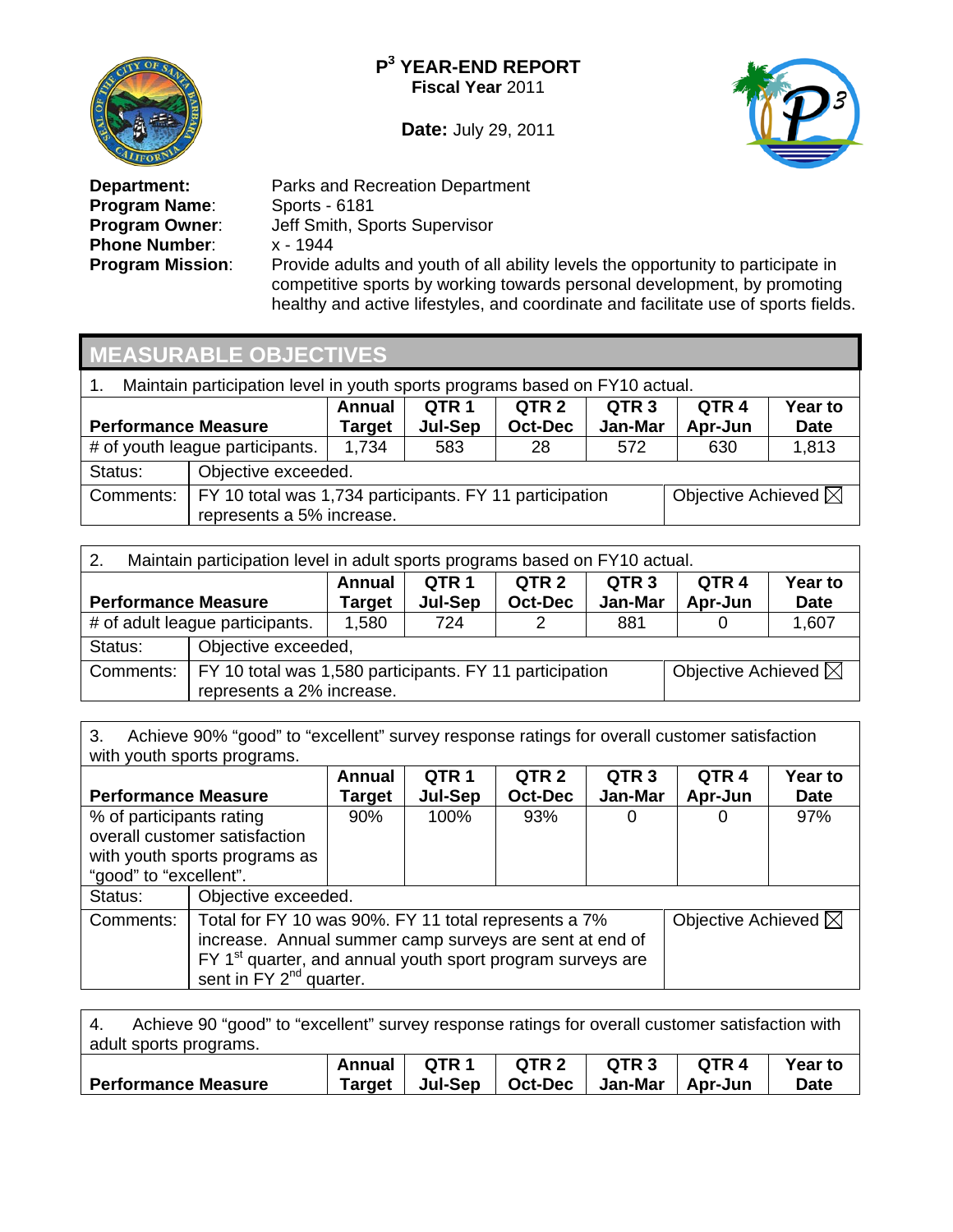# $P^3$ YEAR-END REPORT

**Fiscal Year** 2011

**Date:** July 29, 2011

**Department:** Parks and Recreation Department
**Program Name**: Sports - 6181
**Program Owner**: Jeff Smith, Sports Supervisor
**Phone Number**: x - 1944
**Program Mission**: Provide adults and youth of all ability levels the opportunity to participate in competitive sports by working towards personal development, by promoting healthy and active lifestyles, and coordinate and facilitate use of sports fields.

## MEASURABLE OBJECTIVES

1. Maintain participation level in youth sports programs based on FY10 actual.

| Performance Measure | Annual Target | QTR 1 Jul-Sep | QTR 2 Oct-Dec | QTR 3 Jan-Mar | QTR 4 Apr-Jun | Year to Date |
|---|---|---|---|---|---|---|
| # of youth league participants. | 1,734 | 583 | 28 | 572 | 630 | 1,813 |
| Status: | Objective exceeded. | | | | | |
| Comments: | FY 10 total was 1,734 participants. FY 11 participation represents a 5% increase. | | | | Objective Achieved ☒ | |

2. Maintain participation level in adult sports programs based on FY10 actual.

| Performance Measure | Annual Target | QTR 1 Jul-Sep | QTR 2 Oct-Dec | QTR 3 Jan-Mar | QTR 4 Apr-Jun | Year to Date |
|---|---|---|---|---|---|---|
| # of adult league participants. | 1,580 | 724 | 2 | 881 | 0 | 1,607 |
| Status: | Objective exceeded, | | | | | |
| Comments: | FY 10 total was 1,580 participants. FY 11 participation represents a 2% increase. | | | | Objective Achieved ☒ | |

3. Achieve 90% "good" to "excellent" survey response ratings for overall customer satisfaction with youth sports programs.

| Performance Measure | Annual Target | QTR 1 Jul-Sep | QTR 2 Oct-Dec | QTR 3 Jan-Mar | QTR 4 Apr-Jun | Year to Date |
|---|---|---|---|---|---|---|
| % of participants rating overall customer satisfaction with youth sports programs as "good" to "excellent". | 90% | 100% | 93% | 0 | 0 | 97% |
| Status: | Objective exceeded. | | | | | |
| Comments: | Total for FY 10 was 90%. FY 11 total represents a 7% increase. Annual summer camp surveys are sent at end of FY 1st quarter, and annual youth sport program surveys are sent in FY 2nd quarter. | | | | Objective Achieved ☒ | |

4. Achieve 90 "good" to "excellent" survey response ratings for overall customer satisfaction with adult sports programs.

| Performance Measure | Annual Target | QTR 1 Jul-Sep | QTR 2 Oct-Dec | QTR 3 Jan-Mar | QTR 4 Apr-Jun | Year to Date |
|---|---|---|---|---|---|---|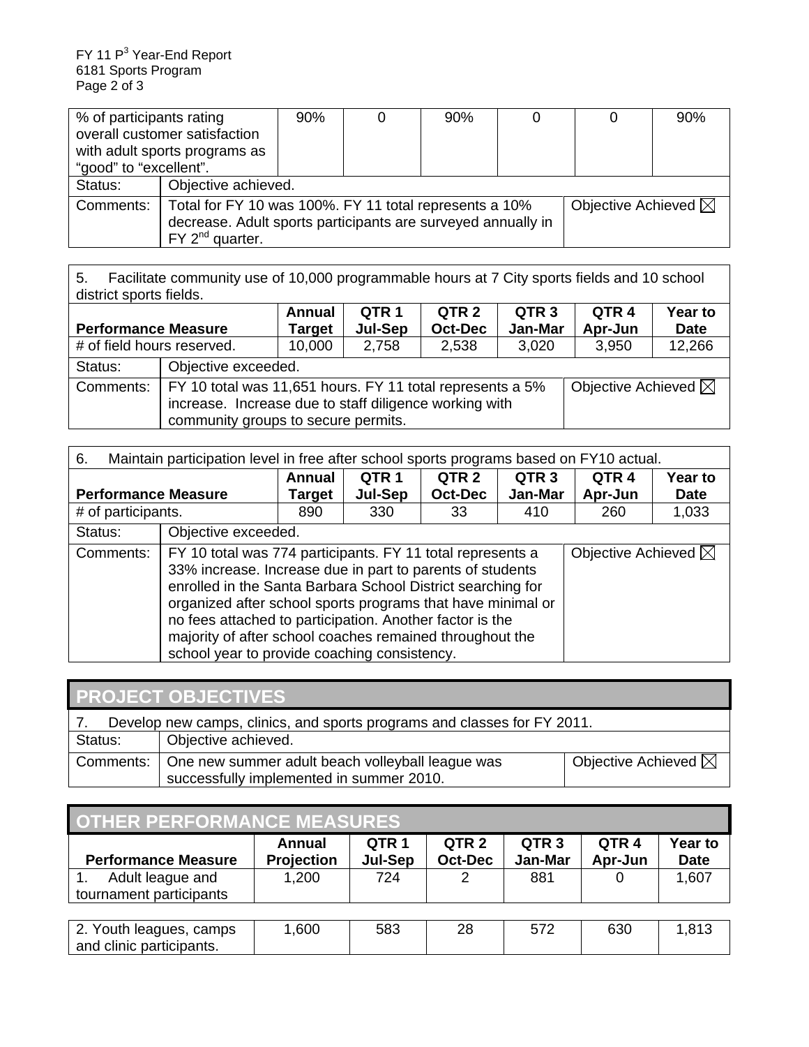| | | | | | | |
|---|---|---|---|---|---|---|
| % of participants rating overall customer satisfaction with adult sports programs as "good" to "excellent". | 90% | 0 | 90% | 0 | 0 | 90% |
| Status: | Objective achieved. | | | | | |
| Comments: | Total for FY 10 was 100%. FY 11 total represents a 10% decrease. Adult sports participants are surveyed annually in FY 2nd quarter. | | | | Objective Achieved ☒ | |

| 5. Facilitate community use of 10,000 programmable hours at 7 City sports fields and 10 school district sports fields. | | | | | | |
|---|---|---|---|---|---|---|
| **Performance Measure** | **Annual Target** | **QTR 1 Jul-Sep** | **QTR 2 Oct-Dec** | **QTR 3 Jan-Mar** | **QTR 4 Apr-Jun** | **Year to Date** |
| # of field hours reserved. | 10,000 | 2,758 | 2,538 | 3,020 | 3,950 | 12,266 |
| Status: | Objective exceeded. | | | | | |
| Comments: | FY 10 total was 11,651 hours. FY 11 total represents a 5% increase. Increase due to staff diligence working with community groups to secure permits. | | | | Objective Achieved ☒ | |

| 6. Maintain participation level in free after school sports programs based on FY10 actual. | | | | | | |
|---|---|---|---|---|---|---|
| **Performance Measure** | **Annual Target** | **QTR 1 Jul-Sep** | **QTR 2 Oct-Dec** | **QTR 3 Jan-Mar** | **QTR 4 Apr-Jun** | **Year to Date** |
| # of participants. | 890 | 330 | 33 | 410 | 260 | 1,033 |
| Status: | Objective exceeded. | | | | | |
| Comments: | FY 10 total was 774 participants. FY 11 total represents a 33% increase. Increase due in part to parents of students enrolled in the Santa Barbara School District searching for organized after school sports programs that have minimal or no fees attached to participation. Another factor is the majority of after school coaches remained throughout the school year to provide coaching consistency. | | | | Objective Achieved ☒ | |

## PROJECT OBJECTIVES

| 7. Develop new camps, clinics, and sports programs and classes for FY 2011. | | |
|---|---|---|
| Status: | Objective achieved. | |
| Comments: | One new summer adult beach volleyball league was successfully implemented in summer 2010. | Objective Achieved ☒ |

## OTHER PERFORMANCE MEASURES

| **Performance Measure** | **Annual Projection** | **QTR 1 Jul-Sep** | **QTR 2 Oct-Dec** | **QTR 3 Jan-Mar** | **QTR 4 Apr-Jun** | **Year to Date** |
|---|---|---|---|---|---|---|
| 1. Adult league and tournament participants | 1,200 | 724 | 2 | 881 | 0 | 1,607 |
| 2. Youth leagues, camps and clinic participants. | 1,600 | 583 | 28 | 572 | 630 | 1,813 |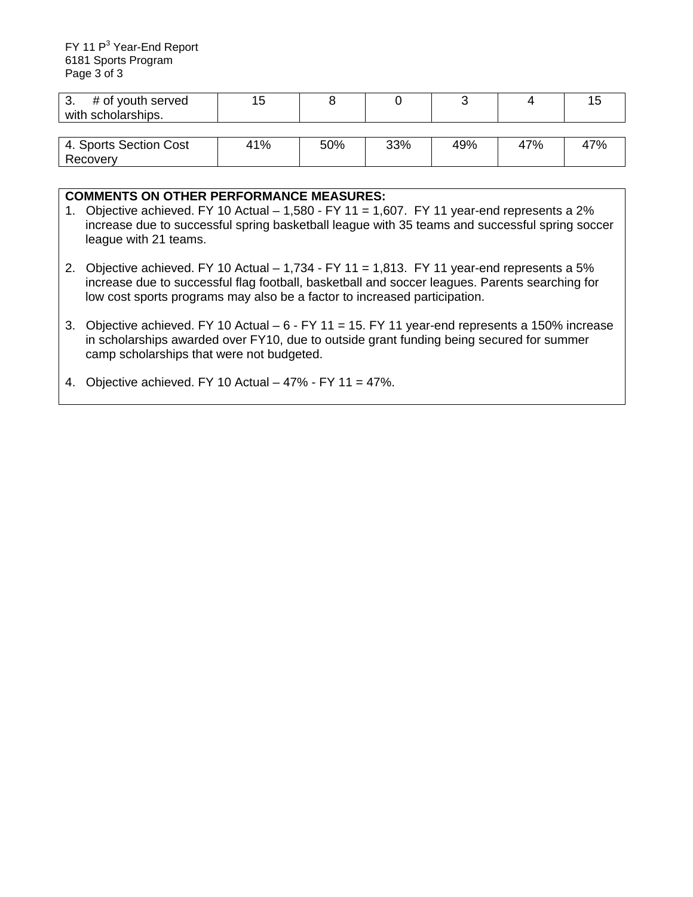| | | | | | | |
|---|---|---|---|---|---|---|
| 3. # of youth served with scholarships. | 15 | 8 | 0 | 3 | 4 | 15 |
| 4. Sports Section Cost Recovery | 41% | 50% | 33% | 49% | 47% | 47% |

**COMMENTS ON OTHER PERFORMANCE MEASURES:**

1. Objective achieved. FY 10 Actual – 1,580 - FY 11 = 1,607. FY 11 year-end represents a 2% increase due to successful spring basketball league with 35 teams and successful spring soccer league with 21 teams.

2. Objective achieved. FY 10 Actual – 1,734 - FY 11 = 1,813. FY 11 year-end represents a 5% increase due to successful flag football, basketball and soccer leagues. Parents searching for low cost sports programs may also be a factor to increased participation.

3. Objective achieved. FY 10 Actual – 6 - FY 11 = 15. FY 11 year-end represents a 150% increase in scholarships awarded over FY10, due to outside grant funding being secured for summer camp scholarships that were not budgeted.

4. Objective achieved. FY 10 Actual – 47% - FY 11 = 47%.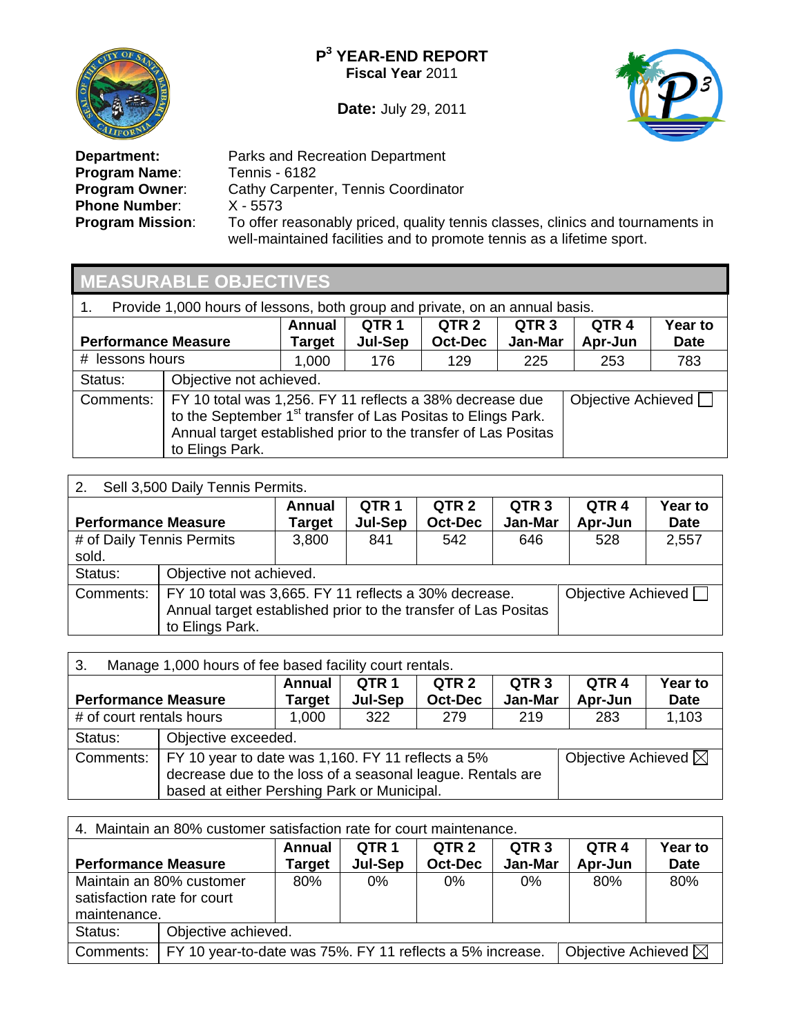# P³ YEAR-END REPORT

**Fiscal Year** 2011

**Date:** July 29, 2011

**Department:** Parks and Recreation Department
**Program Name**: Tennis - 6182
**Program Owner**: Cathy Carpenter, Tennis Coordinator
**Phone Number**: X - 5573
**Program Mission**: To offer reasonably priced, quality tennis classes, clinics and tournaments in well-maintained facilities and to promote tennis as a lifetime sport.

## MEASURABLE OBJECTIVES

1. Provide 1,000 hours of lessons, both group and private, on an annual basis.

| Performance Measure | Annual Target | QTR 1 Jul-Sep | QTR 2 Oct-Dec | QTR 3 Jan-Mar | QTR 4 Apr-Jun | Year to Date |
|---|---|---|---|---|---|---|
| # lessons hours | 1,000 | 176 | 129 | 225 | 253 | 783 |
| Status: | Objective not achieved. | | | | | |
| Comments: | FY 10 total was 1,256. FY 11 reflects a 38% decrease due to the September 1st transfer of Las Positas to Elings Park. Annual target established prior to the transfer of Las Positas to Elings Park. | | | | Objective Achieved ☐ | |

2. Sell 3,500 Daily Tennis Permits.

| Performance Measure | Annual Target | QTR 1 Jul-Sep | QTR 2 Oct-Dec | QTR 3 Jan-Mar | QTR 4 Apr-Jun | Year to Date |
|---|---|---|---|---|---|---|
| # of Daily Tennis Permits sold. | 3,800 | 841 | 542 | 646 | 528 | 2,557 |
| Status: | Objective not achieved. | | | | | |
| Comments: | FY 10 total was 3,665. FY 11 reflects a 30% decrease. Annual target established prior to the transfer of Las Positas to Elings Park. | | | | Objective Achieved ☐ | |

3. Manage 1,000 hours of fee based facility court rentals.

| Performance Measure | Annual Target | QTR 1 Jul-Sep | QTR 2 Oct-Dec | QTR 3 Jan-Mar | QTR 4 Apr-Jun | Year to Date |
|---|---|---|---|---|---|---|
| # of court rentals hours | 1,000 | 322 | 279 | 219 | 283 | 1,103 |
| Status: | Objective exceeded. | | | | | |
| Comments: | FY 10 year to date was 1,160. FY 11 reflects a 5% decrease due to the loss of a seasonal league. Rentals are based at either Pershing Park or Municipal. | | | | Objective Achieved ☒ | |

4. Maintain an 80% customer satisfaction rate for court maintenance.

| Performance Measure | Annual Target | QTR 1 Jul-Sep | QTR 2 Oct-Dec | QTR 3 Jan-Mar | QTR 4 Apr-Jun | Year to Date |
|---|---|---|---|---|---|---|
| Maintain an 80% customer satisfaction rate for court maintenance. | 80% | 0% | 0% | 0% | 80% | 80% |
| Status: | Objective achieved. | | | | | |
| Comments: | FY 10 year-to-date was 75%. FY 11 reflects a 5% increase. | | | | Objective Achieved ☒ | |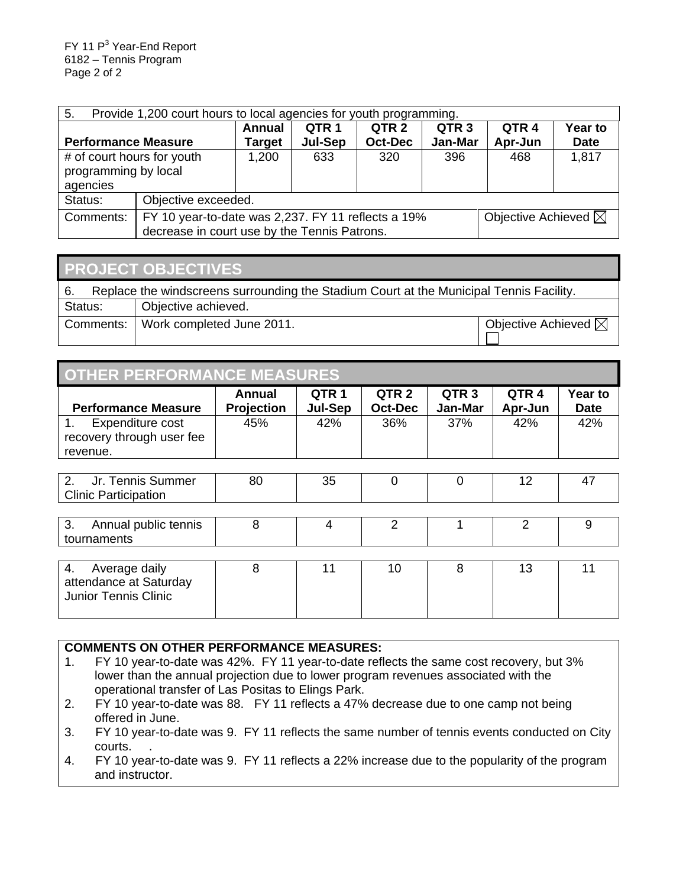| 5. Provide 1,200 court hours to local agencies for youth programming. | | | | | | | |
|---|---|---|---|---|---|---|---|
| **Performance Measure** | | **Annual Target** | **QTR 1 Jul-Sep** | **QTR 2 Oct-Dec** | **QTR 3 Jan-Mar** | **QTR 4 Apr-Jun** | **Year to Date** |
| # of court hours for youth programming by local agencies | | 1,200 | 633 | 320 | 396 | 468 | 1,817 |
| Status: | Objective exceeded. | | | | | | |
| Comments: | FY 10 year-to-date was 2,237. FY 11 reflects a 19% decrease in court use by the Tennis Patrons. | | | | | Objective Achieved ☒ | |

## PROJECT OBJECTIVES

| 6. Replace the windscreens surrounding the Stadium Court at the Municipal Tennis Facility. | | |
|---|---|---|
| Status: | Objective achieved. | |
| Comments: | Work completed June 2011. | Objective Achieved ☒ ☐ |

## OTHER PERFORMANCE MEASURES

| Performance Measure | Annual Projection | QTR 1 Jul-Sep | QTR 2 Oct-Dec | QTR 3 Jan-Mar | QTR 4 Apr-Jun | Year to Date |
|---|---|---|---|---|---|---|
| 1. Expenditure cost recovery through user fee revenue. | 45% | 42% | 36% | 37% | 42% | 42% |
| 2. Jr. Tennis Summer Clinic Participation | 80 | 35 | 0 | 0 | 12 | 47 |
| 3. Annual public tennis tournaments | 8 | 4 | 2 | 1 | 2 | 9 |
| 4. Average daily attendance at Saturday Junior Tennis Clinic | 8 | 11 | 10 | 8 | 13 | 11 |

**COMMENTS ON OTHER PERFORMANCE MEASURES:**

1. FY 10 year-to-date was 42%. FY 11 year-to-date reflects the same cost recovery, but 3% lower than the annual projection due to lower program revenues associated with the operational transfer of Las Positas to Elings Park.
2. FY 10 year-to-date was 88. FY 11 reflects a 47% decrease due to one camp not being offered in June.
3. FY 10 year-to-date was 9. FY 11 reflects the same number of tennis events conducted on City courts. .
4. FY 10 year-to-date was 9. FY 11 reflects a 22% increase due to the popularity of the program and instructor.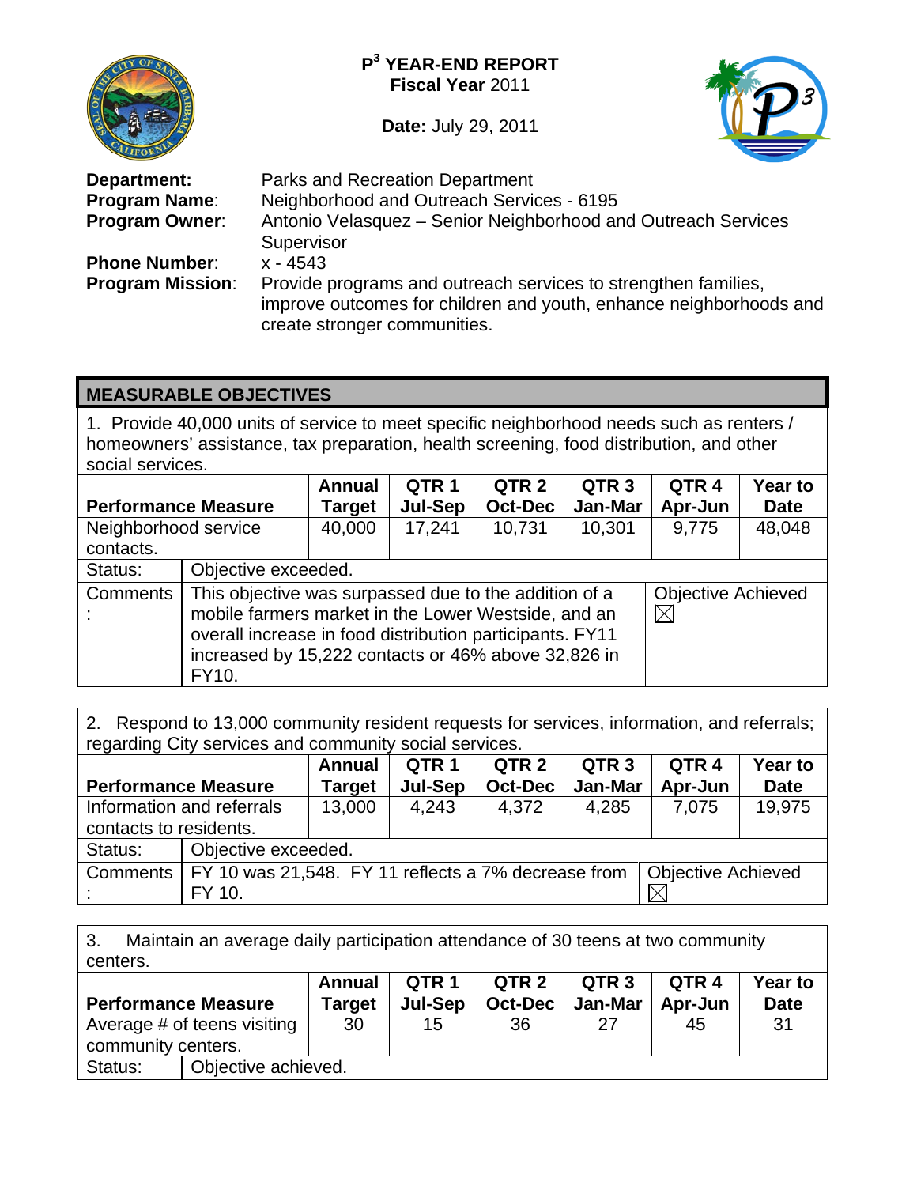# P3 YEAR-END REPORT
**Fiscal Year** 2011

**Date:** July 29, 2011

**Department:** Parks and Recreation Department
**Program Name**: Neighborhood and Outreach Services - 6195
**Program Owner**: Antonio Velasquez – Senior Neighborhood and Outreach Services Supervisor
**Phone Number**: x - 4543
**Program Mission**: Provide programs and outreach services to strengthen families, improve outcomes for children and youth, enhance neighborhoods and create stronger communities.

## MEASURABLE OBJECTIVES

1. Provide 40,000 units of service to meet specific neighborhood needs such as renters / homeowners' assistance, tax preparation, health screening, food distribution, and other social services.

| Performance Measure | Annual Target | QTR 1 Jul-Sep | QTR 2 Oct-Dec | QTR 3 Jan-Mar | QTR 4 Apr-Jun | Year to Date |
|---|---|---|---|---|---|---|
| Neighborhood service contacts. | 40,000 | 17,241 | 10,731 | 10,301 | 9,775 | 48,048 |
| Status: | Objective exceeded. | | | | | |
| Comments: | This objective was surpassed due to the addition of a mobile farmers market in the Lower Westside, and an overall increase in food distribution participants. FY11 increased by 15,222 contacts or 46% above 32,826 in FY10. | | | | Objective Achieved ☒ | |

2. Respond to 13,000 community resident requests for services, information, and referrals; regarding City services and community social services.

| Performance Measure | Annual Target | QTR 1 Jul-Sep | QTR 2 Oct-Dec | QTR 3 Jan-Mar | QTR 4 Apr-Jun | Year to Date |
|---|---|---|---|---|---|---|
| Information and referrals contacts to residents. | 13,000 | 4,243 | 4,372 | 4,285 | 7,075 | 19,975 |
| Status: | Objective exceeded. | | | | | |
| Comments: | FY 10 was 21,548. FY 11 reflects a 7% decrease from FY 10. | | | | Objective Achieved ☒ | |

3. Maintain an average daily participation attendance of 30 teens at two community centers.

| Performance Measure | Annual Target | QTR 1 Jul-Sep | QTR 2 Oct-Dec | QTR 3 Jan-Mar | QTR 4 Apr-Jun | Year to Date |
|---|---|---|---|---|---|---|
| Average # of teens visiting community centers. | 30 | 15 | 36 | 27 | 45 | 31 |
| Status: | Objective achieved. | | | | | |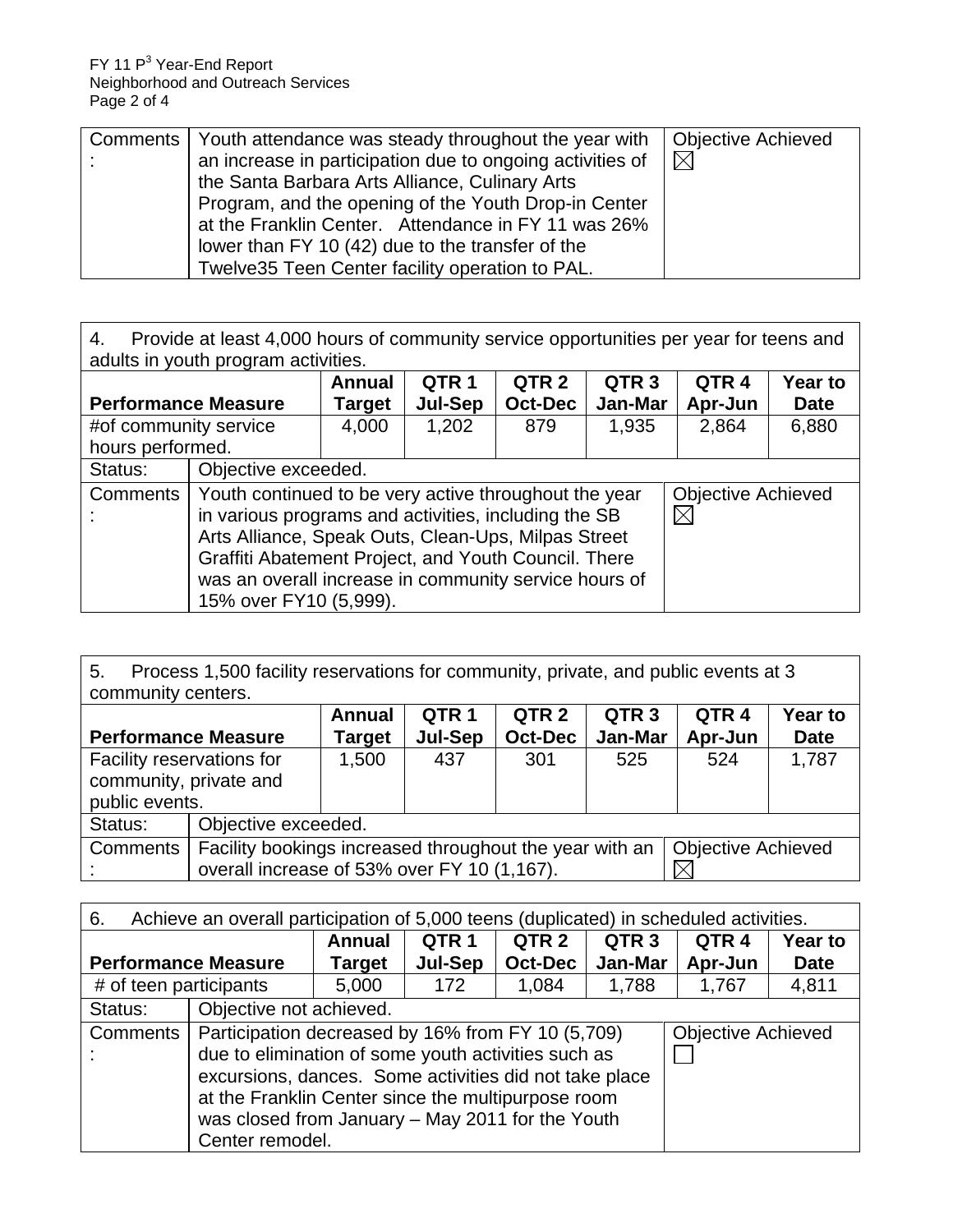| | | |
|---|---|---|
| Comments: | Youth attendance was steady throughout the year with an increase in participation due to ongoing activities of the Santa Barbara Arts Alliance, Culinary Arts Program, and the opening of the Youth Drop-in Center at the Franklin Center. Attendance in FY 11 was 26% lower than FY 10 (42) due to the transfer of the Twelve35 Teen Center facility operation to PAL. | Objective Achieved ☒ |

4. Provide at least 4,000 hours of community service opportunities per year for teens and adults in youth program activities.

| Performance Measure | Annual Target | QTR 1 Jul-Sep | QTR 2 Oct-Dec | QTR 3 Jan-Mar | QTR 4 Apr-Jun | Year to Date |
|---|---|---|---|---|---|---|
| #of community service hours performed. | 4,000 | 1,202 | 879 | 1,935 | 2,864 | 6,880 |
| Status: | Objective exceeded. | | | | | |
| Comments: | Youth continued to be very active throughout the year in various programs and activities, including the SB Arts Alliance, Speak Outs, Clean-Ups, Milpas Street Graffiti Abatement Project, and Youth Council. There was an overall increase in community service hours of 15% over FY10 (5,999). | | | | Objective Achieved ☒ | |

5. Process 1,500 facility reservations for community, private, and public events at 3 community centers.

| Performance Measure | Annual Target | QTR 1 Jul-Sep | QTR 2 Oct-Dec | QTR 3 Jan-Mar | QTR 4 Apr-Jun | Year to Date |
|---|---|---|---|---|---|---|
| Facility reservations for community, private and public events. | 1,500 | 437 | 301 | 525 | 524 | 1,787 |
| Status: | Objective exceeded. | | | | | |
| Comments: | Facility bookings increased throughout the year with an overall increase of 53% over FY 10 (1,167). | | | | Objective Achieved ☒ | |

6. Achieve an overall participation of 5,000 teens (duplicated) in scheduled activities.

| Performance Measure | Annual Target | QTR 1 Jul-Sep | QTR 2 Oct-Dec | QTR 3 Jan-Mar | QTR 4 Apr-Jun | Year to Date |
|---|---|---|---|---|---|---|
| # of teen participants | 5,000 | 172 | 1,084 | 1,788 | 1,767 | 4,811 |
| Status: | Objective not achieved. | | | | | |
| Comments: | Participation decreased by 16% from FY 10 (5,709) due to elimination of some youth activities such as excursions, dances. Some activities did not take place at the Franklin Center since the multipurpose room was closed from January – May 2011 for the Youth Center remodel. | | | | Objective Achieved ☐ | |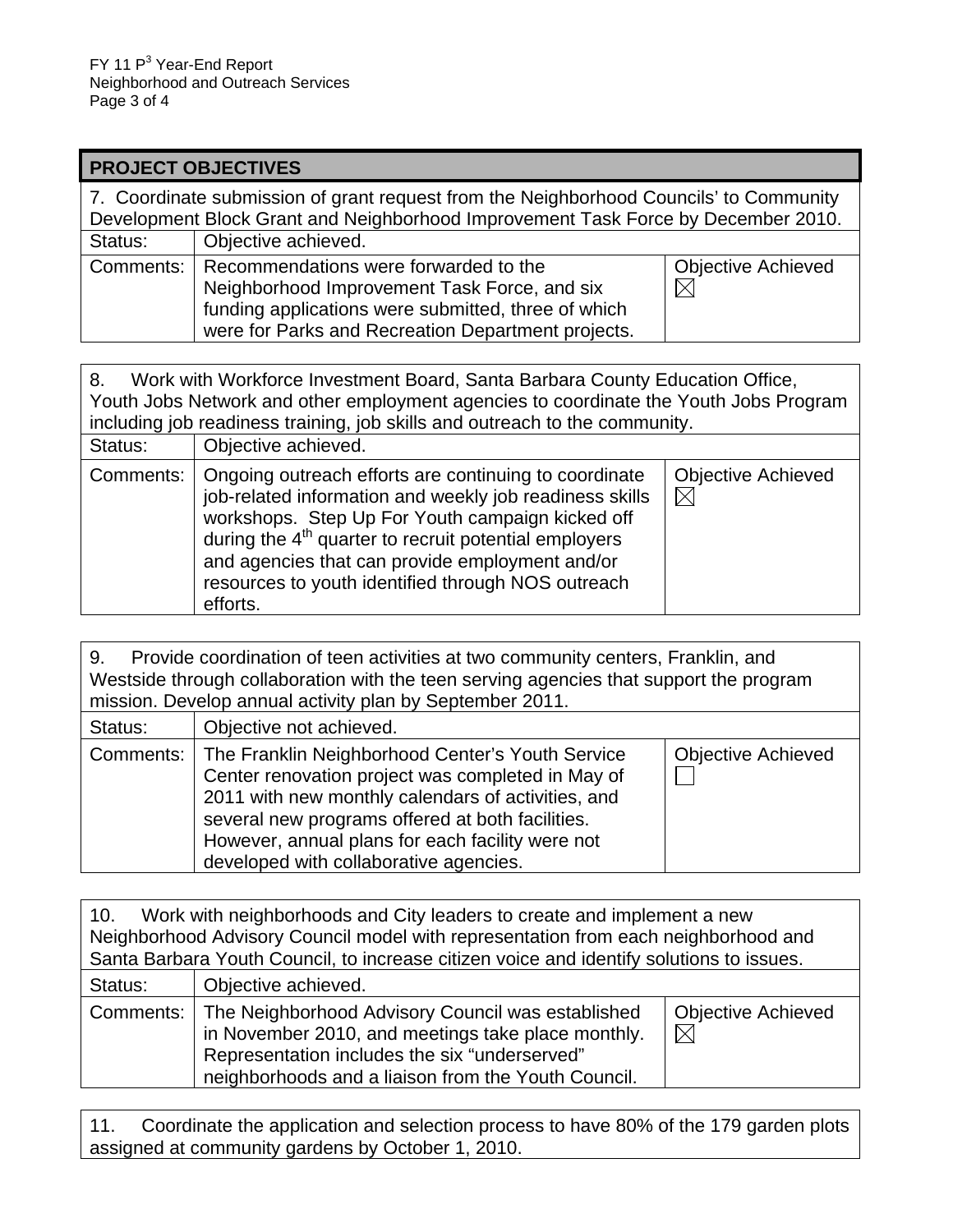## PROJECT OBJECTIVES

| | | |
|---|---|---|
| 7. Coordinate submission of grant request from the Neighborhood Councils' to Community Development Block Grant and Neighborhood Improvement Task Force by December 2010. | | |
| Status: | Objective achieved. | |
| Comments: | Recommendations were forwarded to the Neighborhood Improvement Task Force, and six funding applications were submitted, three of which were for Parks and Recreation Department projects. | Objective Achieved ☒ |

| | | |
|---|---|---|
| 8. Work with Workforce Investment Board, Santa Barbara County Education Office, Youth Jobs Network and other employment agencies to coordinate the Youth Jobs Program including job readiness training, job skills and outreach to the community. | | |
| Status: | Objective achieved. | |
| Comments: | Ongoing outreach efforts are continuing to coordinate job-related information and weekly job readiness skills workshops. Step Up For Youth campaign kicked off during the 4th quarter to recruit potential employers and agencies that can provide employment and/or resources to youth identified through NOS outreach efforts. | Objective Achieved ☒ |

| | | |
|---|---|---|
| 9. Provide coordination of teen activities at two community centers, Franklin, and Westside through collaboration with the teen serving agencies that support the program mission. Develop annual activity plan by September 2011. | | |
| Status: | Objective not achieved. | |
| Comments: | The Franklin Neighborhood Center's Youth Service Center renovation project was completed in May of 2011 with new monthly calendars of activities, and several new programs offered at both facilities. However, annual plans for each facility were not developed with collaborative agencies. | Objective Achieved ☐ |

| | | |
|---|---|---|
| 10. Work with neighborhoods and City leaders to create and implement a new Neighborhood Advisory Council model with representation from each neighborhood and Santa Barbara Youth Council, to increase citizen voice and identify solutions to issues. | | |
| Status: | Objective achieved. | |
| Comments: | The Neighborhood Advisory Council was established in November 2010, and meetings take place monthly. Representation includes the six "underserved" neighborhoods and a liaison from the Youth Council. | Objective Achieved ☒ |

| |
|---|
| 11. Coordinate the application and selection process to have 80% of the 179 garden plots assigned at community gardens by October 1, 2010. |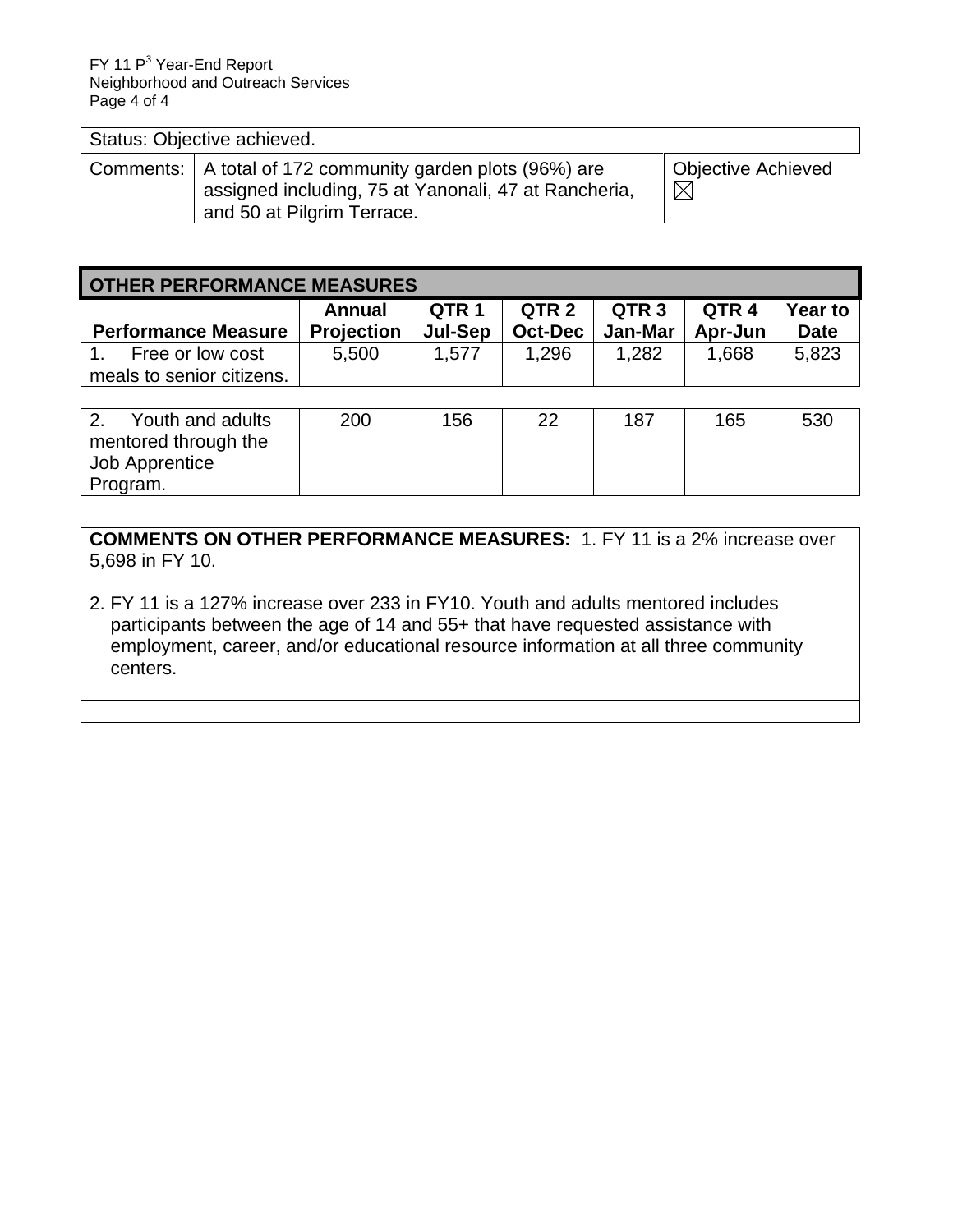| Status: Objective achieved. | | |
|---|---|---|
| Comments: | A total of 172 community garden plots (96%) are assigned including, 75 at Yanonali, 47 at Rancheria, and 50 at Pilgrim Terrace. | Objective Achieved ☒ |

## OTHER PERFORMANCE MEASURES

| Performance Measure | Annual Projection | QTR 1 Jul-Sep | QTR 2 Oct-Dec | QTR 3 Jan-Mar | QTR 4 Apr-Jun | Year to Date |
|---|---|---|---|---|---|---|
| 1. Free or low cost meals to senior citizens. | 5,500 | 1,577 | 1,296 | 1,282 | 1,668 | 5,823 |
| 2. Youth and adults mentored through the Job Apprentice Program. | 200 | 156 | 22 | 187 | 165 | 530 |

**COMMENTS ON OTHER PERFORMANCE MEASURES:** 1. FY 11 is a 2% increase over 5,698 in FY 10.

2. FY 11 is a 127% increase over 233 in FY10. Youth and adults mentored includes participants between the age of 14 and 55+ that have requested assistance with employment, career, and/or educational resource information at all three community centers.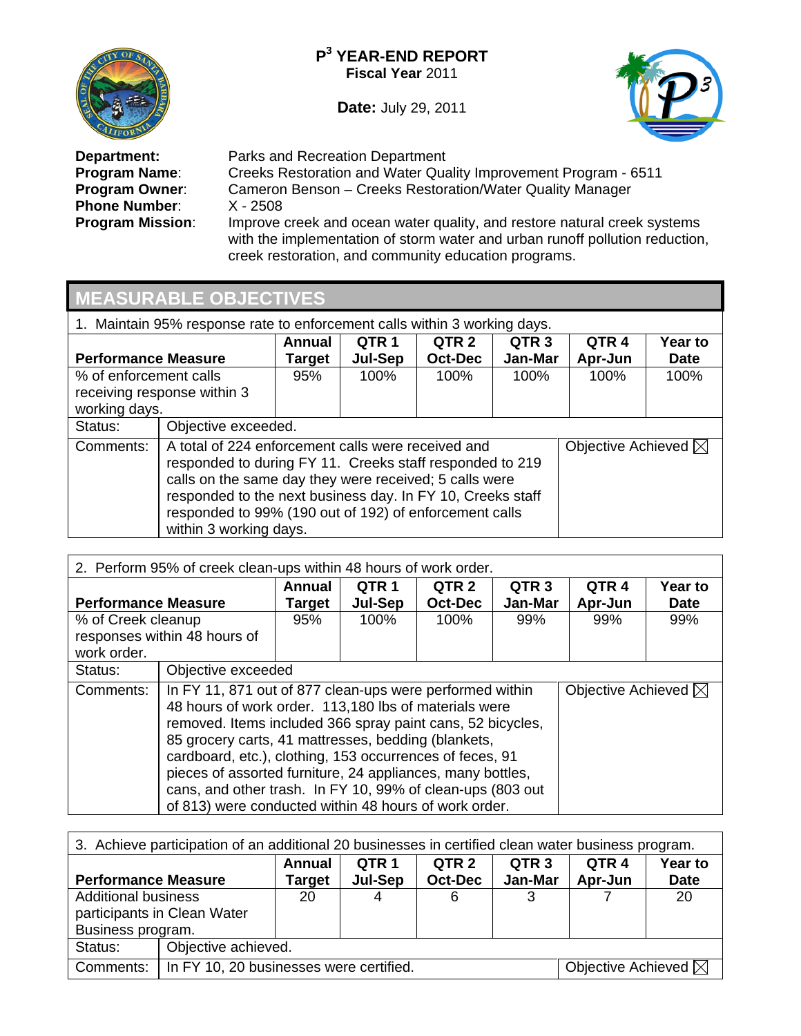# $P^3$ YEAR-END REPORT

**Fiscal Year** 2011

**Date:** July 29, 2011

**Department:** Parks and Recreation Department
**Program Name**: Creeks Restoration and Water Quality Improvement Program - 6511
**Program Owner**: Cameron Benson – Creeks Restoration/Water Quality Manager
**Phone Number**: X - 2508
**Program Mission**: Improve creek and ocean water quality, and restore natural creek systems with the implementation of storm water and urban runoff pollution reduction, creek restoration, and community education programs.

## MEASURABLE OBJECTIVES

1. Maintain 95% response rate to enforcement calls within 3 working days.

| Performance Measure | Annual Target | QTR 1 Jul-Sep | QTR 2 Oct-Dec | QTR 3 Jan-Mar | QTR 4 Apr-Jun | Year to Date |
|---|---|---|---|---|---|---|
| % of enforcement calls receiving response within 3 working days. | 95% | 100% | 100% | 100% | 100% | 100% |
| Status: | Objective exceeded. | | | | | |
| Comments: | A total of 224 enforcement calls were received and responded to during FY 11. Creeks staff responded to 219 calls on the same day they were received; 5 calls were responded to the next business day. In FY 10, Creeks staff responded to 99% (190 out of 192) of enforcement calls within 3 working days. | | | | | Objective Achieved ☒ |

2. Perform 95% of creek clean-ups within 48 hours of work order.

| Performance Measure | Annual Target | QTR 1 Jul-Sep | QTR 2 Oct-Dec | QTR 3 Jan-Mar | QTR 4 Apr-Jun | Year to Date |
|---|---|---|---|---|---|---|
| % of Creek cleanup responses within 48 hours of work order. | 95% | 100% | 100% | 99% | 99% | 99% |
| Status: | Objective exceeded | | | | | |
| Comments: | In FY 11, 871 out of 877 clean-ups were performed within 48 hours of work order. 113,180 lbs of materials were removed. Items included 366 spray paint cans, 52 bicycles, 85 grocery carts, 41 mattresses, bedding (blankets, cardboard, etc.), clothing, 153 occurrences of feces, 91 pieces of assorted furniture, 24 appliances, many bottles, cans, and other trash. In FY 10, 99% of clean-ups (803 out of 813) were conducted within 48 hours of work order. | | | | | Objective Achieved ☒ |

3. Achieve participation of an additional 20 businesses in certified clean water business program.

| Performance Measure | Annual Target | QTR 1 Jul-Sep | QTR 2 Oct-Dec | QTR 3 Jan-Mar | QTR 4 Apr-Jun | Year to Date |
|---|---|---|---|---|---|---|
| Additional business participants in Clean Water Business program. | 20 | 4 | 6 | 3 | 7 | 20 |
| Status: | Objective achieved. | | | | | |
| Comments: | In FY 10, 20 businesses were certified. | | | | | Objective Achieved ☒ |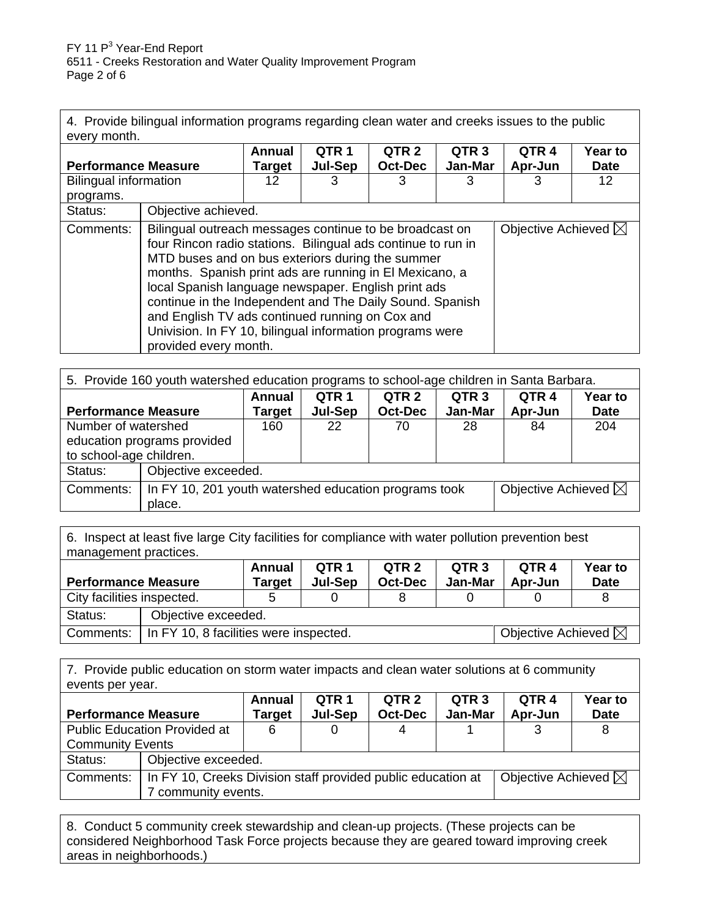| 4. Provide bilingual information programs regarding clean water and creeks issues to the public every month. | | | | | | | |
|---|---|---|---|---|---|---|---|
| **Performance Measure** | | **Annual Target** | **QTR 1 Jul-Sep** | **QTR 2 Oct-Dec** | **QTR 3 Jan-Mar** | **QTR 4 Apr-Jun** | **Year to Date** |
| Bilingual information programs. | | 12 | 3 | 3 | 3 | 3 | 12 |
| Status: | Objective achieved. | | | | | | |
| Comments: | Bilingual outreach messages continue to be broadcast on four Rincon radio stations. Bilingual ads continue to run in MTD buses and on bus exteriors during the summer months. Spanish print ads are running in El Mexicano, a local Spanish language newspaper. English print ads continue in the Independent and The Daily Sound. Spanish and English TV ads continued running on Cox and Univision. In FY 10, bilingual information programs were provided every month. | | | | | Objective Achieved ☒ | |

| 5. Provide 160 youth watershed education programs to school-age children in Santa Barbara. | | | | | | | |
|---|---|---|---|---|---|---|---|
| **Performance Measure** | | **Annual Target** | **QTR 1 Jul-Sep** | **QTR 2 Oct-Dec** | **QTR 3 Jan-Mar** | **QTR 4 Apr-Jun** | **Year to Date** |
| Number of watershed education programs provided to school-age children. | | 160 | 22 | 70 | 28 | 84 | 204 |
| Status: | Objective exceeded. | | | | | | |
| Comments: | In FY 10, 201 youth watershed education programs took place. | | | | | Objective Achieved ☒ | |

| 6. Inspect at least five large City facilities for compliance with water pollution prevention best management practices. | | | | | | | |
|---|---|---|---|---|---|---|---|
| **Performance Measure** | | **Annual Target** | **QTR 1 Jul-Sep** | **QTR 2 Oct-Dec** | **QTR 3 Jan-Mar** | **QTR 4 Apr-Jun** | **Year to Date** |
| City facilities inspected. | | 5 | 0 | 8 | 0 | 0 | 8 |
| Status: | Objective exceeded. | | | | | | |
| Comments: | In FY 10, 8 facilities were inspected. | | | | | Objective Achieved ☒ | |

| 7. Provide public education on storm water impacts and clean water solutions at 6 community events per year. | | | | | | | |
|---|---|---|---|---|---|---|---|
| **Performance Measure** | | **Annual Target** | **QTR 1 Jul-Sep** | **QTR 2 Oct-Dec** | **QTR 3 Jan-Mar** | **QTR 4 Apr-Jun** | **Year to Date** |
| Public Education Provided at Community Events | | 6 | 0 | 4 | 1 | 3 | 8 |
| Status: | Objective exceeded. | | | | | | |
| Comments: | In FY 10, Creeks Division staff provided public education at 7 community events. | | | | | Objective Achieved ☒ | |

8. Conduct 5 community creek stewardship and clean-up projects. (These projects can be considered Neighborhood Task Force projects because they are geared toward improving creek areas in neighborhoods.)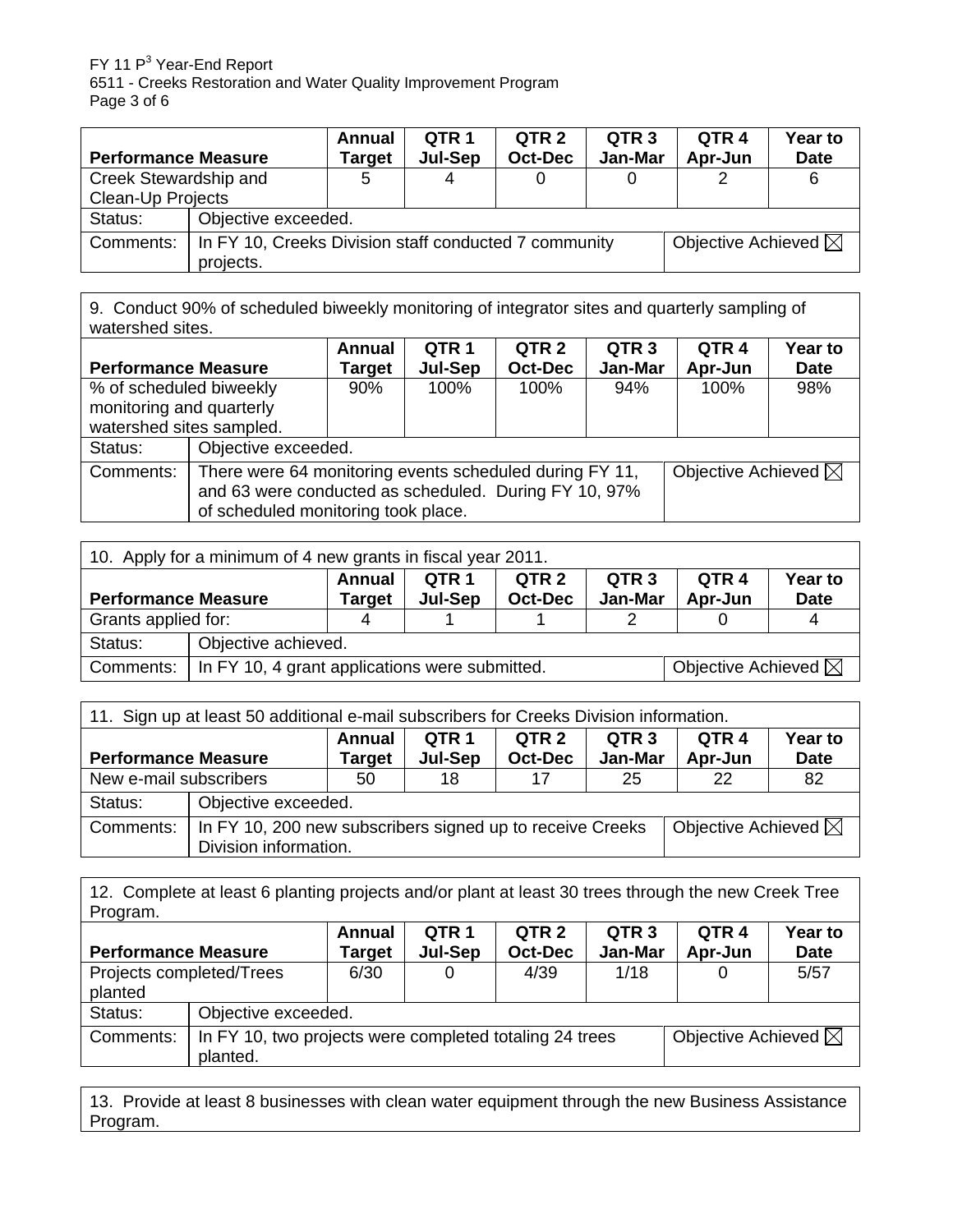| Performance Measure | | Annual Target | QTR 1 Jul-Sep | QTR 2 Oct-Dec | QTR 3 Jan-Mar | QTR 4 Apr-Jun | Year to Date |
|---|---|---|---|---|---|---|---|
| Creek Stewardship and Clean-Up Projects | | 5 | 4 | 0 | 0 | 2 | 6 |
| Status: | Objective exceeded. | | | | | | |
| Comments: | In FY 10, Creeks Division staff conducted 7 community projects. | | | | | Objective Achieved ☒ | |

9. Conduct 90% of scheduled biweekly monitoring of integrator sites and quarterly sampling of watershed sites.

| Performance Measure | | Annual Target | QTR 1 Jul-Sep | QTR 2 Oct-Dec | QTR 3 Jan-Mar | QTR 4 Apr-Jun | Year to Date |
|---|---|---|---|---|---|---|---|
| % of scheduled biweekly monitoring and quarterly watershed sites sampled. | | 90% | 100% | 100% | 94% | 100% | 98% |
| Status: | Objective exceeded. | | | | | | |
| Comments: | There were 64 monitoring events scheduled during FY 11, and 63 were conducted as scheduled. During FY 10, 97% of scheduled monitoring took place. | | | | | Objective Achieved ☒ | |

10. Apply for a minimum of 4 new grants in fiscal year 2011.

| Performance Measure | | Annual Target | QTR 1 Jul-Sep | QTR 2 Oct-Dec | QTR 3 Jan-Mar | QTR 4 Apr-Jun | Year to Date |
|---|---|---|---|---|---|---|---|
| Grants applied for: | | 4 | 1 | 1 | 2 | 0 | 4 |
| Status: | Objective achieved. | | | | | | |
| Comments: | In FY 10, 4 grant applications were submitted. | | | | | Objective Achieved ☒ | |

11. Sign up at least 50 additional e-mail subscribers for Creeks Division information.

| Performance Measure | | Annual Target | QTR 1 Jul-Sep | QTR 2 Oct-Dec | QTR 3 Jan-Mar | QTR 4 Apr-Jun | Year to Date |
|---|---|---|---|---|---|---|---|
| New e-mail subscribers | | 50 | 18 | 17 | 25 | 22 | 82 |
| Status: | Objective exceeded. | | | | | | |
| Comments: | In FY 10, 200 new subscribers signed up to receive Creeks Division information. | | | | | Objective Achieved ☒ | |

12. Complete at least 6 planting projects and/or plant at least 30 trees through the new Creek Tree Program.

| Performance Measure | | Annual Target | QTR 1 Jul-Sep | QTR 2 Oct-Dec | QTR 3 Jan-Mar | QTR 4 Apr-Jun | Year to Date |
|---|---|---|---|---|---|---|---|
| Projects completed/Trees planted | | 6/30 | 0 | 4/39 | 1/18 | 0 | 5/57 |
| Status: | Objective exceeded. | | | | | | |
| Comments: | In FY 10, two projects were completed totaling 24 trees planted. | | | | | Objective Achieved ☒ | |

13. Provide at least 8 businesses with clean water equipment through the new Business Assistance Program.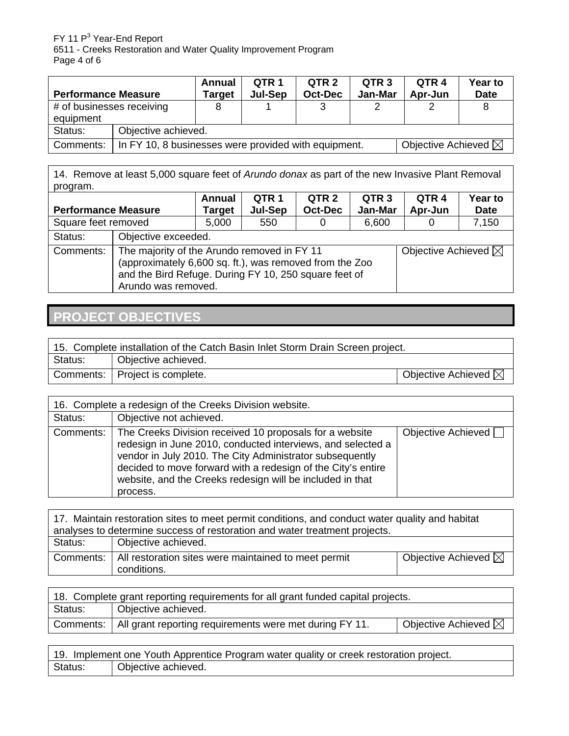| Performance Measure | Annual Target | QTR 1 Jul-Sep | QTR 2 Oct-Dec | QTR 3 Jan-Mar | QTR 4 Apr-Jun | Year to Date |
|---|---|---|---|---|---|---|
| # of businesses receiving equipment | 8 | 1 | 3 | 2 | 2 | 8 |
| Status: | Objective achieved. | | | | | |
| Comments: | In FY 10, 8 businesses were provided with equipment. | | | | Objective Achieved ☒ | |

14. Remove at least 5,000 square feet of *Arundo donax* as part of the new Invasive Plant Removal program.

| Performance Measure | Annual Target | QTR 1 Jul-Sep | QTR 2 Oct-Dec | QTR 3 Jan-Mar | QTR 4 Apr-Jun | Year to Date |
|---|---|---|---|---|---|---|
| Square feet removed | 5,000 | 550 | 0 | 6,600 | 0 | 7,150 |
| Status: | Objective exceeded. | | | | | |
| Comments: | The majority of the Arundo removed in FY 11 (approximately 6,600 sq. ft.), was removed from the Zoo and the Bird Refuge. During FY 10, 250 square feet of Arundo was removed. | | | | Objective Achieved ☒ | |

## PROJECT OBJECTIVES

| 15. Complete installation of the Catch Basin Inlet Storm Drain Screen project. | | |
|---|---|---|
| Status: | Objective achieved. | |
| Comments: | Project is complete. | Objective Achieved ☒ |

| 16. Complete a redesign of the Creeks Division website. | | |
|---|---|---|
| Status: | Objective not achieved. | |
| Comments: | The Creeks Division received 10 proposals for a website redesign in June 2010, conducted interviews, and selected a vendor in July 2010. The City Administrator subsequently decided to move forward with a redesign of the City's entire website, and the Creeks redesign will be included in that process. | Objective Achieved ☐ |

| 17. Maintain restoration sites to meet permit conditions, and conduct water quality and habitat analyses to determine success of restoration and water treatment projects. | | |
|---|---|---|
| Status: | Objective achieved. | |
| Comments: | All restoration sites were maintained to meet permit conditions. | Objective Achieved ☒ |

| 18. Complete grant reporting requirements for all grant funded capital projects. | | |
|---|---|---|
| Status: | Objective achieved. | |
| Comments: | All grant reporting requirements were met during FY 11. | Objective Achieved ☒ |

| 19. Implement one Youth Apprentice Program water quality or creek restoration project. | |
|---|---|
| Status: | Objective achieved. |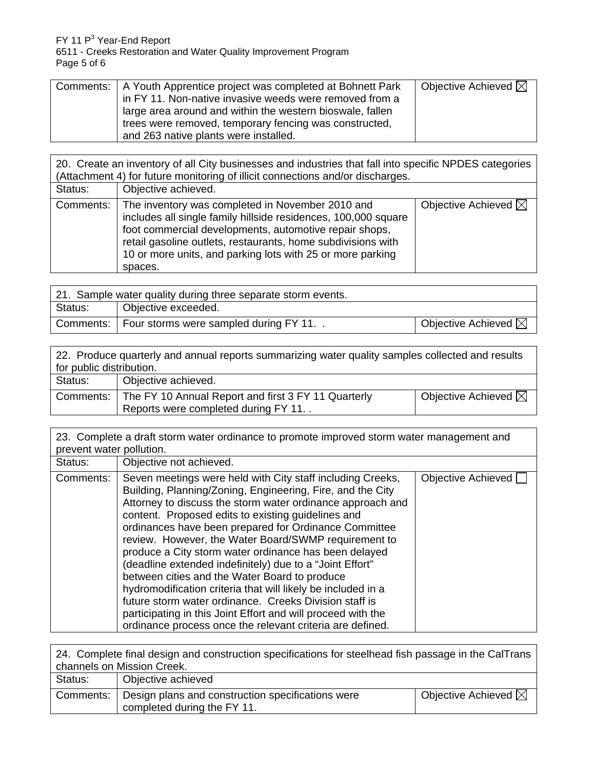| | | |
|---|---|---|
| Comments: | A Youth Apprentice project was completed at Bohnett Park in FY 11. Non-native invasive weeds were removed from a large area around and within the western bioswale, fallen trees were removed, temporary fencing was constructed, and 263 native plants were installed. | Objective Achieved ☒ |

| 20. Create an inventory of all City businesses and industries that fall into specific NPDES categories (Attachment 4) for future monitoring of illicit connections and/or discharges. | | |
|---|---|---|
| Status: | Objective achieved. | |
| Comments: | The inventory was completed in November 2010 and includes all single family hillside residences, 100,000 square foot commercial developments, automotive repair shops, retail gasoline outlets, restaurants, home subdivisions with 10 or more units, and parking lots with 25 or more parking spaces. | Objective Achieved ☒ |

| 21. Sample water quality during three separate storm events. | | |
|---|---|---|
| Status: | Objective exceeded. | |
| Comments: | Four storms were sampled during FY 11. . | Objective Achieved ☒ |

| 22. Produce quarterly and annual reports summarizing water quality samples collected and results for public distribution. | | |
|---|---|---|
| Status: | Objective achieved. | |
| Comments: | The FY 10 Annual Report and first 3 FY 11 Quarterly Reports were completed during FY 11. . | Objective Achieved ☒ |

| 23. Complete a draft storm water ordinance to promote improved storm water management and prevent water pollution. | | |
|---|---|---|
| Status: | Objective not achieved. | |
| Comments: | Seven meetings were held with City staff including Creeks, Building, Planning/Zoning, Engineering, Fire, and the City Attorney to discuss the storm water ordinance approach and content. Proposed edits to existing guidelines and ordinances have been prepared for Ordinance Committee review. However, the Water Board/SWMP requirement to produce a City storm water ordinance has been delayed (deadline extended indefinitely) due to a "Joint Effort" between cities and the Water Board to produce hydromodification criteria that will likely be included in a future storm water ordinance. Creeks Division staff is participating in this Joint Effort and will proceed with the ordinance process once the relevant criteria are defined. | Objective Achieved ☐ |

| 24. Complete final design and construction specifications for steelhead fish passage in the CalTrans channels on Mission Creek. | | |
|---|---|---|
| Status: | Objective achieved | |
| Comments: | Design plans and construction specifications were completed during the FY 11. | Objective Achieved ☒ |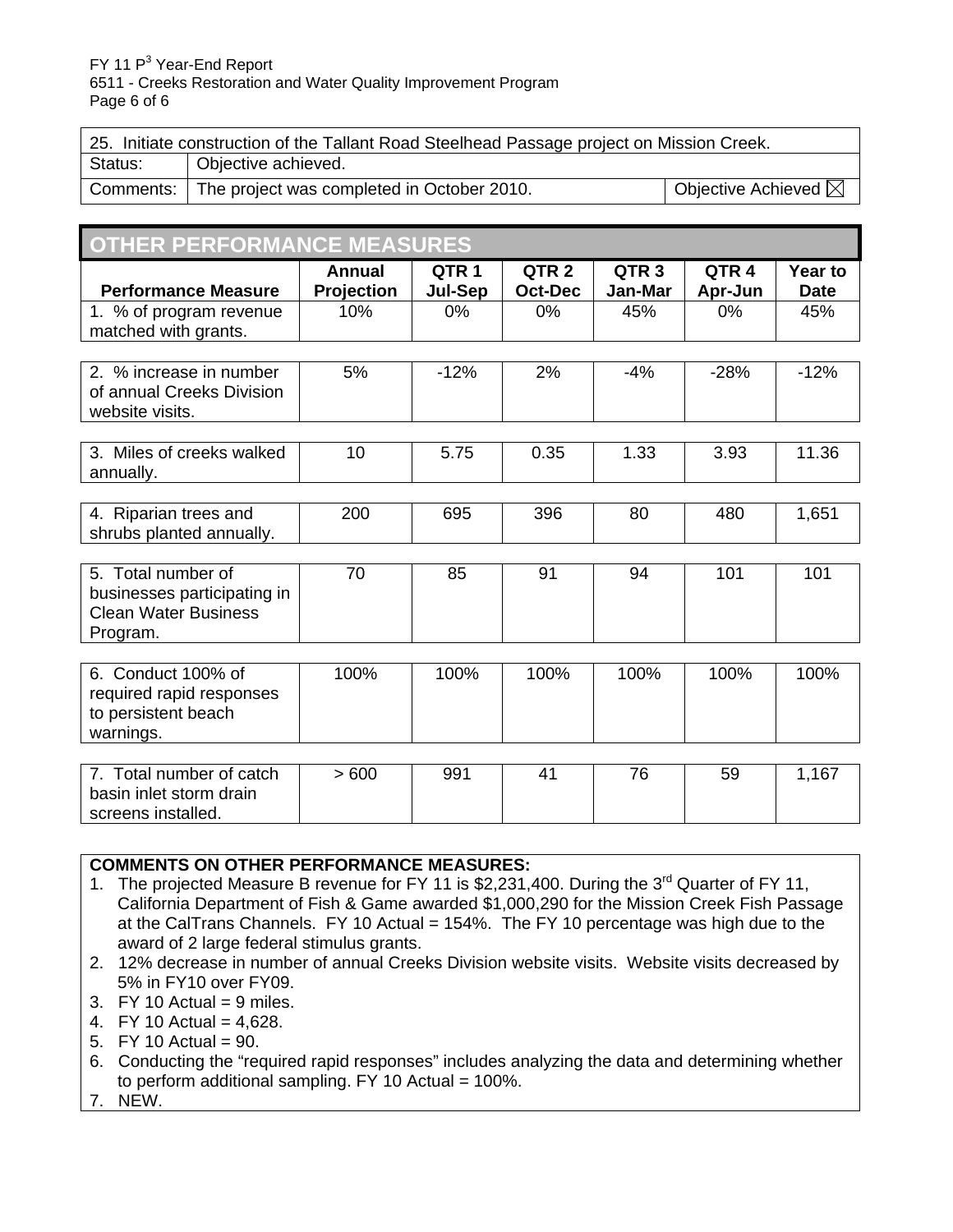| 25. Initiate construction of the Tallant Road Steelhead Passage project on Mission Creek. | | |
|---|---|---|
| Status: | Objective achieved. | |
| Comments: | The project was completed in October 2010. | Objective Achieved ☒ |

## OTHER PERFORMANCE MEASURES

| Performance Measure | Annual Projection | QTR 1 Jul-Sep | QTR 2 Oct-Dec | QTR 3 Jan-Mar | QTR 4 Apr-Jun | Year to Date |
|---|---|---|---|---|---|---|
| 1. % of program revenue matched with grants. | 10% | 0% | 0% | 45% | 0% | 45% |
| 2. % increase in number of annual Creeks Division website visits. | 5% | -12% | 2% | -4% | -28% | -12% |
| 3. Miles of creeks walked annually. | 10 | 5.75 | 0.35 | 1.33 | 3.93 | 11.36 |
| 4. Riparian trees and shrubs planted annually. | 200 | 695 | 396 | 80 | 480 | 1,651 |
| 5. Total number of businesses participating in Clean Water Business Program. | 70 | 85 | 91 | 94 | 101 | 101 |
| 6. Conduct 100% of required rapid responses to persistent beach warnings. | 100% | 100% | 100% | 100% | 100% | 100% |
| 7. Total number of catch basin inlet storm drain screens installed. | > 600 | 991 | 41 | 76 | 59 | 1,167 |

**COMMENTS ON OTHER PERFORMANCE MEASURES:**

1. The projected Measure B revenue for FY 11 is $2,231,400. During the 3rd Quarter of FY 11, California Department of Fish & Game awarded $1,000,290 for the Mission Creek Fish Passage at the CalTrans Channels. FY 10 Actual = 154%. The FY 10 percentage was high due to the award of 2 large federal stimulus grants.
2. 12% decrease in number of annual Creeks Division website visits. Website visits decreased by 5% in FY10 over FY09.
3. FY 10 Actual = 9 miles.
4. FY 10 Actual = 4,628.
5. FY 10 Actual = 90.
6. Conducting the "required rapid responses" includes analyzing the data and determining whether to perform additional sampling. FY 10 Actual = 100%.
7. NEW.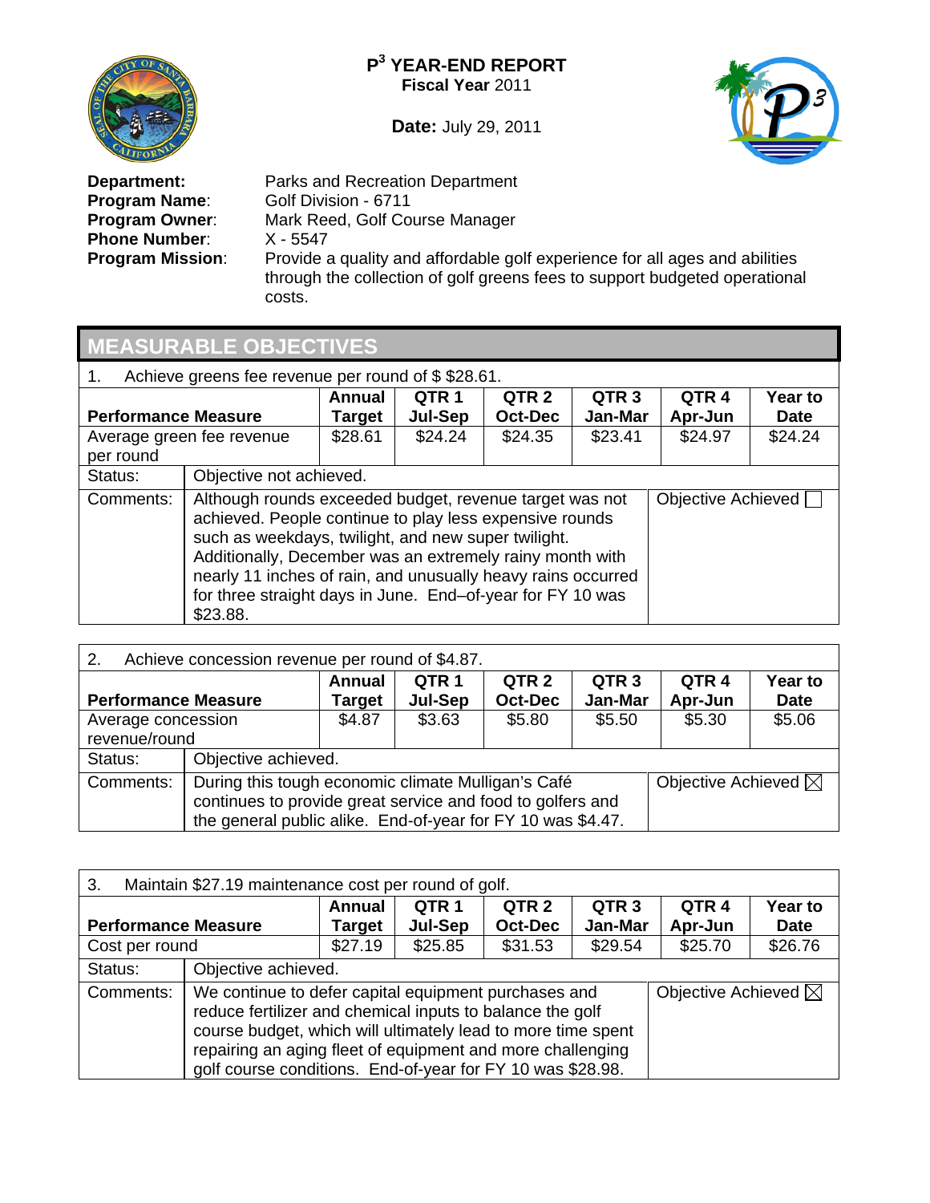# $P^3$ YEAR-END REPORT

**Fiscal Year** 2011

**Date:** July 29, 2011

**Department:** Parks and Recreation Department
**Program Name:** Golf Division - 6711
**Program Owner:** Mark Reed, Golf Course Manager
**Phone Number:** X - 5547
**Program Mission:** Provide a quality and affordable golf experience for all ages and abilities through the collection of golf greens fees to support budgeted operational costs.

## MEASURABLE OBJECTIVES

1. Achieve greens fee revenue per round of $ $28.61.

| Performance Measure | Annual Target | QTR 1 Jul-Sep | QTR 2 Oct-Dec | QTR 3 Jan-Mar | QTR 4 Apr-Jun | Year to Date |
|---|---|---|---|---|---|---|
| Average green fee revenue per round | $28.61 | $24.24 | $24.35 | $23.41 | $24.97 | $24.24 |

**Status:** Objective not achieved.

**Comments:** Although rounds exceeded budget, revenue target was not achieved. People continue to play less expensive rounds such as weekdays, twilight, and new super twilight. Additionally, December was an extremely rainy month with nearly 11 inches of rain, and unusually heavy rains occurred for three straight days in June. End–of-year for FY 10 was $23.88.

Objective Achieved ☐

2. Achieve concession revenue per round of $4.87.

| Performance Measure | Annual Target | QTR 1 Jul-Sep | QTR 2 Oct-Dec | QTR 3 Jan-Mar | QTR 4 Apr-Jun | Year to Date |
|---|---|---|---|---|---|---|
| Average concession revenue/round | $4.87 | $3.63 | $5.80 | $5.50 | $5.30 | $5.06 |

**Status:** Objective achieved.

**Comments:** During this tough economic climate Mulligan's Café continues to provide great service and food to golfers and the general public alike. End-of-year for FY 10 was $4.47.

Objective Achieved ☒

3. Maintain $27.19 maintenance cost per round of golf.

| Performance Measure | Annual Target | QTR 1 Jul-Sep | QTR 2 Oct-Dec | QTR 3 Jan-Mar | QTR 4 Apr-Jun | Year to Date |
|---|---|---|---|---|---|---|
| Cost per round | $27.19 | $25.85 | $31.53 | $29.54 | $25.70 | $26.76 |

**Status:** Objective achieved.

**Comments:** We continue to defer capital equipment purchases and reduce fertilizer and chemical inputs to balance the golf course budget, which will ultimately lead to more time spent repairing an aging fleet of equipment and more challenging golf course conditions. End-of-year for FY 10 was $28.98.

Objective Achieved ☒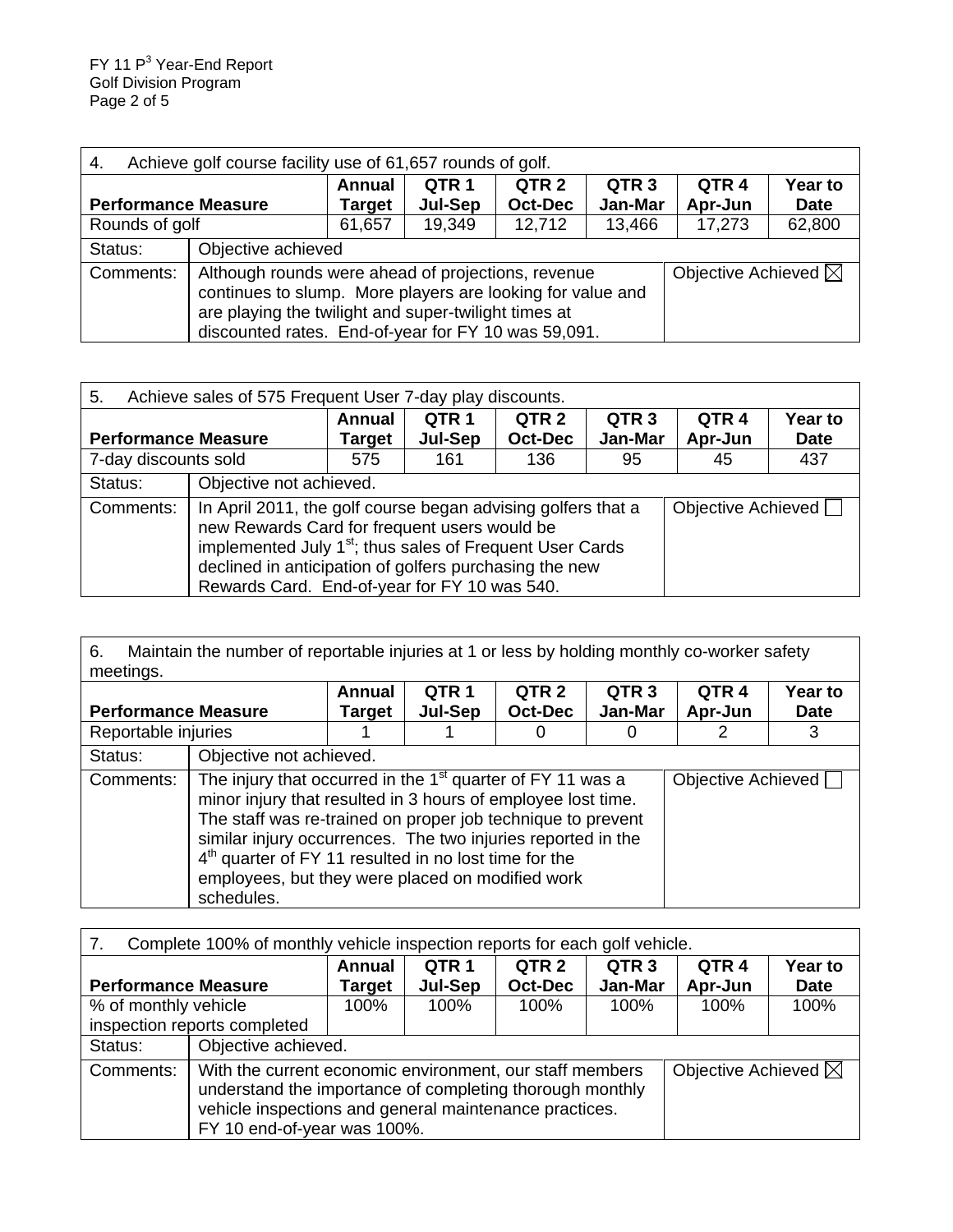| 4. Achieve golf course facility use of 61,657 rounds of golf. | | | | | | | |
|---|---|---|---|---|---|---|---|
| **Performance Measure** | | **Annual Target** | **QTR 1 Jul-Sep** | **QTR 2 Oct-Dec** | **QTR 3 Jan-Mar** | **QTR 4 Apr-Jun** | **Year to Date** |
| Rounds of golf | | 61,657 | 19,349 | 12,712 | 13,466 | 17,273 | 62,800 |
| Status: | Objective achieved | | | | | | |
| Comments: | Although rounds were ahead of projections, revenue continues to slump. More players are looking for value and are playing the twilight and super-twilight times at discounted rates. End-of-year for FY 10 was 59,091. | | | | | Objective Achieved ☒ | |

| 5. Achieve sales of 575 Frequent User 7-day play discounts. | | | | | | | |
|---|---|---|---|---|---|---|---|
| **Performance Measure** | | **Annual Target** | **QTR 1 Jul-Sep** | **QTR 2 Oct-Dec** | **QTR 3 Jan-Mar** | **QTR 4 Apr-Jun** | **Year to Date** |
| 7-day discounts sold | | 575 | 161 | 136 | 95 | 45 | 437 |
| Status: | Objective not achieved. | | | | | | |
| Comments: | In April 2011, the golf course began advising golfers that a new Rewards Card for frequent users would be implemented July 1st; thus sales of Frequent User Cards declined in anticipation of golfers purchasing the new Rewards Card. End-of-year for FY 10 was 540. | | | | | Objective Achieved ☐ | |

| 6. Maintain the number of reportable injuries at 1 or less by holding monthly co-worker safety meetings. | | | | | | | |
|---|---|---|---|---|---|---|---|
| **Performance Measure** | | **Annual Target** | **QTR 1 Jul-Sep** | **QTR 2 Oct-Dec** | **QTR 3 Jan-Mar** | **QTR 4 Apr-Jun** | **Year to Date** |
| Reportable injuries | | 1 | 1 | 0 | 0 | 2 | 3 |
| Status: | Objective not achieved. | | | | | | |
| Comments: | The injury that occurred in the 1st quarter of FY 11 was a minor injury that resulted in 3 hours of employee lost time. The staff was re-trained on proper job technique to prevent similar injury occurrences. The two injuries reported in the 4th quarter of FY 11 resulted in no lost time for the employees, but they were placed on modified work schedules. | | | | | Objective Achieved ☐ | |

| 7. Complete 100% of monthly vehicle inspection reports for each golf vehicle. | | | | | | | |
|---|---|---|---|---|---|---|---|
| **Performance Measure** | | **Annual Target** | **QTR 1 Jul-Sep** | **QTR 2 Oct-Dec** | **QTR 3 Jan-Mar** | **QTR 4 Apr-Jun** | **Year to Date** |
| % of monthly vehicle inspection reports completed | | 100% | 100% | 100% | 100% | 100% | 100% |
| Status: | Objective achieved. | | | | | | |
| Comments: | With the current economic environment, our staff members understand the importance of completing thorough monthly vehicle inspections and general maintenance practices. FY 10 end-of-year was 100%. | | | | | Objective Achieved ☒ | |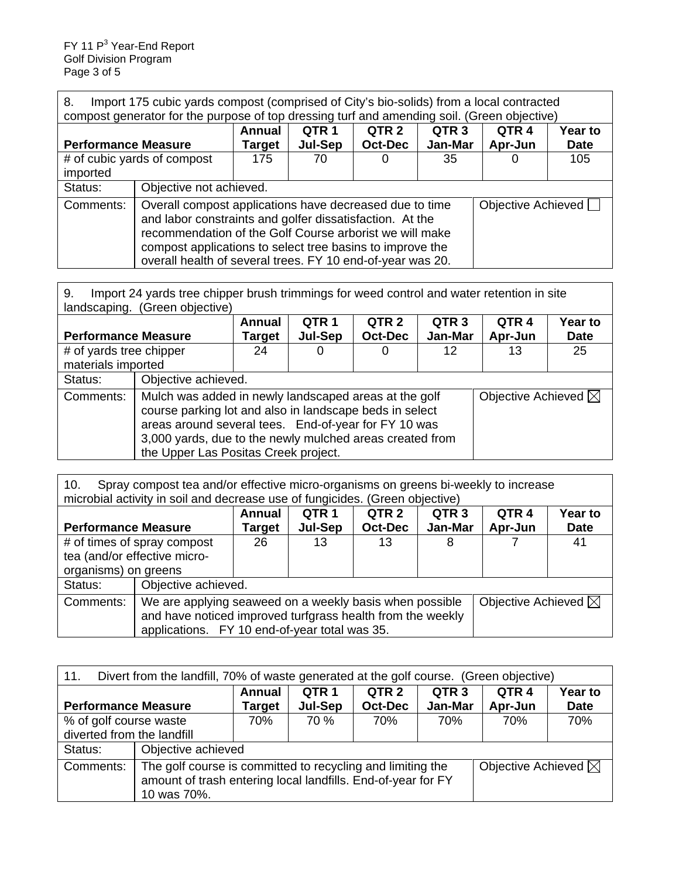| 8. Import 175 cubic yards compost (comprised of City's bio-solids) from a local contracted compost generator for the purpose of top dressing turf and amending soil. (Green objective) | | | | | | | |
|---|---|---|---|---|---|---|---|
| **Performance Measure** | | **Annual Target** | **QTR 1 Jul-Sep** | **QTR 2 Oct-Dec** | **QTR 3 Jan-Mar** | **QTR 4 Apr-Jun** | **Year to Date** |
| # of cubic yards of compost imported | | 175 | 70 | 0 | 35 | 0 | 105 |
| Status: | Objective not achieved. | | | | | | |
| Comments: | Overall compost applications have decreased due to time and labor constraints and golfer dissatisfaction. At the recommendation of the Golf Course arborist we will make compost applications to select tree basins to improve the overall health of several trees. FY 10 end-of-year was 20. | | | | | Objective Achieved ☐ | |

| 9. Import 24 yards tree chipper brush trimmings for weed control and water retention in site landscaping. (Green objective) | | | | | | | |
|---|---|---|---|---|---|---|---|
| **Performance Measure** | | **Annual Target** | **QTR 1 Jul-Sep** | **QTR 2 Oct-Dec** | **QTR 3 Jan-Mar** | **QTR 4 Apr-Jun** | **Year to Date** |
| # of yards tree chipper materials imported | | 24 | 0 | 0 | 12 | 13 | 25 |
| Status: | Objective achieved. | | | | | | |
| Comments: | Mulch was added in newly landscaped areas at the golf course parking lot and also in landscape beds in select areas around several tees. End-of-year for FY 10 was 3,000 yards, due to the newly mulched areas created from the Upper Las Positas Creek project. | | | | | Objective Achieved ☒ | |

| 10. Spray compost tea and/or effective micro-organisms on greens bi-weekly to increase microbial activity in soil and decrease use of fungicides. (Green objective) | | | | | | | |
|---|---|---|---|---|---|---|---|
| **Performance Measure** | | **Annual Target** | **QTR 1 Jul-Sep** | **QTR 2 Oct-Dec** | **QTR 3 Jan-Mar** | **QTR 4 Apr-Jun** | **Year to Date** |
| # of times of spray compost tea (and/or effective micro-organisms) on greens | | 26 | 13 | 13 | 8 | 7 | 41 |
| Status: | Objective achieved. | | | | | | |
| Comments: | We are applying seaweed on a weekly basis when possible and have noticed improved turfgrass health from the weekly applications. FY 10 end-of-year total was 35. | | | | | Objective Achieved ☒ | |

| 11. Divert from the landfill, 70% of waste generated at the golf course. (Green objective) | | | | | | | |
|---|---|---|---|---|---|---|---|
| **Performance Measure** | | **Annual Target** | **QTR 1 Jul-Sep** | **QTR 2 Oct-Dec** | **QTR 3 Jan-Mar** | **QTR 4 Apr-Jun** | **Year to Date** |
| % of golf course waste diverted from the landfill | | 70% | 70 % | 70% | 70% | 70% | 70% |
| Status: | Objective achieved | | | | | | |
| Comments: | The golf course is committed to recycling and limiting the amount of trash entering local landfills. End-of-year for FY 10 was 70%. | | | | | Objective Achieved ☒ | |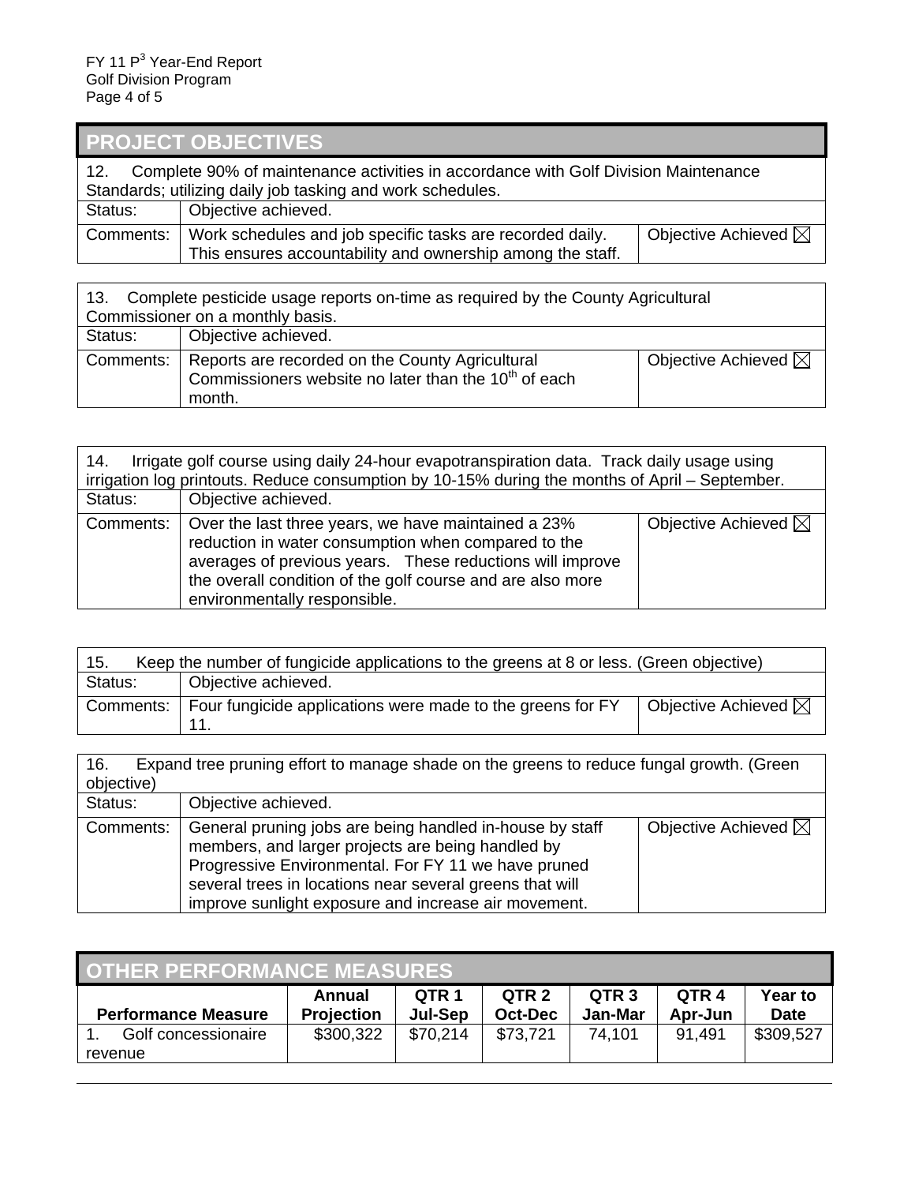## PROJECT OBJECTIVES

| 12. Complete 90% of maintenance activities in accordance with Golf Division Maintenance Standards; utilizing daily job tasking and work schedules. | | |
|---|---|---|
| Status: | Objective achieved. | |
| Comments: | Work schedules and job specific tasks are recorded daily. This ensures accountability and ownership among the staff. | Objective Achieved ☒ |

| 13. Complete pesticide usage reports on-time as required by the County Agricultural Commissioner on a monthly basis. | | |
|---|---|---|
| Status: | Objective achieved. | |
| Comments: | Reports are recorded on the County Agricultural Commissioners website no later than the 10th of each month. | Objective Achieved ☒ |

| 14. Irrigate golf course using daily 24-hour evapotranspiration data. Track daily usage using irrigation log printouts. Reduce consumption by 10-15% during the months of April – September. | | |
|---|---|---|
| Status: | Objective achieved. | |
| Comments: | Over the last three years, we have maintained a 23% reduction in water consumption when compared to the averages of previous years. These reductions will improve the overall condition of the golf course and are also more environmentally responsible. | Objective Achieved ☒ |

| 15. Keep the number of fungicide applications to the greens at 8 or less. (Green objective) | | |
|---|---|---|
| Status: | Objective achieved. | |
| Comments: | Four fungicide applications were made to the greens for FY 11. | Objective Achieved ☒ |

| 16. Expand tree pruning effort to manage shade on the greens to reduce fungal growth. (Green objective) | | |
|---|---|---|
| Status: | Objective achieved. | |
| Comments: | General pruning jobs are being handled in-house by staff members, and larger projects are being handled by Progressive Environmental. For FY 11 we have pruned several trees in locations near several greens that will improve sunlight exposure and increase air movement. | Objective Achieved ☒ |

## OTHER PERFORMANCE MEASURES

| Performance Measure | Annual Projection | QTR 1 Jul-Sep | QTR 2 Oct-Dec | QTR 3 Jan-Mar | QTR 4 Apr-Jun | Year to Date |
|---|---|---|---|---|---|---|
| 1. Golf concessionaire revenue | $300,322 | $70,214 | $73,721 | 74,101 | 91,491 | $309,527 |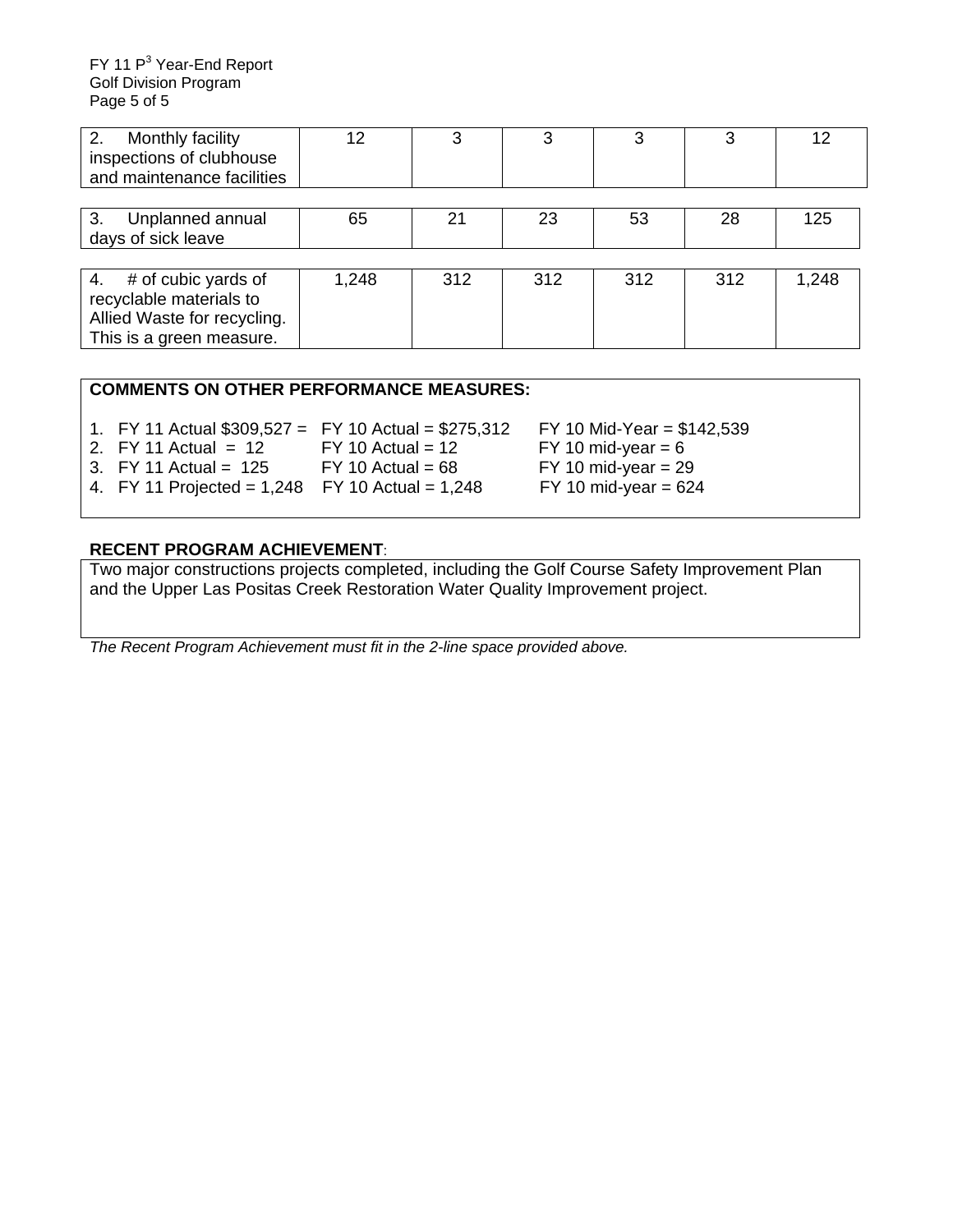| | | | | | | |
|---|---|---|---|---|---|---|
| 2. Monthly facility inspections of clubhouse and maintenance facilities | 12 | 3 | 3 | 3 | 3 | 12 |
| 3. Unplanned annual days of sick leave | 65 | 21 | 23 | 53 | 28 | 125 |
| 4. # of cubic yards of recyclable materials to Allied Waste for recycling. This is a green measure. | 1,248 | 312 | 312 | 312 | 312 | 1,248 |

**COMMENTS ON OTHER PERFORMANCE MEASURES:**

1. FY 11 Actual $309,527 = FY 10 Actual = $275,312 FY 10 Mid-Year = $142,539
2. FY 11 Actual = 12 FY 10 Actual = 12 FY 10 mid-year = 6
3. FY 11 Actual = 125 FY 10 Actual = 68 FY 10 mid-year = 29
4. FY 11 Projected = 1,248 FY 10 Actual = 1,248 FY 10 mid-year = 624

**RECENT PROGRAM ACHIEVEMENT**:

Two major constructions projects completed, including the Golf Course Safety Improvement Plan and the Upper Las Positas Creek Restoration Water Quality Improvement project.

*The Recent Program Achievement must fit in the 2-line space provided above.*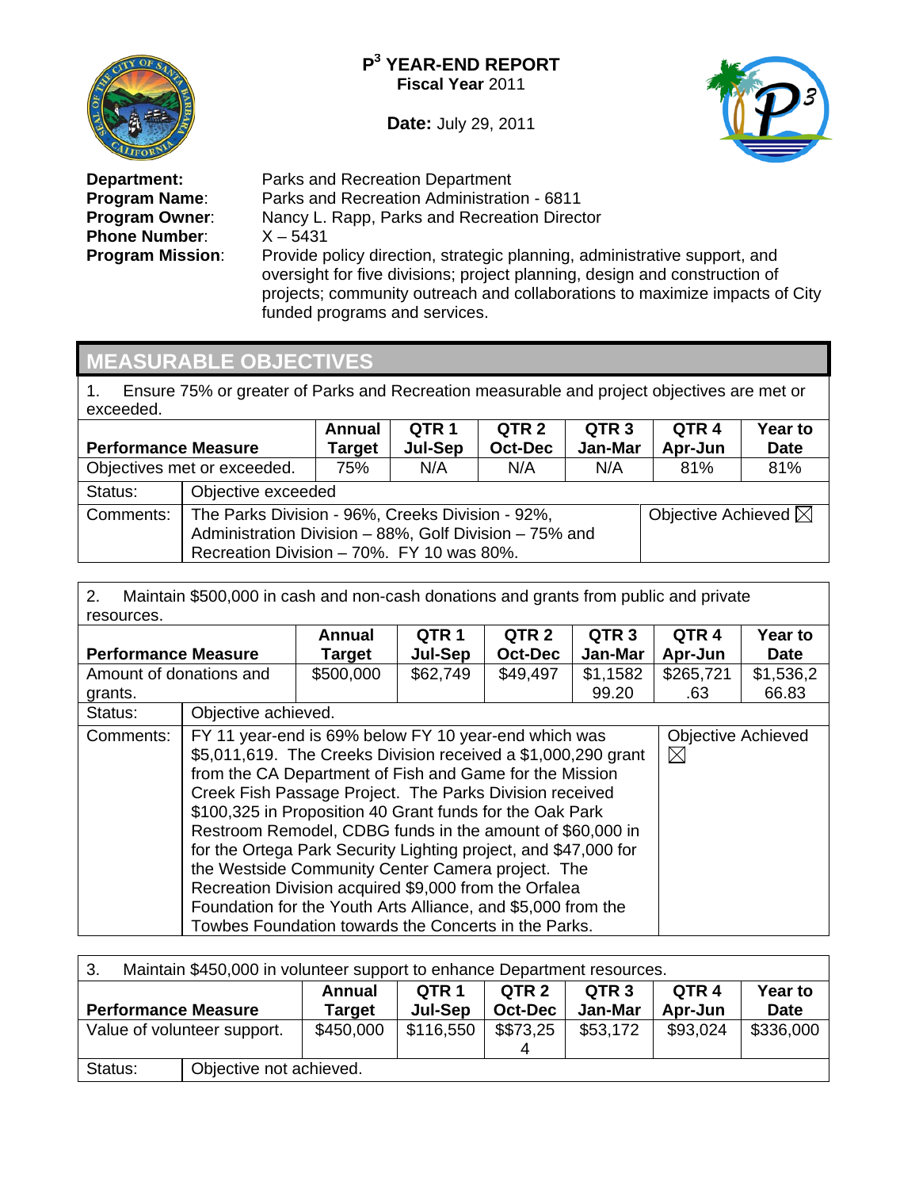# P3 YEAR-END REPORT

**Fiscal Year** 2011

**Date:** July 29, 2011

**Department:** Parks and Recreation Department
**Program Name**: Parks and Recreation Administration - 6811
**Program Owner**: Nancy L. Rapp, Parks and Recreation Director
**Phone Number**: X – 5431
**Program Mission**: Provide policy direction, strategic planning, administrative support, and oversight for five divisions; project planning, design and construction of projects; community outreach and collaborations to maximize impacts of City funded programs and services.

## MEASURABLE OBJECTIVES

1. Ensure 75% or greater of Parks and Recreation measurable and project objectives are met or exceeded.

| Performance Measure | Annual Target | QTR 1 Jul-Sep | QTR 2 Oct-Dec | QTR 3 Jan-Mar | QTR 4 Apr-Jun | Year to Date |
|---|---|---|---|---|---|---|
| Objectives met or exceeded. | 75% | N/A | N/A | N/A | 81% | 81% |
| Status: | Objective exceeded | | | | | |
| Comments: | The Parks Division - 96%, Creeks Division - 92%, Administration Division – 88%, Golf Division – 75% and Recreation Division – 70%. FY 10 was 80%. | | | | Objective Achieved ☒ | |

2. Maintain $500,000 in cash and non-cash donations and grants from public and private resources.

| Performance Measure | Annual Target | QTR 1 Jul-Sep | QTR 2 Oct-Dec | QTR 3 Jan-Mar | QTR 4 Apr-Jun | Year to Date |
|---|---|---|---|---|---|---|
| Amount of donations and grants. | $500,000 | $62,749 | $49,497 | $1,158299.20 | $265,721.63 | $1,536,266.83 |
| Status: | Objective achieved. | | | | | |
| Comments: | FY 11 year-end is 69% below FY 10 year-end which was $5,011,619. The Creeks Division received a $1,000,290 grant from the CA Department of Fish and Game for the Mission Creek Fish Passage Project. The Parks Division received $100,325 in Proposition 40 Grant funds for the Oak Park Restroom Remodel, CDBG funds in the amount of $60,000 in for the Ortega Park Security Lighting project, and $47,000 for the Westside Community Center Camera project. The Recreation Division acquired $9,000 from the Orfalea Foundation for the Youth Arts Alliance, and $5,000 from the Towbes Foundation towards the Concerts in the Parks. | | | | Objective Achieved ☒ | |

3. Maintain $450,000 in volunteer support to enhance Department resources.

| Performance Measure | Annual Target | QTR 1 Jul-Sep | QTR 2 Oct-Dec | QTR 3 Jan-Mar | QTR 4 Apr-Jun | Year to Date |
|---|---|---|---|---|---|---|
| Value of volunteer support. | $450,000 | $116,550 | $$73,254 | $53,172 | $93,024 | $336,000 |
| Status: | Objective not achieved. | | | | | |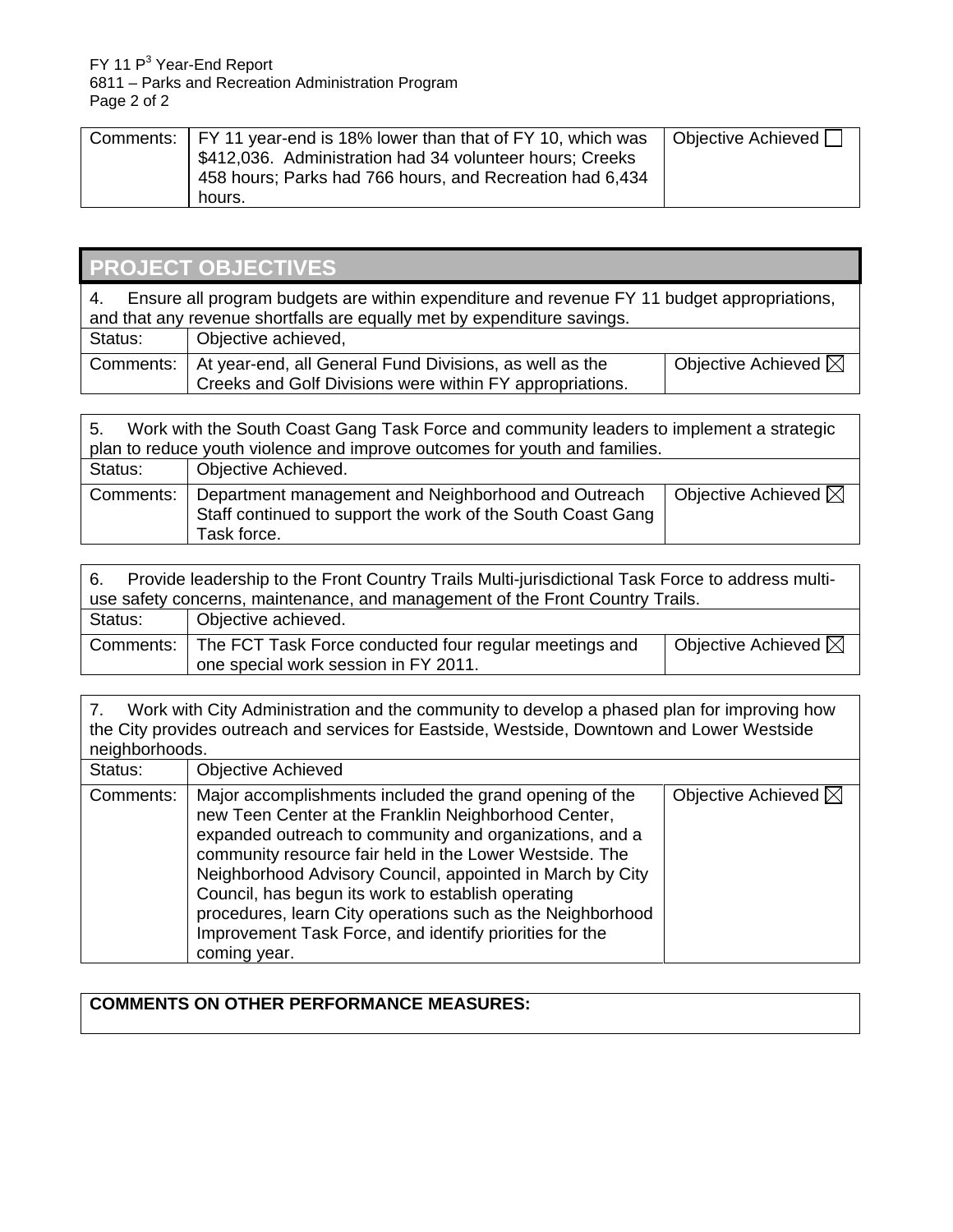| | | |
|---|---|---|
| Comments: | FY 11 year-end is 18% lower than that of FY 10, which was \$412,036. Administration had 34 volunteer hours; Creeks 458 hours; Parks had 766 hours, and Recreation had 6,434 hours. | Objective Achieved ☐ |

## PROJECT OBJECTIVES

| 4. Ensure all program budgets are within expenditure and revenue FY 11 budget appropriations, and that any revenue shortfalls are equally met by expenditure savings. | | |
|---|---|---|
| Status: | Objective achieved, | |
| Comments: | At year-end, all General Fund Divisions, as well as the Creeks and Golf Divisions were within FY appropriations. | Objective Achieved ☒ |

| 5. Work with the South Coast Gang Task Force and community leaders to implement a strategic plan to reduce youth violence and improve outcomes for youth and families. | | |
|---|---|---|
| Status: | Objective Achieved. | |
| Comments: | Department management and Neighborhood and Outreach Staff continued to support the work of the South Coast Gang Task force. | Objective Achieved ☒ |

| 6. Provide leadership to the Front Country Trails Multi-jurisdictional Task Force to address multi-use safety concerns, maintenance, and management of the Front Country Trails. | | |
|---|---|---|
| Status: | Objective achieved. | |
| Comments: | The FCT Task Force conducted four regular meetings and one special work session in FY 2011. | Objective Achieved ☒ |

| 7. Work with City Administration and the community to develop a phased plan for improving how the City provides outreach and services for Eastside, Westside, Downtown and Lower Westside neighborhoods. | | |
|---|---|---|
| Status: | Objective Achieved | |
| Comments: | Major accomplishments included the grand opening of the new Teen Center at the Franklin Neighborhood Center, expanded outreach to community and organizations, and a community resource fair held in the Lower Westside. The Neighborhood Advisory Council, appointed in March by City Council, has begun its work to establish operating procedures, learn City operations such as the Neighborhood Improvement Task Force, and identify priorities for the coming year. | Objective Achieved ☒ |

**COMMENTS ON OTHER PERFORMANCE MEASURES:**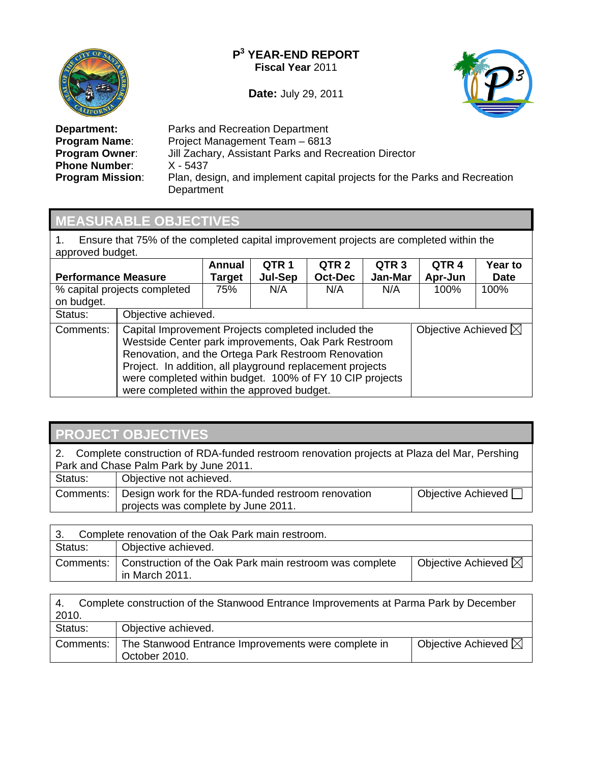# $P^3$ YEAR-END REPORT

**Fiscal Year** 2011

**Date:** July 29, 2011

| | |
|---|---|
| **Department:** | Parks and Recreation Department |
| **Program Name**: | Project Management Team – 6813 |
| **Program Owner**: | Jill Zachary, Assistant Parks and Recreation Director |
| **Phone Number**: | X - 5437 |
| **Program Mission**: | Plan, design, and implement capital projects for the Parks and Recreation Department |

## MEASURABLE OBJECTIVES

1. Ensure that 75% of the completed capital improvement projects are completed within the approved budget.

| Performance Measure | Annual Target | QTR 1 Jul-Sep | QTR 2 Oct-Dec | QTR 3 Jan-Mar | QTR 4 Apr-Jun | Year to Date |
|---|---|---|---|---|---|---|
| % capital projects completed on budget. | 75% | N/A | N/A | N/A | 100% | 100% |

| | | |
|---|---|---|
| Status: | Objective achieved. | |
| Comments: | Capital Improvement Projects completed included the Westside Center park improvements, Oak Park Restroom Renovation, and the Ortega Park Restroom Renovation Project. In addition, all playground replacement projects were completed within budget. 100% of FY 10 CIP projects were completed within the approved budget. | Objective Achieved ☒ |

## PROJECT OBJECTIVES

2. Complete construction of RDA-funded restroom renovation projects at Plaza del Mar, Pershing Park and Chase Palm Park by June 2011.

| | | |
|---|---|---|
| Status: | Objective not achieved. | |
| Comments: | Design work for the RDA-funded restroom renovation projects was complete by June 2011. | Objective Achieved ☐ |

3. Complete renovation of the Oak Park main restroom.

| | | |
|---|---|---|
| Status: | Objective achieved. | |
| Comments: | Construction of the Oak Park main restroom was complete in March 2011. | Objective Achieved ☒ |

4. Complete construction of the Stanwood Entrance Improvements at Parma Park by December 2010.

| | | |
|---|---|---|
| Status: | Objective achieved. | |
| Comments: | The Stanwood Entrance Improvements were complete in October 2010. | Objective Achieved ☒ |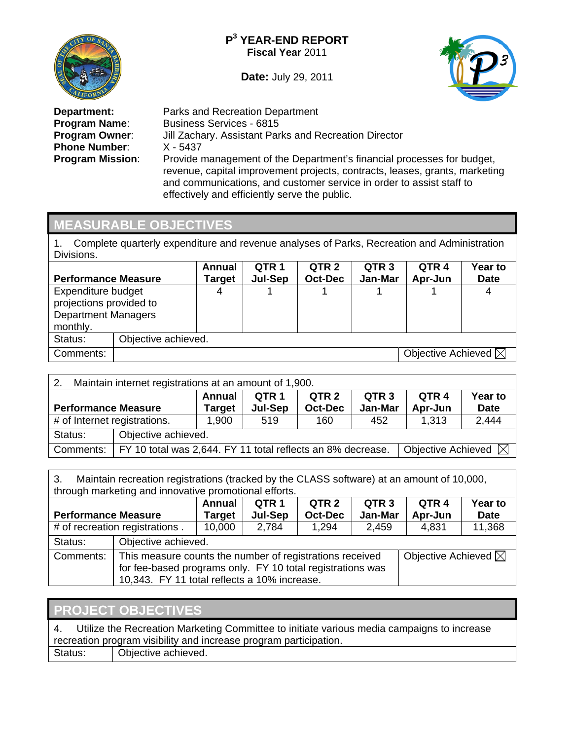# P[3] YEAR-END REPORT

**Fiscal Year** 2011

**Date:** July 29, 2011

**Department:** Parks and Recreation Department
**Program Name**: Business Services - 6815
**Program Owner**: Jill Zachary. Assistant Parks and Recreation Director
**Phone Number**: X - 5437
**Program Mission**: Provide management of the Department's financial processes for budget, revenue, capital improvement projects, contracts, leases, grants, marketing and communications, and customer service in order to assist staff to effectively and efficiently serve the public.

## MEASURABLE OBJECTIVES

1. Complete quarterly expenditure and revenue analyses of Parks, Recreation and Administration Divisions.

| Performance Measure | Annual Target | QTR 1 Jul-Sep | QTR 2 Oct-Dec | QTR 3 Jan-Mar | QTR 4 Apr-Jun | Year to Date |
|---|---|---|---|---|---|---|
| Expenditure budget projections provided to Department Managers monthly. | 4 | 1 | 1 | 1 | 1 | 4 |

Status: Objective achieved.

Comments: Objective Achieved ☒

2. Maintain internet registrations at an amount of 1,900.

| Performance Measure | Annual Target | QTR 1 Jul-Sep | QTR 2 Oct-Dec | QTR 3 Jan-Mar | QTR 4 Apr-Jun | Year to Date |
|---|---|---|---|---|---|---|
| # of Internet registrations. | 1,900 | 519 | 160 | 452 | 1,313 | 2,444 |

Status: Objective achieved.

Comments: FY 10 total was 2,644. FY 11 total reflects an 8% decrease. Objective Achieved ☒

3. Maintain recreation registrations (tracked by the CLASS software) at an amount of 10,000, through marketing and innovative promotional efforts.

| Performance Measure | Annual Target | QTR 1 Jul-Sep | QTR 2 Oct-Dec | QTR 3 Jan-Mar | QTR 4 Apr-Jun | Year to Date |
|---|---|---|---|---|---|---|
| # of recreation registrations . | 10,000 | 2,784 | 1,294 | 2,459 | 4,831 | 11,368 |

Status: Objective achieved.

Comments: This measure counts the number of registrations received for fee-based programs only. FY 10 total registrations was 10,343. FY 11 total reflects a 10% increase. Objective Achieved ☒

## PROJECT OBJECTIVES

4. Utilize the Recreation Marketing Committee to initiate various media campaigns to increase recreation program visibility and increase program participation.

Status: Objective achieved.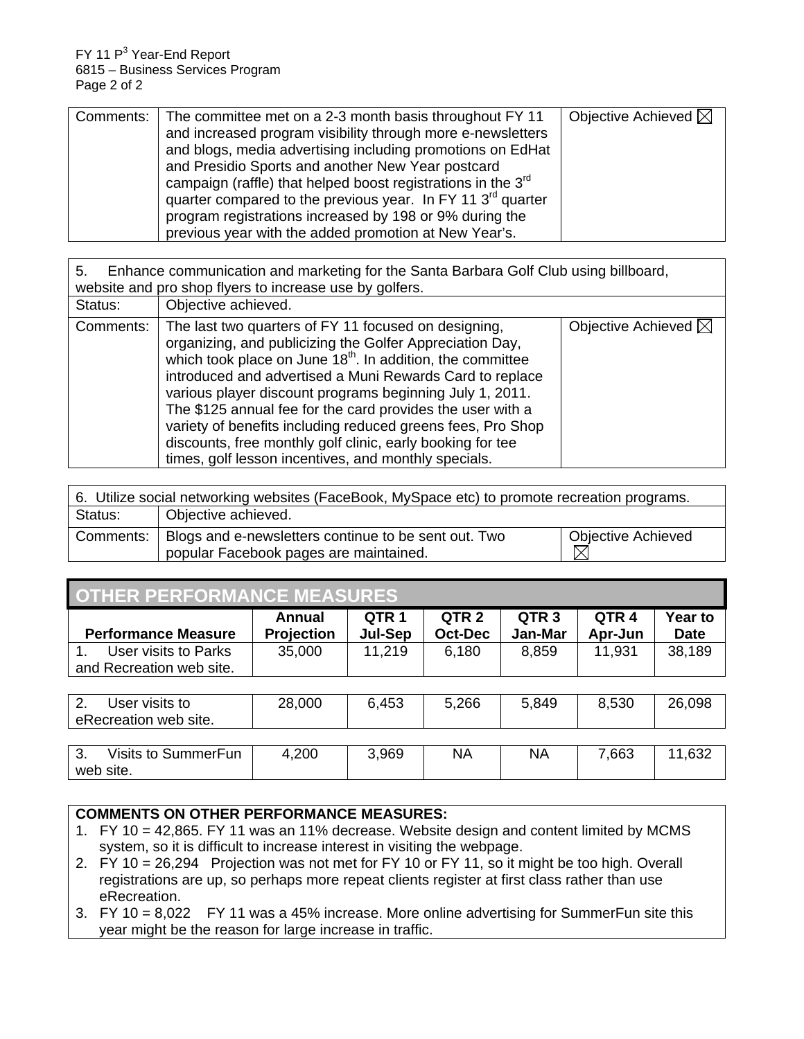| | | |
|---|---|---|
| Comments: | The committee met on a 2-3 month basis throughout FY 11 and increased program visibility through more e-newsletters and blogs, media advertising including promotions on EdHat and Presidio Sports and another New Year postcard campaign (raffle) that helped boost registrations in the 3rd quarter compared to the previous year. In FY 11 3rd quarter program registrations increased by 198 or 9% during the previous year with the added promotion at New Year's. | Objective Achieved ☒ |

| 5. Enhance communication and marketing for the Santa Barbara Golf Club using billboard, website and pro shop flyers to increase use by golfers. | | |
|---|---|---|
| Status: | Objective achieved. | |
| Comments: | The last two quarters of FY 11 focused on designing, organizing, and publicizing the Golfer Appreciation Day, which took place on June 18th. In addition, the committee introduced and advertised a Muni Rewards Card to replace various player discount programs beginning July 1, 2011. The $125 annual fee for the card provides the user with a variety of benefits including reduced greens fees, Pro Shop discounts, free monthly golf clinic, early booking for tee times, golf lesson incentives, and monthly specials. | Objective Achieved ☒ |

| 6. Utilize social networking websites (FaceBook, MySpace etc) to promote recreation programs. | | |
|---|---|---|
| Status: | Objective achieved. | |
| Comments: | Blogs and e-newsletters continue to be sent out. Two popular Facebook pages are maintained. | Objective Achieved ☒ |

## OTHER PERFORMANCE MEASURES

| Performance Measure | Annual Projection | QTR 1 Jul-Sep | QTR 2 Oct-Dec | QTR 3 Jan-Mar | QTR 4 Apr-Jun | Year to Date |
|---|---|---|---|---|---|---|
| 1. User visits to Parks and Recreation web site. | 35,000 | 11,219 | 6,180 | 8,859 | 11,931 | 38,189 |
| 2. User visits to eRecreation web site. | 28,000 | 6,453 | 5,266 | 5,849 | 8,530 | 26,098 |
| 3. Visits to SummerFun web site. | 4,200 | 3,969 | NA | NA | 7,663 | 11,632 |

**COMMENTS ON OTHER PERFORMANCE MEASURES:**

1. FY 10 = 42,865. FY 11 was an 11% decrease. Website design and content limited by MCMS system, so it is difficult to increase interest in visiting the webpage.
2. FY 10 = 26,294 Projection was not met for FY 10 or FY 11, so it might be too high. Overall registrations are up, so perhaps more repeat clients register at first class rather than use eRecreation.
3. FY 10 = 8,022 FY 11 was a 45% increase. More online advertising for SummerFun site this year might be the reason for large increase in traffic.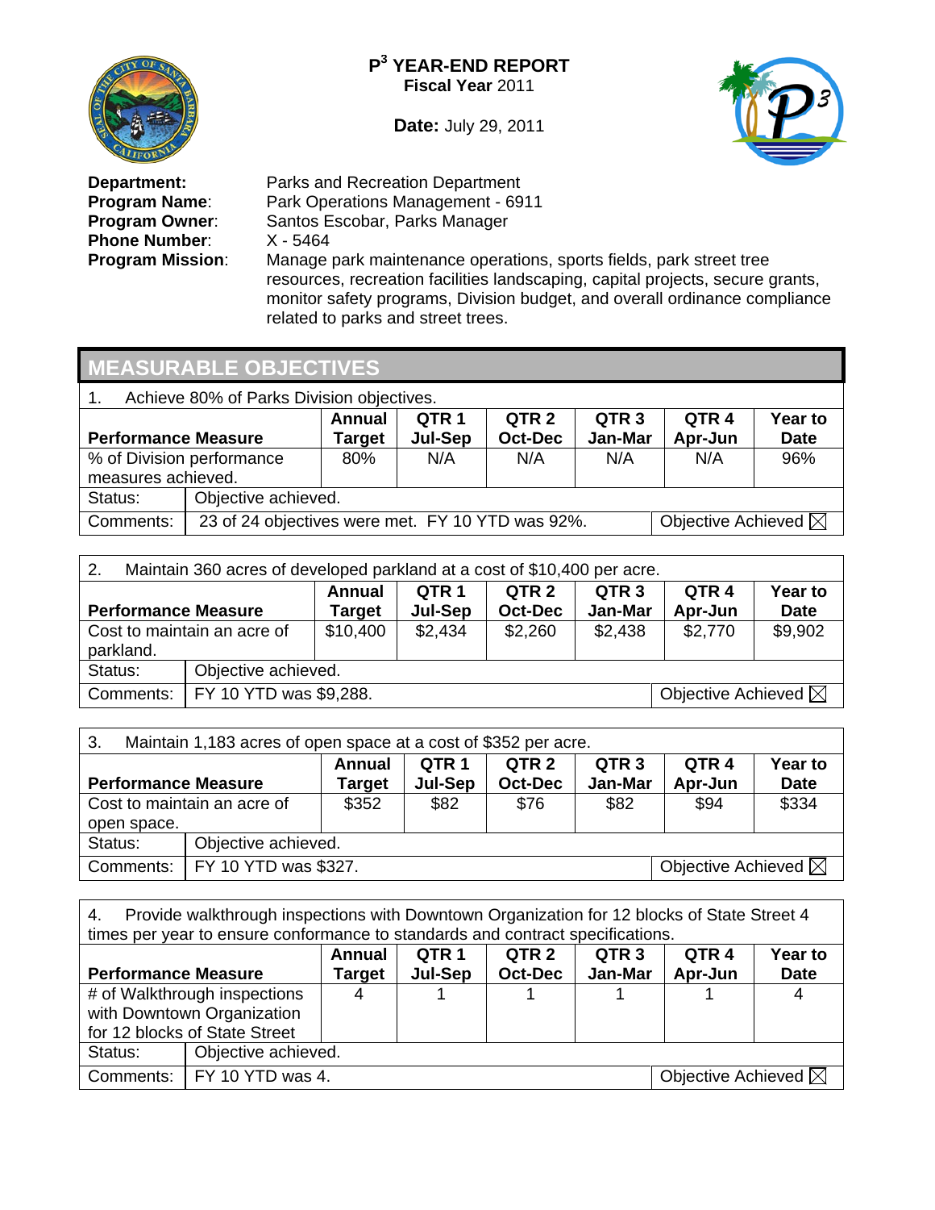# P3 YEAR-END REPORT

**Fiscal Year** 2011

**Date:** July 29, 2011

**Department:** Parks and Recreation Department
**Program Name**: Park Operations Management - 6911
**Program Owner**: Santos Escobar, Parks Manager
**Phone Number**: X - 5464
**Program Mission**: Manage park maintenance operations, sports fields, park street tree resources, recreation facilities landscaping, capital projects, secure grants, monitor safety programs, Division budget, and overall ordinance compliance related to parks and street trees.

## MEASURABLE OBJECTIVES

1. Achieve 80% of Parks Division objectives.

| Performance Measure | Annual Target | QTR 1 Jul-Sep | QTR 2 Oct-Dec | QTR 3 Jan-Mar | QTR 4 Apr-Jun | Year to Date |
|---|---|---|---|---|---|---|
| % of Division performance measures achieved. | 80% | N/A | N/A | N/A | N/A | 96% |
| Status: | Objective achieved. | | | | | |
| Comments: | 23 of 24 objectives were met. FY 10 YTD was 92%. | | | | | Objective Achieved ☒ |

2. Maintain 360 acres of developed parkland at a cost of $10,400 per acre.

| Performance Measure | Annual Target | QTR 1 Jul-Sep | QTR 2 Oct-Dec | QTR 3 Jan-Mar | QTR 4 Apr-Jun | Year to Date |
|---|---|---|---|---|---|---|
| Cost to maintain an acre of parkland. | $10,400 | $2,434 | $2,260 | $2,438 | $2,770 | $9,902 |
| Status: | Objective achieved. | | | | | |
| Comments: | FY 10 YTD was $9,288. | | | | | Objective Achieved ☒ |

3. Maintain 1,183 acres of open space at a cost of $352 per acre.

| Performance Measure | Annual Target | QTR 1 Jul-Sep | QTR 2 Oct-Dec | QTR 3 Jan-Mar | QTR 4 Apr-Jun | Year to Date |
|---|---|---|---|---|---|---|
| Cost to maintain an acre of open space. | $352 | $82 | $76 | $82 | $94 | $334 |
| Status: | Objective achieved. | | | | | |
| Comments: | FY 10 YTD was $327. | | | | | Objective Achieved ☒ |

4. Provide walkthrough inspections with Downtown Organization for 12 blocks of State Street 4 times per year to ensure conformance to standards and contract specifications.

| Performance Measure | Annual Target | QTR 1 Jul-Sep | QTR 2 Oct-Dec | QTR 3 Jan-Mar | QTR 4 Apr-Jun | Year to Date |
|---|---|---|---|---|---|---|
| # of Walkthrough inspections with Downtown Organization for 12 blocks of State Street | 4 | 1 | 1 | 1 | 1 | 4 |
| Status: | Objective achieved. | | | | | |
| Comments: | FY 10 YTD was 4. | | | | | Objective Achieved ☒ |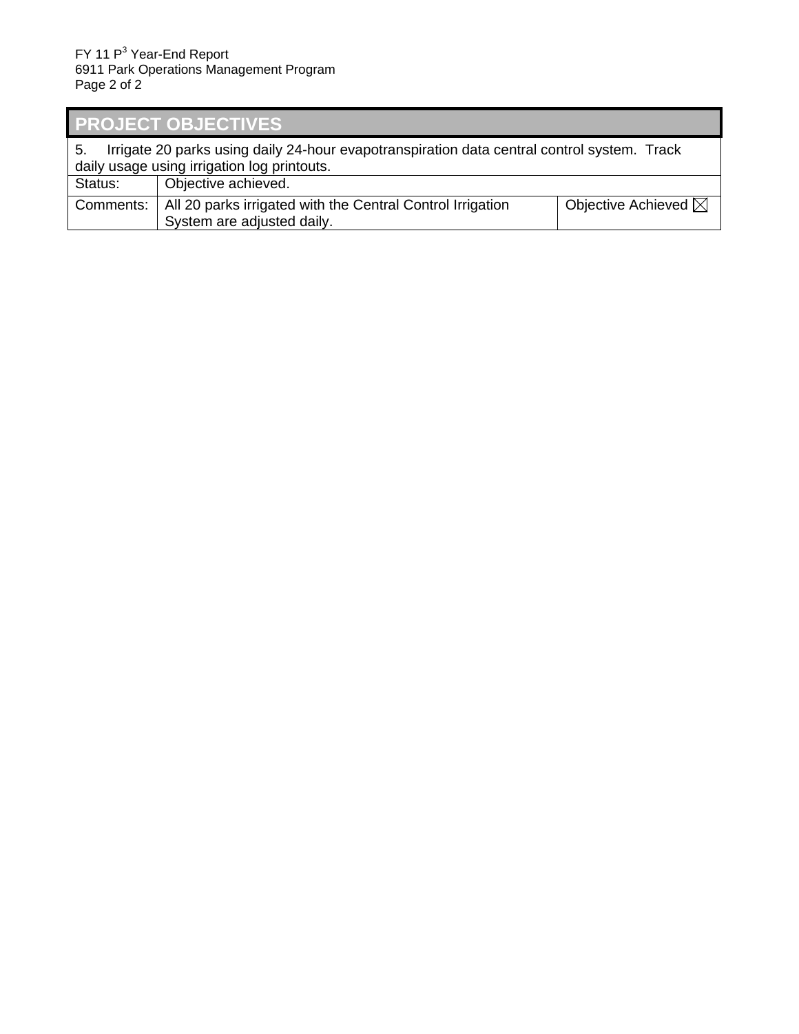## PROJECT OBJECTIVES

| | | |
|---|---|---|
| 5. Irrigate 20 parks using daily 24-hour evapotranspiration data central control system. Track daily usage using irrigation log printouts. | | |
| Status: | Objective achieved. | |
| Comments: | All 20 parks irrigated with the Central Control Irrigation System are adjusted daily. | Objective Achieved ☒ |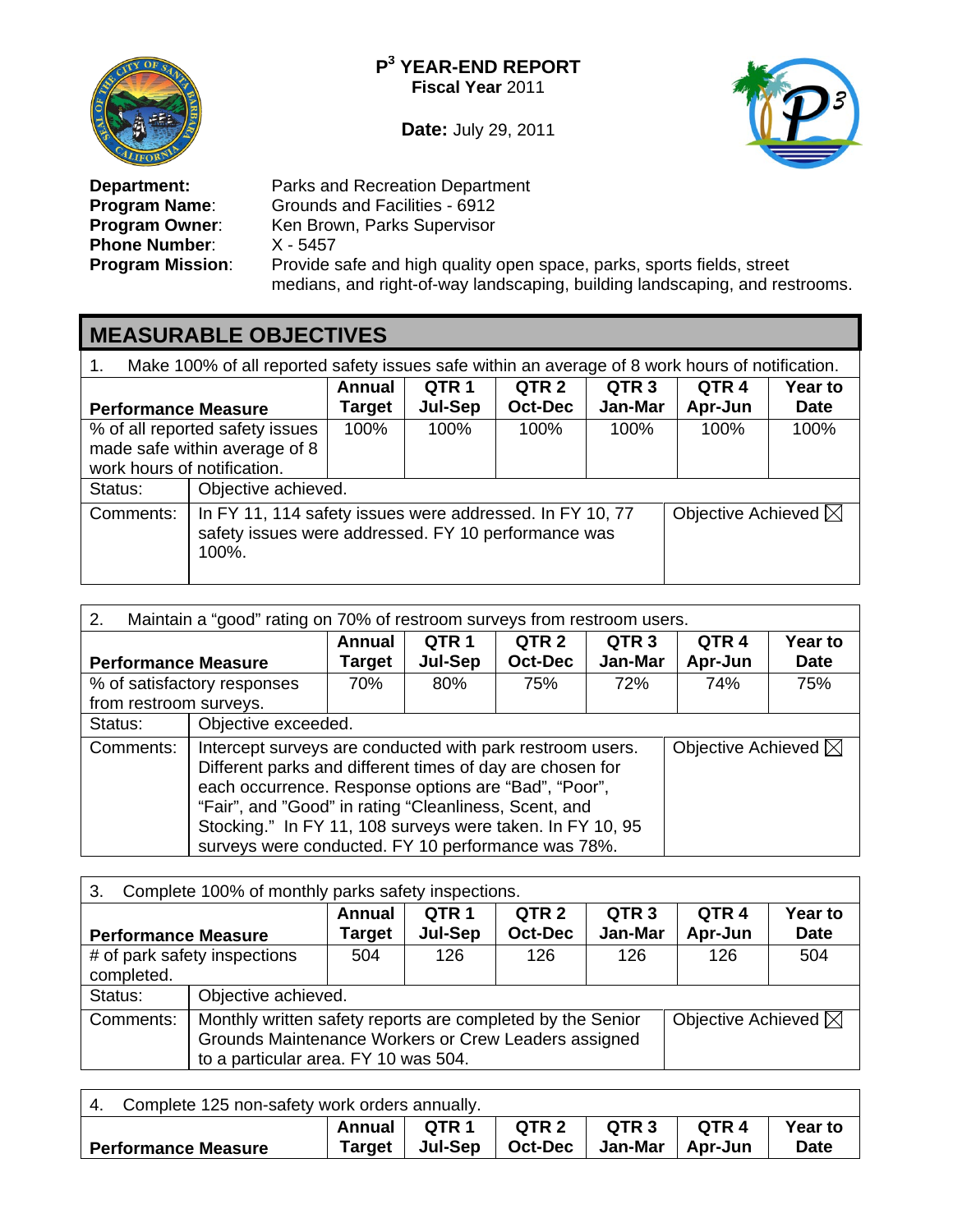# P[3] YEAR-END REPORT

**Fiscal Year** 2011

**Date:** July 29, 2011

**Department:** Parks and Recreation Department

**Program Name**: Grounds and Facilities - 6912

**Program Owner**: Ken Brown, Parks Supervisor

**Phone Number**: X - 5457

**Program Mission**: Provide safe and high quality open space, parks, sports fields, street medians, and right-of-way landscaping, building landscaping, and restrooms.

## MEASURABLE OBJECTIVES

1. Make 100% of all reported safety issues safe within an average of 8 work hours of notification.

| Performance Measure | Annual Target | QTR 1 Jul-Sep | QTR 2 Oct-Dec | QTR 3 Jan-Mar | QTR 4 Apr-Jun | Year to Date |
|---|---|---|---|---|---|---|
| % of all reported safety issues made safe within average of 8 work hours of notification. | 100% | 100% | 100% | 100% | 100% | 100% |

Status: Objective achieved.

Comments: In FY 11, 114 safety issues were addressed. In FY 10, 77 safety issues were addressed. FY 10 performance was 100%.

Objective Achieved ☒

2. Maintain a "good" rating on 70% of restroom surveys from restroom users.

| Performance Measure | Annual Target | QTR 1 Jul-Sep | QTR 2 Oct-Dec | QTR 3 Jan-Mar | QTR 4 Apr-Jun | Year to Date |
|---|---|---|---|---|---|---|
| % of satisfactory responses from restroom surveys. | 70% | 80% | 75% | 72% | 74% | 75% |

Status: Objective exceeded.

Comments: Intercept surveys are conducted with park restroom users. Different parks and different times of day are chosen for each occurrence. Response options are "Bad", "Poor", "Fair", and "Good" in rating "Cleanliness, Scent, and Stocking." In FY 11, 108 surveys were taken. In FY 10, 95 surveys were conducted. FY 10 performance was 78%.

Objective Achieved ☒

3. Complete 100% of monthly parks safety inspections.

| Performance Measure | Annual Target | QTR 1 Jul-Sep | QTR 2 Oct-Dec | QTR 3 Jan-Mar | QTR 4 Apr-Jun | Year to Date |
|---|---|---|---|---|---|---|
| # of park safety inspections completed. | 504 | 126 | 126 | 126 | 126 | 504 |

Status: Objective achieved.

Comments: Monthly written safety reports are completed by the Senior Grounds Maintenance Workers or Crew Leaders assigned to a particular area. FY 10 was 504.

Objective Achieved ☒

4. Complete 125 non-safety work orders annually.

| Performance Measure | Annual Target | QTR 1 Jul-Sep | QTR 2 Oct-Dec | QTR 3 Jan-Mar | QTR 4 Apr-Jun | Year to Date |
|---|---|---|---|---|---|---|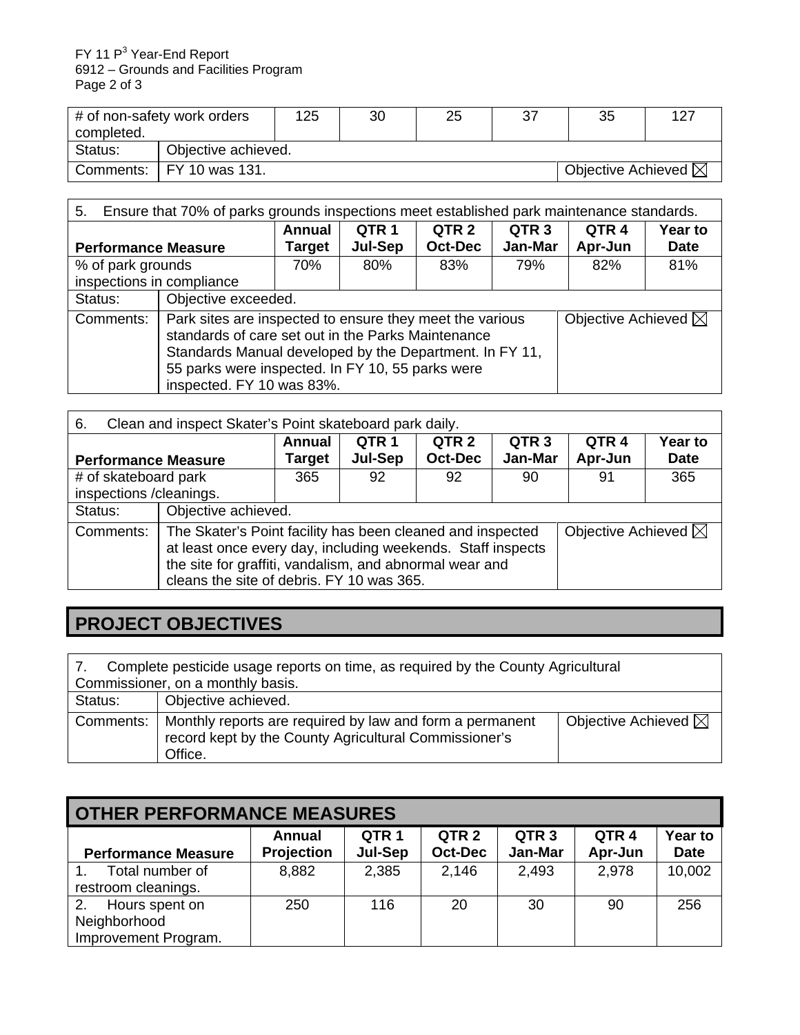| | | | | | | |
|---|---|---|---|---|---|---|
| # of non-safety work orders completed. | 125 | 30 | 25 | 37 | 35 | 127 |
| Status: | Objective achieved. | | | | | |
| Comments: | FY 10 was 131. | | | | Objective Achieved ☒ | |

| 5. Ensure that 70% of parks grounds inspections meet established park maintenance standards. | | | | | | |
|---|---|---|---|---|---|---|
| **Performance Measure** | **Annual Target** | **QTR 1 Jul-Sep** | **QTR 2 Oct-Dec** | **QTR 3 Jan-Mar** | **QTR 4 Apr-Jun** | **Year to Date** |
| % of park grounds inspections in compliance | 70% | 80% | 83% | 79% | 82% | 81% |
| Status: | Objective exceeded. | | | | | |
| Comments: | Park sites are inspected to ensure they meet the various standards of care set out in the Parks Maintenance Standards Manual developed by the Department. In FY 11, 55 parks were inspected. In FY 10, 55 parks were inspected. FY 10 was 83%. | | | | Objective Achieved ☒ | |

| 6. Clean and inspect Skater's Point skateboard park daily. | | | | | | |
|---|---|---|---|---|---|---|
| **Performance Measure** | **Annual Target** | **QTR 1 Jul-Sep** | **QTR 2 Oct-Dec** | **QTR 3 Jan-Mar** | **QTR 4 Apr-Jun** | **Year to Date** |
| # of skateboard park inspections /cleanings. | 365 | 92 | 92 | 90 | 91 | 365 |
| Status: | Objective achieved. | | | | | |
| Comments: | The Skater's Point facility has been cleaned and inspected at least once every day, including weekends. Staff inspects the site for graffiti, vandalism, and abnormal wear and cleans the site of debris. FY 10 was 365. | | | | Objective Achieved ☒ | |

## PROJECT OBJECTIVES

| 7. Complete pesticide usage reports on time, as required by the County Agricultural Commissioner, on a monthly basis. | | |
|---|---|---|
| Status: | Objective achieved. | |
| Comments: | Monthly reports are required by law and form a permanent record kept by the County Agricultural Commissioner's Office. | Objective Achieved ☒ |

## OTHER PERFORMANCE MEASURES

| **Performance Measure** | **Annual Projection** | **QTR 1 Jul-Sep** | **QTR 2 Oct-Dec** | **QTR 3 Jan-Mar** | **QTR 4 Apr-Jun** | **Year to Date** |
|---|---|---|---|---|---|---|
| 1. Total number of restroom cleanings. | 8,882 | 2,385 | 2,146 | 2,493 | 2,978 | 10,002 |
| 2. Hours spent on Neighborhood Improvement Program. | 250 | 116 | 20 | 30 | 90 | 256 |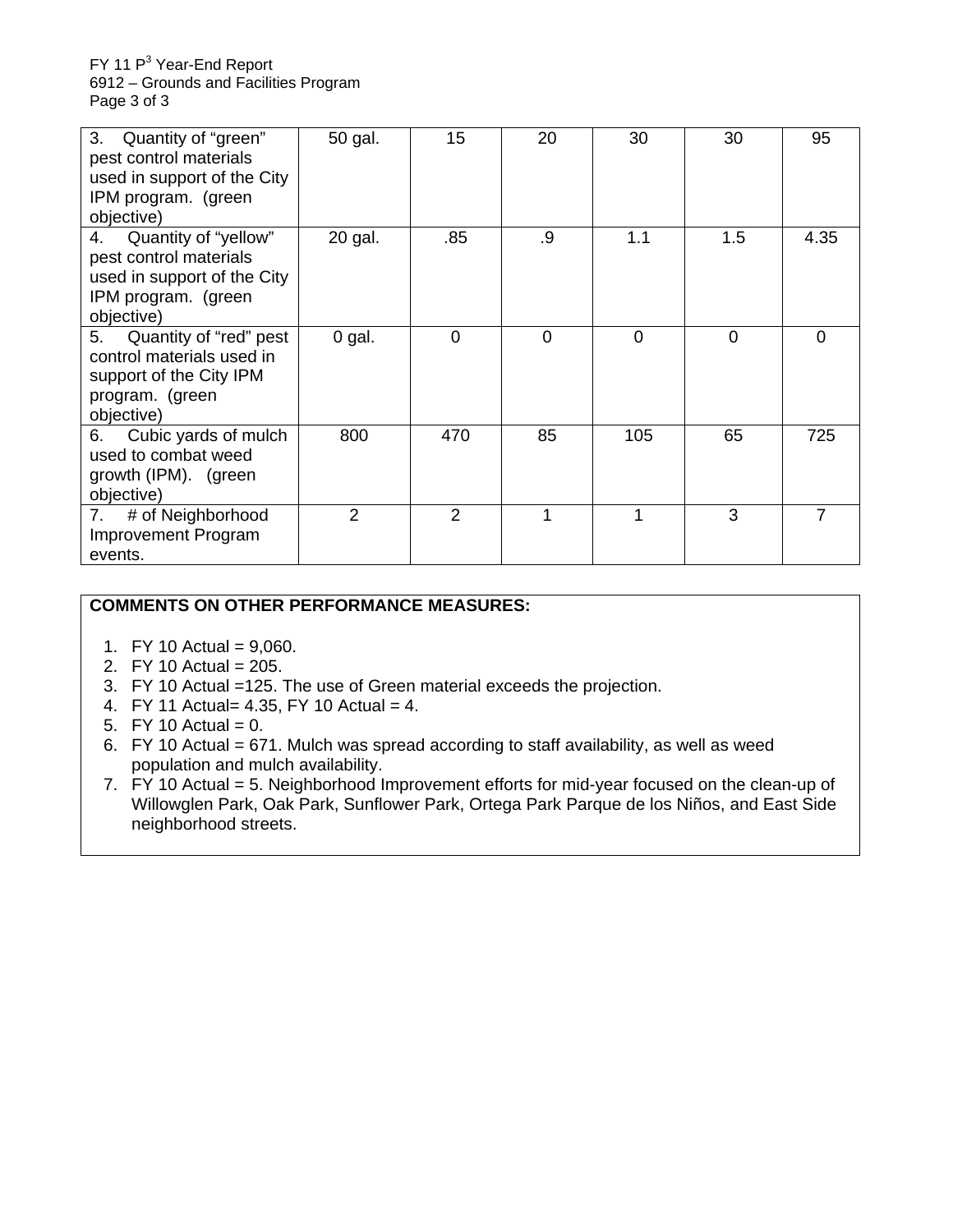| | | | | | | |
|---|---|---|---|---|---|---|
| 3. Quantity of "green" pest control materials used in support of the City IPM program. (green objective) | 50 gal. | 15 | 20 | 30 | 30 | 95 |
| 4. Quantity of "yellow" pest control materials used in support of the City IPM program. (green objective) | 20 gal. | .85 | .9 | 1.1 | 1.5 | 4.35 |
| 5. Quantity of "red" pest control materials used in support of the City IPM program. (green objective) | 0 gal. | 0 | 0 | 0 | 0 | 0 |
| 6. Cubic yards of mulch used to combat weed growth (IPM). (green objective) | 800 | 470 | 85 | 105 | 65 | 725 |
| 7. # of Neighborhood Improvement Program events. | 2 | 2 | 1 | 1 | 3 | 7 |

**COMMENTS ON OTHER PERFORMANCE MEASURES:**

1. FY 10 Actual = 9,060.
2. FY 10 Actual = 205.
3. FY 10 Actual =125. The use of Green material exceeds the projection.
4. FY 11 Actual= 4.35, FY 10 Actual = 4.
5. FY 10 Actual = 0.
6. FY 10 Actual = 671. Mulch was spread according to staff availability, as well as weed population and mulch availability.
7. FY 10 Actual = 5. Neighborhood Improvement efforts for mid-year focused on the clean-up of Willowglen Park, Oak Park, Sunflower Park, Ortega Park Parque de los Niños, and East Side neighborhood streets.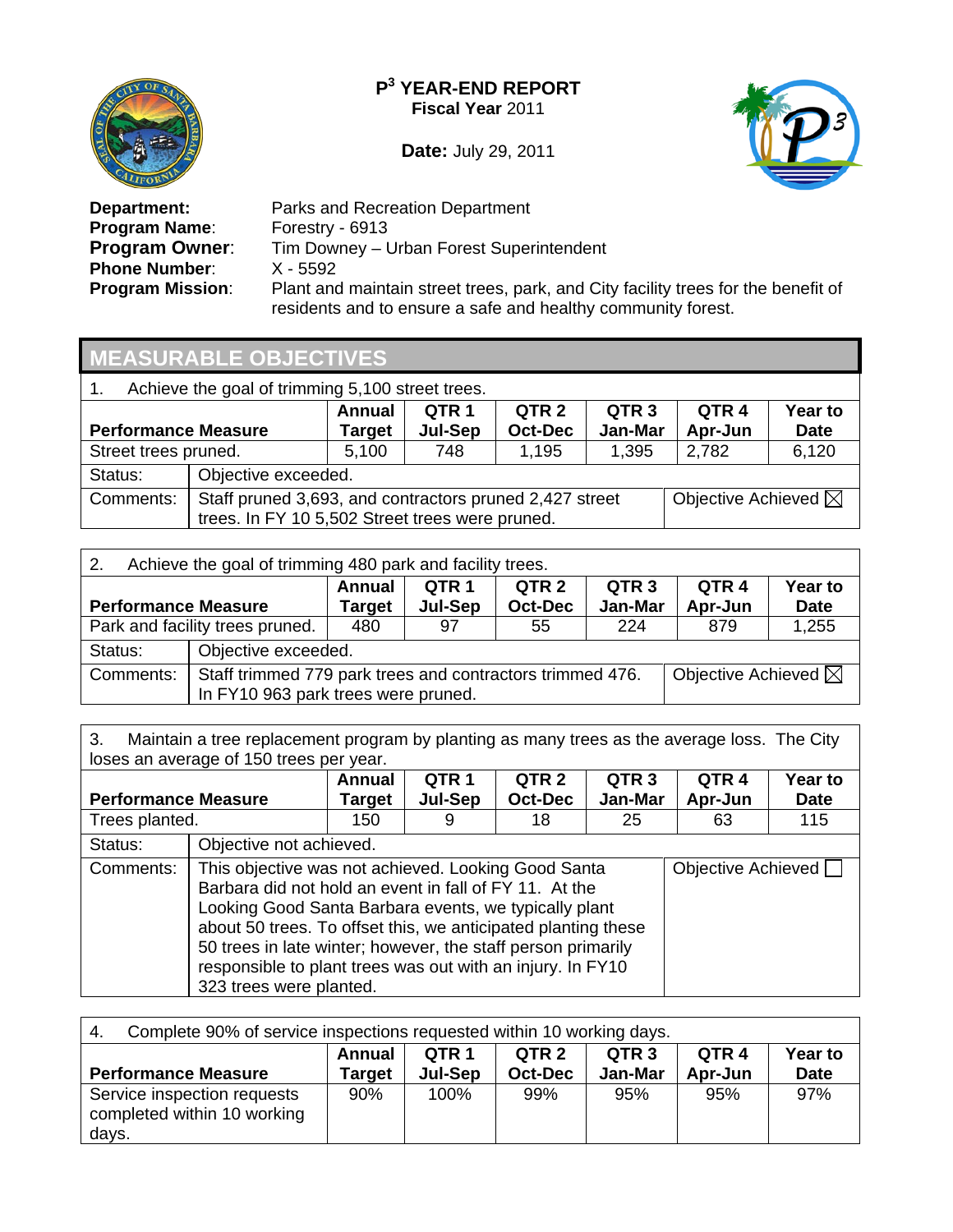# P3 YEAR-END REPORT

**Fiscal Year** 2011

**Date:** July 29, 2011

**Department:** Parks and Recreation Department
**Program Name**: Forestry - 6913
**Program Owner**: Tim Downey – Urban Forest Superintendent
**Phone Number**: X - 5592
**Program Mission**: Plant and maintain street trees, park, and City facility trees for the benefit of residents and to ensure a safe and healthy community forest.

## MEASURABLE OBJECTIVES

1. Achieve the goal of trimming 5,100 street trees.

| Performance Measure | Annual Target | QTR 1 Jul-Sep | QTR 2 Oct-Dec | QTR 3 Jan-Mar | QTR 4 Apr-Jun | Year to Date |
|---|---|---|---|---|---|---|
| Street trees pruned. | 5,100 | 748 | 1,195 | 1,395 | 2,782 | 6,120 |

| | | |
|---|---|---|
| Status: | Objective exceeded. | |
| Comments: | Staff pruned 3,693, and contractors pruned 2,427 street trees. In FY 10 5,502 Street trees were pruned. | Objective Achieved ☒ |

2. Achieve the goal of trimming 480 park and facility trees.

| Performance Measure | Annual Target | QTR 1 Jul-Sep | QTR 2 Oct-Dec | QTR 3 Jan-Mar | QTR 4 Apr-Jun | Year to Date |
|---|---|---|---|---|---|---|
| Park and facility trees pruned. | 480 | 97 | 55 | 224 | 879 | 1,255 |

| | | |
|---|---|---|
| Status: | Objective exceeded. | |
| Comments: | Staff trimmed 779 park trees and contractors trimmed 476. In FY10 963 park trees were pruned. | Objective Achieved ☒ |

3. Maintain a tree replacement program by planting as many trees as the average loss. The City loses an average of 150 trees per year.

| Performance Measure | Annual Target | QTR 1 Jul-Sep | QTR 2 Oct-Dec | QTR 3 Jan-Mar | QTR 4 Apr-Jun | Year to Date |
|---|---|---|---|---|---|---|
| Trees planted. | 150 | 9 | 18 | 25 | 63 | 115 |

| | | |
|---|---|---|
| Status: | Objective not achieved. | |
| Comments: | This objective was not achieved. Looking Good Santa Barbara did not hold an event in fall of FY 11. At the Looking Good Santa Barbara events, we typically plant about 50 trees. To offset this, we anticipated planting these 50 trees in late winter; however, the staff person primarily responsible to plant trees was out with an injury. In FY10 323 trees were planted. | Objective Achieved ☐ |

4. Complete 90% of service inspections requested within 10 working days.

| Performance Measure | Annual Target | QTR 1 Jul-Sep | QTR 2 Oct-Dec | QTR 3 Jan-Mar | QTR 4 Apr-Jun | Year to Date |
|---|---|---|---|---|---|---|
| Service inspection requests completed within 10 working days. | 90% | 100% | 99% | 95% | 95% | 97% |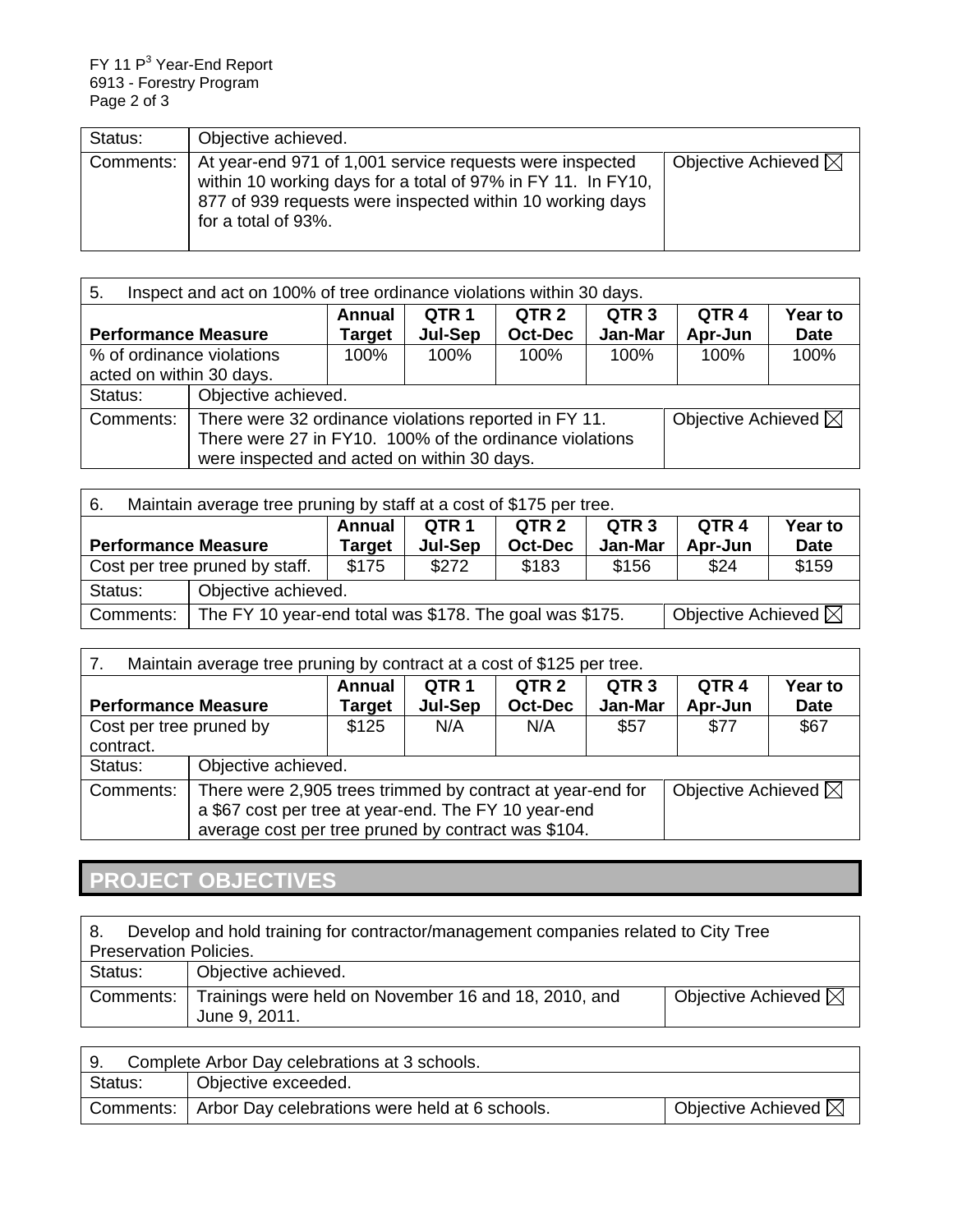| | | |
|---|---|---|
| Status: | Objective achieved. | |
| Comments: | At year-end 971 of 1,001 service requests were inspected within 10 working days for a total of 97% in FY 11. In FY10, 877 of 939 requests were inspected within 10 working days for a total of 93%. | Objective Achieved ☒ |

| 5. Inspect and act on 100% of tree ordinance violations within 30 days. | | | | | | |
|---|---|---|---|---|---|---|
| **Performance Measure** | **Annual Target** | **QTR 1 Jul-Sep** | **QTR 2 Oct-Dec** | **QTR 3 Jan-Mar** | **QTR 4 Apr-Jun** | **Year to Date** |
| % of ordinance violations acted on within 30 days. | 100% | 100% | 100% | 100% | 100% | 100% |
| Status: | Objective achieved. | | | | | |
| Comments: | There were 32 ordinance violations reported in FY 11. There were 27 in FY10. 100% of the ordinance violations were inspected and acted on within 30 days. | | | | Objective Achieved ☒ | |

| 6. Maintain average tree pruning by staff at a cost of $175 per tree. | | | | | | |
|---|---|---|---|---|---|---|
| **Performance Measure** | **Annual Target** | **QTR 1 Jul-Sep** | **QTR 2 Oct-Dec** | **QTR 3 Jan-Mar** | **QTR 4 Apr-Jun** | **Year to Date** |
| Cost per tree pruned by staff. | $175 | $272 | $183 | $156 | $24 | $159 |
| Status: | Objective achieved. | | | | | |
| Comments: | The FY 10 year-end total was $178. The goal was $175. | | | | Objective Achieved ☒ | |

| 7. Maintain average tree pruning by contract at a cost of $125 per tree. | | | | | | |
|---|---|---|---|---|---|---|
| **Performance Measure** | **Annual Target** | **QTR 1 Jul-Sep** | **QTR 2 Oct-Dec** | **QTR 3 Jan-Mar** | **QTR 4 Apr-Jun** | **Year to Date** |
| Cost per tree pruned by contract. | $125 | N/A | N/A | $57 | $77 | $67 |
| Status: | Objective achieved. | | | | | |
| Comments: | There were 2,905 trees trimmed by contract at year-end for a $67 cost per tree at year-end. The FY 10 year-end average cost per tree pruned by contract was $104. | | | | Objective Achieved ☒ | |

## PROJECT OBJECTIVES

| 8. Develop and hold training for contractor/management companies related to City Tree Preservation Policies. | | |
|---|---|---|
| Status: | Objective achieved. | |
| Comments: | Trainings were held on November 16 and 18, 2010, and June 9, 2011. | Objective Achieved ☒ |

| 9. Complete Arbor Day celebrations at 3 schools. | | |
|---|---|---|
| Status: | Objective exceeded. | |
| Comments: | Arbor Day celebrations were held at 6 schools. | Objective Achieved ☒ |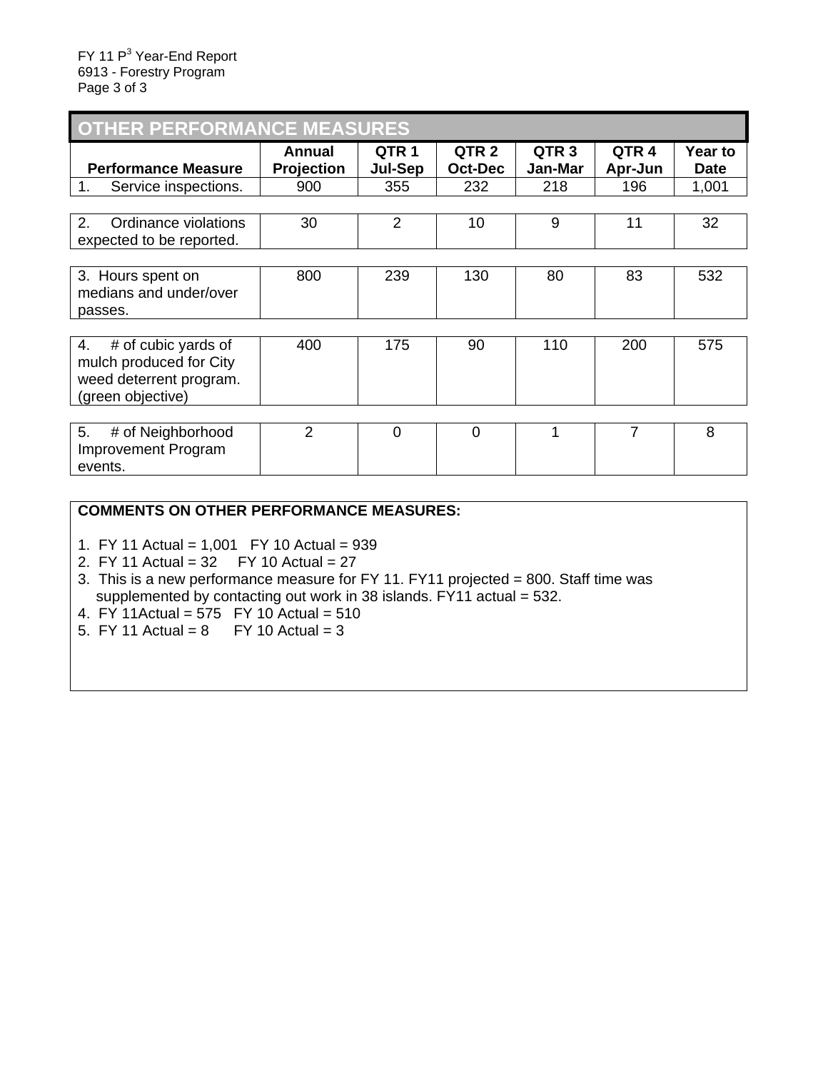## OTHER PERFORMANCE MEASURES

| Performance Measure | Annual Projection | QTR 1 Jul-Sep | QTR 2 Oct-Dec | QTR 3 Jan-Mar | QTR 4 Apr-Jun | Year to Date |
|---|---|---|---|---|---|---|
| 1. Service inspections. | 900 | 355 | 232 | 218 | 196 | 1,001 |
| 2. Ordinance violations expected to be reported. | 30 | 2 | 10 | 9 | 11 | 32 |
| 3. Hours spent on medians and under/over passes. | 800 | 239 | 130 | 80 | 83 | 532 |
| 4. # of cubic yards of mulch produced for City weed deterrent program. (green objective) | 400 | 175 | 90 | 110 | 200 | 575 |
| 5. # of Neighborhood Improvement Program events. | 2 | 0 | 0 | 1 | 7 | 8 |

**COMMENTS ON OTHER PERFORMANCE MEASURES:**

1. FY 11 Actual = 1,001 FY 10 Actual = 939
2. FY 11 Actual = 32 FY 10 Actual = 27
3. This is a new performance measure for FY 11. FY11 projected = 800. Staff time was supplemented by contacting out work in 38 islands. FY11 actual = 532.
4. FY 11Actual = 575 FY 10 Actual = 510
5. FY 11 Actual = 8 FY 10 Actual = 3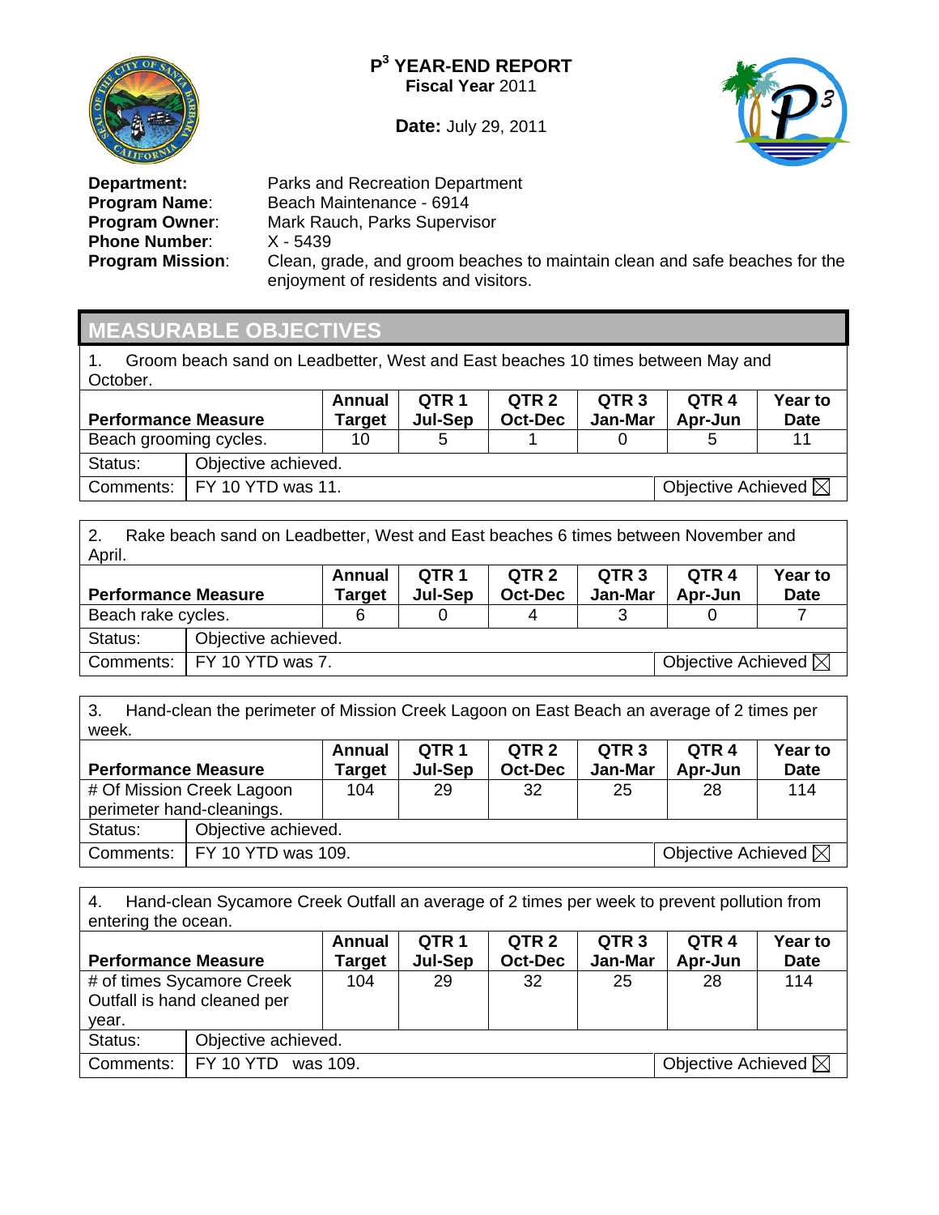# P[3] YEAR-END REPORT

**Fiscal Year** 2011

**Date:** July 29, 2011

**Department:** Parks and Recreation Department
**Program Name**: Beach Maintenance - 6914
**Program Owner**: Mark Rauch, Parks Supervisor
**Phone Number**: X - 5439
**Program Mission**: Clean, grade, and groom beaches to maintain clean and safe beaches for the enjoyment of residents and visitors.

## MEASURABLE OBJECTIVES

1. Groom beach sand on Leadbetter, West and East beaches 10 times between May and October.

| Performance Measure | Annual Target | QTR 1 Jul-Sep | QTR 2 Oct-Dec | QTR 3 Jan-Mar | QTR 4 Apr-Jun | Year to Date |
|---|---|---|---|---|---|---|
| Beach grooming cycles. | 10 | 5 | 1 | 0 | 5 | 11 |
| Status: | Objective achieved. | | | | | |
| Comments: | FY 10 YTD was 11. | | | | Objective Achieved ☒ | |

2. Rake beach sand on Leadbetter, West and East beaches 6 times between November and April.

| Performance Measure | Annual Target | QTR 1 Jul-Sep | QTR 2 Oct-Dec | QTR 3 Jan-Mar | QTR 4 Apr-Jun | Year to Date |
|---|---|---|---|---|---|---|
| Beach rake cycles. | 6 | 0 | 4 | 3 | 0 | 7 |
| Status: | Objective achieved. | | | | | |
| Comments: | FY 10 YTD was 7. | | | | Objective Achieved ☒ | |

3. Hand-clean the perimeter of Mission Creek Lagoon on East Beach an average of 2 times per week.

| Performance Measure | Annual Target | QTR 1 Jul-Sep | QTR 2 Oct-Dec | QTR 3 Jan-Mar | QTR 4 Apr-Jun | Year to Date |
|---|---|---|---|---|---|---|
| # Of Mission Creek Lagoon perimeter hand-cleanings. | 104 | 29 | 32 | 25 | 28 | 114 |
| Status: | Objective achieved. | | | | | |
| Comments: | FY 10 YTD was 109. | | | | Objective Achieved ☒ | |

4. Hand-clean Sycamore Creek Outfall an average of 2 times per week to prevent pollution from entering the ocean.

| Performance Measure | Annual Target | QTR 1 Jul-Sep | QTR 2 Oct-Dec | QTR 3 Jan-Mar | QTR 4 Apr-Jun | Year to Date |
|---|---|---|---|---|---|---|
| # of times Sycamore Creek Outfall is hand cleaned per year. | 104 | 29 | 32 | 25 | 28 | 114 |
| Status: | Objective achieved. | | | | | |
| Comments: | FY 10 YTD was 109. | | | | Objective Achieved ☒ | |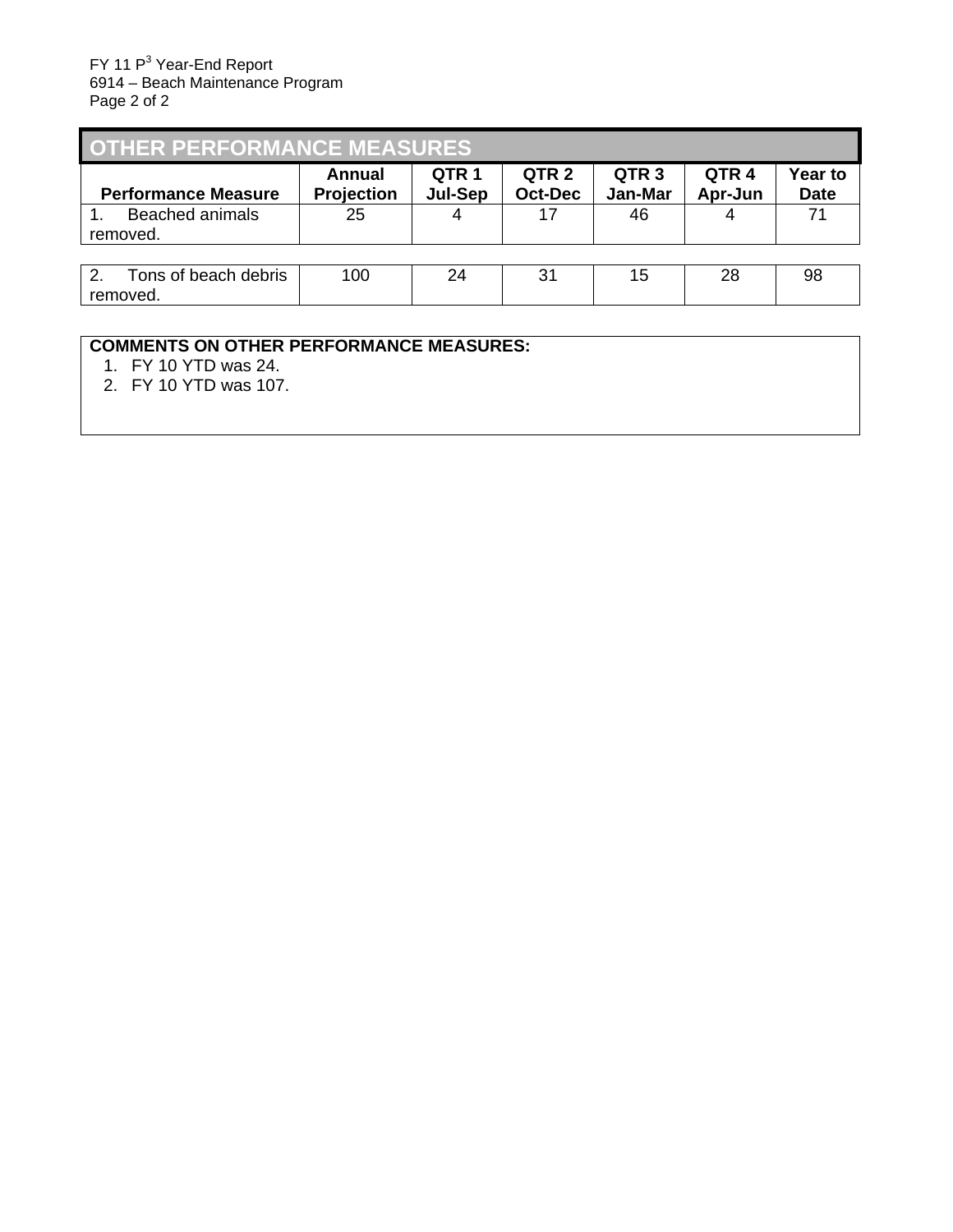## OTHER PERFORMANCE MEASURES

| Performance Measure | Annual Projection | QTR 1 Jul-Sep | QTR 2 Oct-Dec | QTR 3 Jan-Mar | QTR 4 Apr-Jun | Year to Date |
|---|---|---|---|---|---|---|
| 1. Beached animals removed. | 25 | 4 | 17 | 46 | 4 | 71 |
| 2. Tons of beach debris removed. | 100 | 24 | 31 | 15 | 28 | 98 |

**COMMENTS ON OTHER PERFORMANCE MEASURES:**

1. FY 10 YTD was 24.
2. FY 10 YTD was 107.